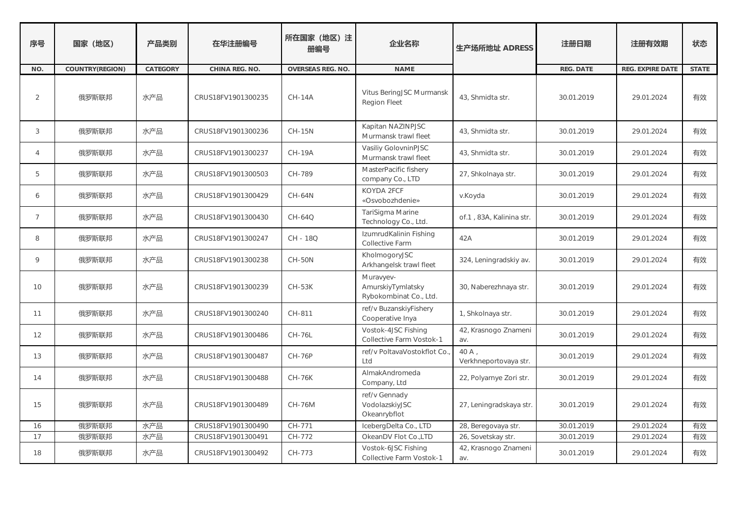| 序号 | 国家（地区） | 产品类别 | 在华注册编号 | 所在国家（地区）注册编号 | 企业名称 | 生产场所地址 ADRESS | 注册日期 | 注册有效期 | 状态 |
|---|---|---|---|---|---|---|---|---|---|
| NO. | COUNTRY(REGION) | CATEGORY | CHINA REG. NO. | OVERSEAS REG. NO. | NAME | | REG. DATE | REG. EXPIRE DATE | STATE |
| 2 | 俄罗斯联邦 | 水产品 | CRUS18FV1901300235 | CH-14A | Vitus BeringJSC Murmansk Region Fleet | 43, Shmidta str. | 30.01.2019 | 29.01.2024 | 有效 |
| 3 | 俄罗斯联邦 | 水产品 | CRUS18FV1901300236 | CH-15N | Kapitan NAZINPJSC Murmansk trawl fleet | 43, Shmidta str. | 30.01.2019 | 29.01.2024 | 有效 |
| 4 | 俄罗斯联邦 | 水产品 | CRUS18FV1901300237 | CH-19A | Vasiliy GolovninPJSC Murmansk trawl fleet | 43, Shmidta str. | 30.01.2019 | 29.01.2024 | 有效 |
| 5 | 俄罗斯联邦 | 水产品 | CRUS18FV1901300503 | CH-789 | MasterPacific fishery company Co., LTD | 27, Shkolnaya str. | 30.01.2019 | 29.01.2024 | 有效 |
| 6 | 俄罗斯联邦 | 水产品 | CRUS18FV1901300429 | CH-64N | KOYDA 2FCF «Osvobozhdenie» | v.Koyda | 30.01.2019 | 29.01.2024 | 有效 |
| 7 | 俄罗斯联邦 | 水产品 | CRUS18FV1901300430 | CH-64Q | TariSigma Marine Technology Co., Ltd. | of.1 , 83A, Kalinina str. | 30.01.2019 | 29.01.2024 | 有效 |
| 8 | 俄罗斯联邦 | 水产品 | CRUS18FV1901300247 | CH - 18Q | IzumrudKalinin Fishing Collective Farm | 42A | 30.01.2019 | 29.01.2024 | 有效 |
| 9 | 俄罗斯联邦 | 水产品 | CRUS18FV1901300238 | CH-50N | KholmogoryJSC Arkhangelsk trawl fleet | 324, Leningradskiy av. | 30.01.2019 | 29.01.2024 | 有效 |
| 10 | 俄罗斯联邦 | 水产品 | CRUS18FV1901300239 | CH-53K | Muravyev-AmurskiyTymlatsky Rybokombinat Co., Ltd. | 30, Naberezhnaya str. | 30.01.2019 | 29.01.2024 | 有效 |
| 11 | 俄罗斯联邦 | 水产品 | CRUS18FV1901300240 | CH-811 | ref/v BuzanskiyFishery Cooperative Inya | 1, Shkolnaya str. | 30.01.2019 | 29.01.2024 | 有效 |
| 12 | 俄罗斯联邦 | 水产品 | CRUS18FV1901300486 | CH-76L | Vostok-4JSC Fishing Collective Farm Vostok-1 | 42, Krasnogo Znameni av. | 30.01.2019 | 29.01.2024 | 有效 |
| 13 | 俄罗斯联邦 | 水产品 | CRUS18FV1901300487 | CH-76P | ref/v PoltavaVostokflot Co., Ltd | 40 A , Verkhneportovaya str. | 30.01.2019 | 29.01.2024 | 有效 |
| 14 | 俄罗斯联邦 | 水产品 | CRUS18FV1901300488 | CH-76K | AlmakAndromeda Company, Ltd | 22, Polyarnye Zori str. | 30.01.2019 | 29.01.2024 | 有效 |
| 15 | 俄罗斯联邦 | 水产品 | CRUS18FV1901300489 | CH-76M | ref/v Gennady VodolazskiyJSC Okeanrybflot | 27, Leningradskaya str. | 30.01.2019 | 29.01.2024 | 有效 |
| 16 | 俄罗斯联邦 | 水产品 | CRUS18FV1901300490 | CH-771 | IcebergDelta Co., LTD | 28, Beregovaya str. | 30.01.2019 | 29.01.2024 | 有效 |
| 17 | 俄罗斯联邦 | 水产品 | CRUS18FV1901300491 | CH-772 | OkeanDV Flot Co.,LTD | 26, Sovetskay str. | 30.01.2019 | 29.01.2024 | 有效 |
| 18 | 俄罗斯联邦 | 水产品 | CRUS18FV1901300492 | CH-773 | Vostok-6JSC Fishing Collective Farm Vostok-1 | 42, Krasnogo Znameni av. | 30.01.2019 | 29.01.2024 | 有效 |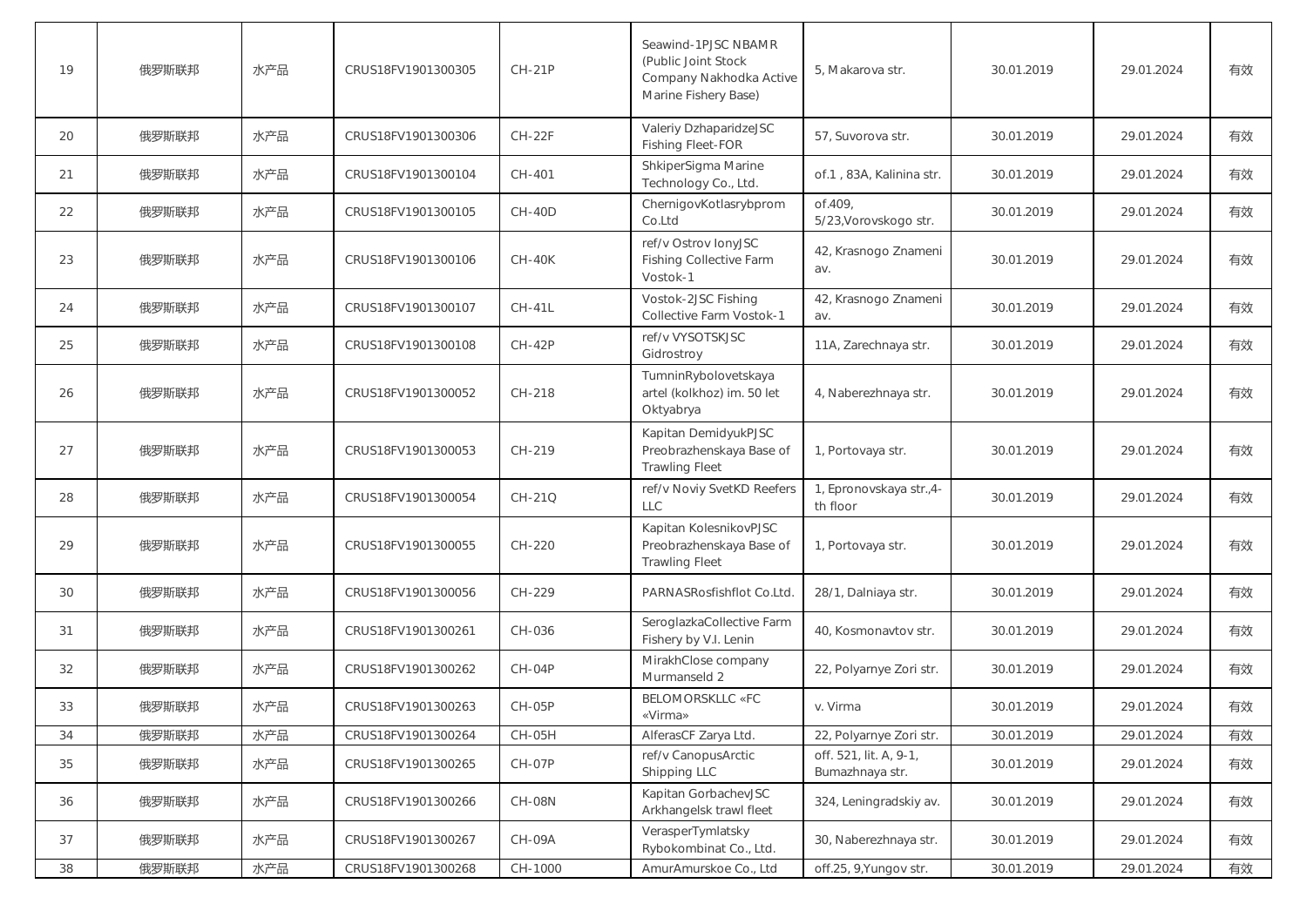| 19 | 俄罗斯联邦 | 水产品 | CRUS18FV1901300305 | CH-21P | Seawind-1PJSC NBAMR (Public Joint Stock Company Nakhodka Active Marine Fishery Base) | 5, Makarova str. | 30.01.2019 | 29.01.2024 | 有效 |
|---|---|---|---|---|---|---|---|---|---|
| 20 | 俄罗斯联邦 | 水产品 | CRUS18FV1901300306 | CH-22F | Valeriy DzhaparidzeJSC Fishing Fleet-FOR | 57, Suvorova str. | 30.01.2019 | 29.01.2024 | 有效 |
| 21 | 俄罗斯联邦 | 水产品 | CRUS18FV1901300104 | CH-401 | ShkiperSigma Marine Technology Co., Ltd. | of.1 , 83A, Kalinina str. | 30.01.2019 | 29.01.2024 | 有效 |
| 22 | 俄罗斯联邦 | 水产品 | CRUS18FV1901300105 | CH-40D | ChernigovKotlasrybprom Co.Ltd | of.409, 5/23,Vorovskogo str. | 30.01.2019 | 29.01.2024 | 有效 |
| 23 | 俄罗斯联邦 | 水产品 | CRUS18FV1901300106 | CH-40K | ref/v Ostrov IonyJSC Fishing Collective Farm Vostok-1 | 42, Krasnogo Znameni av. | 30.01.2019 | 29.01.2024 | 有效 |
| 24 | 俄罗斯联邦 | 水产品 | CRUS18FV1901300107 | CH-41L | Vostok-2JSC Fishing Collective Farm Vostok-1 | 42, Krasnogo Znameni av. | 30.01.2019 | 29.01.2024 | 有效 |
| 25 | 俄罗斯联邦 | 水产品 | CRUS18FV1901300108 | CH-42P | ref/v VYSOTSKJSC Gidrostroy | 11A, Zarechnaya str. | 30.01.2019 | 29.01.2024 | 有效 |
| 26 | 俄罗斯联邦 | 水产品 | CRUS18FV1901300052 | CH-218 | TumninRybolovetskaya artel (kolkhoz) im. 50 let Oktyabrya | 4, Naberezhnaya str. | 30.01.2019 | 29.01.2024 | 有效 |
| 27 | 俄罗斯联邦 | 水产品 | CRUS18FV1901300053 | CH-219 | Kapitan DemidyukPJSC Preobrazhenskaya Base of Trawling Fleet | 1, Portovaya str. | 30.01.2019 | 29.01.2024 | 有效 |
| 28 | 俄罗斯联邦 | 水产品 | CRUS18FV1901300054 | CH-21Q | ref/v Noviy SvetKD Reefers LLC | 1, Epronovskaya str.,4-th floor | 30.01.2019 | 29.01.2024 | 有效 |
| 29 | 俄罗斯联邦 | 水产品 | CRUS18FV1901300055 | CH-220 | Kapitan KolesnikovPJSC Preobrazhenskaya Base of Trawling Fleet | 1, Portovaya str. | 30.01.2019 | 29.01.2024 | 有效 |
| 30 | 俄罗斯联邦 | 水产品 | CRUS18FV1901300056 | CH-229 | PARNASRosfishflot Co.Ltd. | 28/1, Dalniaya str. | 30.01.2019 | 29.01.2024 | 有效 |
| 31 | 俄罗斯联邦 | 水产品 | CRUS18FV1901300261 | CH-036 | SeroglazkaCollective Farm Fishery by V.I. Lenin | 40, Kosmonavtov str. | 30.01.2019 | 29.01.2024 | 有效 |
| 32 | 俄罗斯联邦 | 水产品 | CRUS18FV1901300262 | CH-04P | MirakhClose company Murmanseld 2 | 22, Polyarnye Zori str. | 30.01.2019 | 29.01.2024 | 有效 |
| 33 | 俄罗斯联邦 | 水产品 | CRUS18FV1901300263 | CH-05P | BELOMORSKLLC «FC «Virma» | v. Virma | 30.01.2019 | 29.01.2024 | 有效 |
| 34 | 俄罗斯联邦 | 水产品 | CRUS18FV1901300264 | CH-05H | AlferasCF Zarya Ltd. | 22, Polyarnye Zori str. | 30.01.2019 | 29.01.2024 | 有效 |
| 35 | 俄罗斯联邦 | 水产品 | CRUS18FV1901300265 | CH-07P | ref/v CanopusArctic Shipping LLC | off. 521, lit. A, 9-1, Bumazhnaya str. | 30.01.2019 | 29.01.2024 | 有效 |
| 36 | 俄罗斯联邦 | 水产品 | CRUS18FV1901300266 | CH-08N | Kapitan GorbachevJSC Arkhangelsk trawl fleet | 324, Leningradskiy av. | 30.01.2019 | 29.01.2024 | 有效 |
| 37 | 俄罗斯联邦 | 水产品 | CRUS18FV1901300267 | CH-09A | VerasperTymlatsky Rybokombinat Co., Ltd. | 30, Naberezhnaya str. | 30.01.2019 | 29.01.2024 | 有效 |
| 38 | 俄罗斯联邦 | 水产品 | CRUS18FV1901300268 | CH-1000 | AmurAmurskoe Co., Ltd | off.25, 9,Yungov str. | 30.01.2019 | 29.01.2024 | 有效 |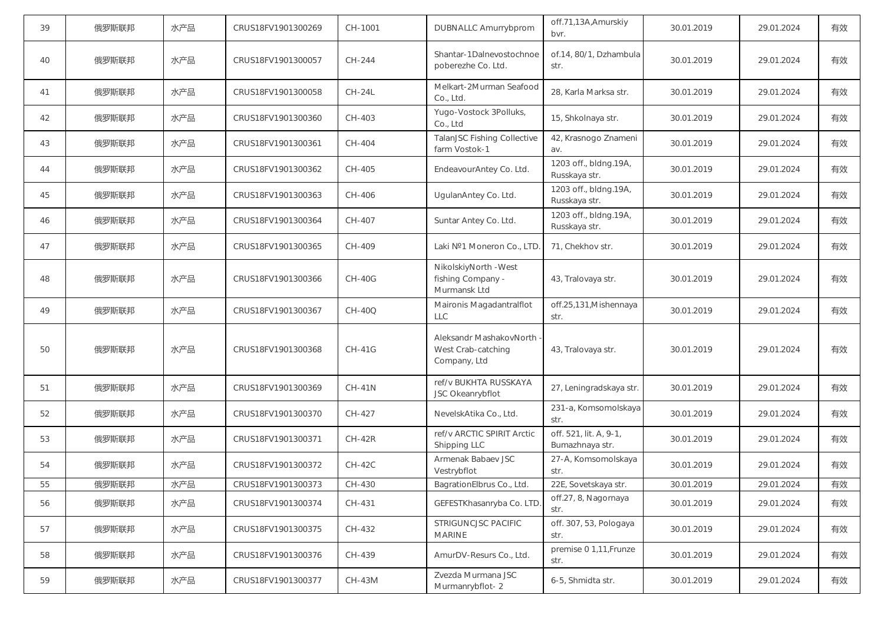| 39 | 俄罗斯联邦 | 水产品 | CRUS18FV1901300269 | CH-1001 | DUBNALLC Amurrybprom | off.71,13A,Amurskiy bvr. | 30.01.2019 | 29.01.2024 | 有效 |
|---|---|---|---|---|---|---|---|---|---|
| 40 | 俄罗斯联邦 | 水产品 | CRUS18FV1901300057 | CH-244 | Shantar-1Dalnevostochnoe poberezhe Co. Ltd. | of.14, 80/1, Dzhambula str. | 30.01.2019 | 29.01.2024 | 有效 |
| 41 | 俄罗斯联邦 | 水产品 | CRUS18FV1901300058 | CH-24L | Melkart-2Murman Seafood Co., Ltd. | 28, Karla Marksa str. | 30.01.2019 | 29.01.2024 | 有效 |
| 42 | 俄罗斯联邦 | 水产品 | CRUS18FV1901300360 | CH-403 | Yugo-Vostock 3Polluks, Co., Ltd | 15, Shkolnaya str. | 30.01.2019 | 29.01.2024 | 有效 |
| 43 | 俄罗斯联邦 | 水产品 | CRUS18FV1901300361 | CH-404 | TalanJSC Fishing Collective farm Vostok-1 | 42, Krasnogo Znameni av. | 30.01.2019 | 29.01.2024 | 有效 |
| 44 | 俄罗斯联邦 | 水产品 | CRUS18FV1901300362 | CH-405 | EndeavourAntey Co. Ltd. | 1203 off., bldng.19A, Russkaya str. | 30.01.2019 | 29.01.2024 | 有效 |
| 45 | 俄罗斯联邦 | 水产品 | CRUS18FV1901300363 | CH-406 | UgulanAntey Co. Ltd. | 1203 off., bldng.19A, Russkaya str. | 30.01.2019 | 29.01.2024 | 有效 |
| 46 | 俄罗斯联邦 | 水产品 | CRUS18FV1901300364 | CH-407 | Suntar Antey Co. Ltd. | 1203 off., bldng.19A, Russkaya str. | 30.01.2019 | 29.01.2024 | 有效 |
| 47 | 俄罗斯联邦 | 水产品 | CRUS18FV1901300365 | CH-409 | Laki №1 Moneron Co., LTD. | 71, Chekhov str. | 30.01.2019 | 29.01.2024 | 有效 |
| 48 | 俄罗斯联邦 | 水产品 | CRUS18FV1901300366 | CH-40G | NikolskiyNorth -West fishing Company - Murmansk Ltd | 43, Tralovaya str. | 30.01.2019 | 29.01.2024 | 有效 |
| 49 | 俄罗斯联邦 | 水产品 | CRUS18FV1901300367 | CH-40Q | Maironis Magadantralflot LLC | off.25,131,Mishennaya str. | 30.01.2019 | 29.01.2024 | 有效 |
| 50 | 俄罗斯联邦 | 水产品 | CRUS18FV1901300368 | CH-41G | Aleksandr MashakovNorth -West Crab-catching Company, Ltd | 43, Tralovaya str. | 30.01.2019 | 29.01.2024 | 有效 |
| 51 | 俄罗斯联邦 | 水产品 | CRUS18FV1901300369 | CH-41N | ref/v BUKHTA RUSSKAYA JSC Okeanrybflot | 27, Leningradskaya str. | 30.01.2019 | 29.01.2024 | 有效 |
| 52 | 俄罗斯联邦 | 水产品 | CRUS18FV1901300370 | CH-427 | NevelskAtika Co., Ltd. | 231-a, Komsomolskaya str. | 30.01.2019 | 29.01.2024 | 有效 |
| 53 | 俄罗斯联邦 | 水产品 | CRUS18FV1901300371 | CH-42R | ref/v ARCTIC SPIRIT Arctic Shipping LLC | off. 521, lit. A, 9-1, Bumazhnaya str. | 30.01.2019 | 29.01.2024 | 有效 |
| 54 | 俄罗斯联邦 | 水产品 | CRUS18FV1901300372 | CH-42C | Armenak Babaev JSC Vestrybflot | 27-A, Komsomolskaya str. | 30.01.2019 | 29.01.2024 | 有效 |
| 55 | 俄罗斯联邦 | 水产品 | CRUS18FV1901300373 | CH-430 | BagrationElbrus Co., Ltd. | 22E, Sovetskaya str. | 30.01.2019 | 29.01.2024 | 有效 |
| 56 | 俄罗斯联邦 | 水产品 | CRUS18FV1901300374 | CH-431 | GEFESTKhasanryba Co. LTD. | off.27, 8, Nagornaya str. | 30.01.2019 | 29.01.2024 | 有效 |
| 57 | 俄罗斯联邦 | 水产品 | CRUS18FV1901300375 | CH-432 | STRIGUNCJSC PACIFIC MARINE | off. 307, 53, Pologaya str. | 30.01.2019 | 29.01.2024 | 有效 |
| 58 | 俄罗斯联邦 | 水产品 | CRUS18FV1901300376 | CH-439 | AmurDV-Resurs Co., Ltd. | premise 0 1,11,Frunze str. | 30.01.2019 | 29.01.2024 | 有效 |
| 59 | 俄罗斯联邦 | 水产品 | CRUS18FV1901300377 | CH-43M | Zvezda Murmana JSC Murmanrybflot- 2 | 6-5, Shmidta str. | 30.01.2019 | 29.01.2024 | 有效 |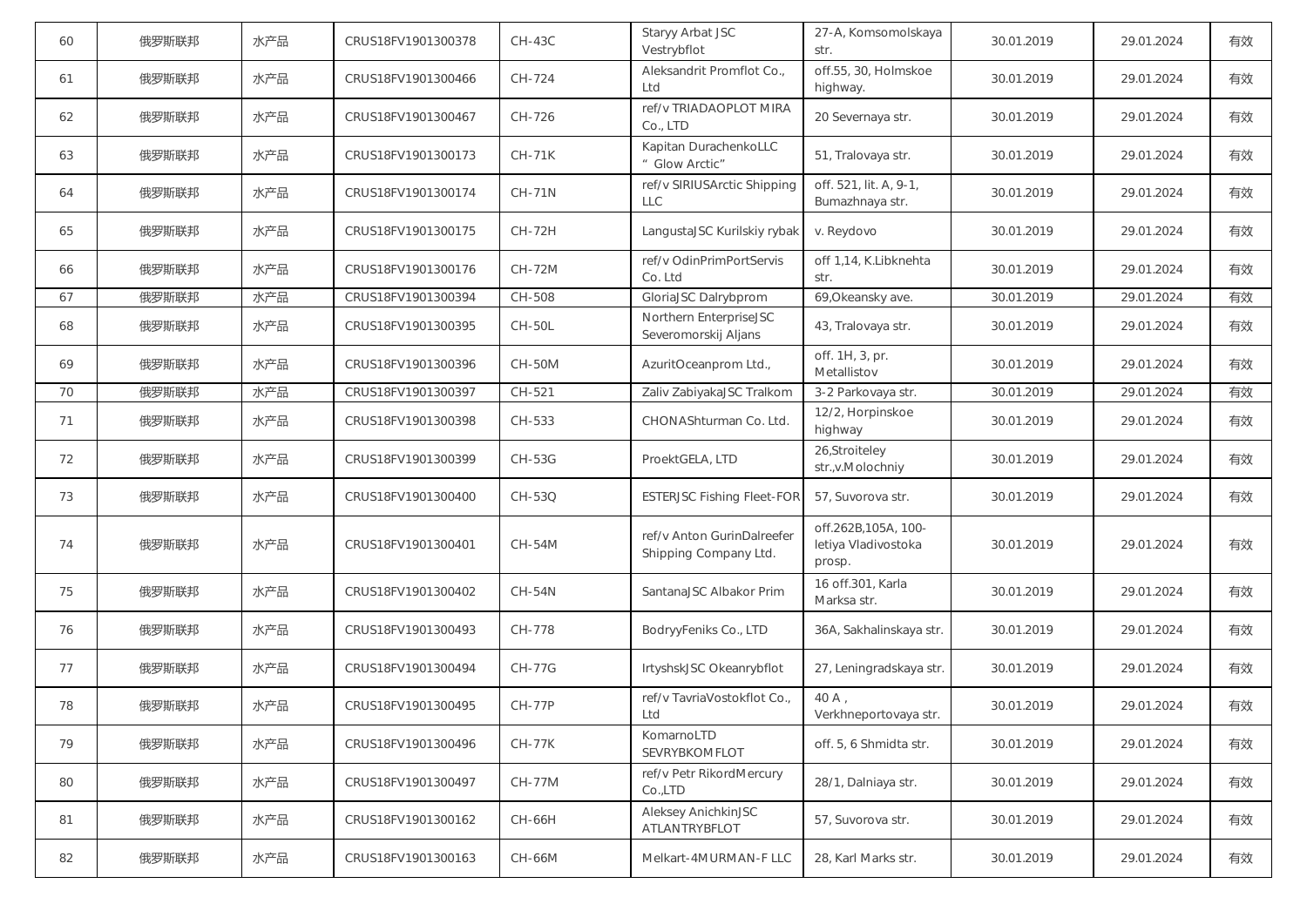| 60 | 俄罗斯联邦 | 水产品 | CRUS18FV1901300378 | CH-43C | Staryy Arbat JSC Vestrybflot | 27-A, Komsomolskaya str. | 30.01.2019 | 29.01.2024 | 有效 |
|---|---|---|---|---|---|---|---|---|---|
| 61 | 俄罗斯联邦 | 水产品 | CRUS18FV1901300466 | CH-724 | Aleksandrit Promflot Co., Ltd | off.55, 30, Holmskoe highway. | 30.01.2019 | 29.01.2024 | 有效 |
| 62 | 俄罗斯联邦 | 水产品 | CRUS18FV1901300467 | CH-726 | ref/v TRIADAOPLOT MIRA Co., LTD | 20 Severnaya str. | 30.01.2019 | 29.01.2024 | 有效 |
| 63 | 俄罗斯联邦 | 水产品 | CRUS18FV1901300173 | CH-71K | Kapitan DurachenkoLLC " Glow Arctic" | 51, Tralovaya str. | 30.01.2019 | 29.01.2024 | 有效 |
| 64 | 俄罗斯联邦 | 水产品 | CRUS18FV1901300174 | CH-71N | ref/v SIRIUSArctic Shipping LLC | off. 521, lit. A, 9-1, Bumazhnaya str. | 30.01.2019 | 29.01.2024 | 有效 |
| 65 | 俄罗斯联邦 | 水产品 | CRUS18FV1901300175 | CH-72H | LangustaJSC Kurilskiy rybak | v. Reydovo | 30.01.2019 | 29.01.2024 | 有效 |
| 66 | 俄罗斯联邦 | 水产品 | CRUS18FV1901300176 | CH-72M | ref/v OdinPrimPortServis Co. Ltd | off 1,14, K.Libknehta str. | 30.01.2019 | 29.01.2024 | 有效 |
| 67 | 俄罗斯联邦 | 水产品 | CRUS18FV1901300394 | CH-508 | GloriaJSC Dalrybprom | 69,Okeansky ave. | 30.01.2019 | 29.01.2024 | 有效 |
| 68 | 俄罗斯联邦 | 水产品 | CRUS18FV1901300395 | CH-50L | Northern EnterpriseJSC Severomorskij Aljans | 43, Tralovaya str. | 30.01.2019 | 29.01.2024 | 有效 |
| 69 | 俄罗斯联邦 | 水产品 | CRUS18FV1901300396 | CH-50M | AzuritOceanprom Ltd., | off. 1H, 3, pr. Metallistov | 30.01.2019 | 29.01.2024 | 有效 |
| 70 | 俄罗斯联邦 | 水产品 | CRUS18FV1901300397 | CH-521 | Zaliv ZabiyakaJSC Tralkom | 3-2 Parkovaya str. | 30.01.2019 | 29.01.2024 | 有效 |
| 71 | 俄罗斯联邦 | 水产品 | CRUS18FV1901300398 | CH-533 | CHONAShturman Co. Ltd. | 12/2, Horpinskoe highway | 30.01.2019 | 29.01.2024 | 有效 |
| 72 | 俄罗斯联邦 | 水产品 | CRUS18FV1901300399 | CH-53G | ProektGELA, LTD | 26,Stroiteley str.,v.Molochniy | 30.01.2019 | 29.01.2024 | 有效 |
| 73 | 俄罗斯联邦 | 水产品 | CRUS18FV1901300400 | CH-53Q | ESTERJSC Fishing Fleet-FOR | 57, Suvorova str. | 30.01.2019 | 29.01.2024 | 有效 |
| 74 | 俄罗斯联邦 | 水产品 | CRUS18FV1901300401 | CH-54M | ref/v Anton GurinDalreefer Shipping Company Ltd. | off.262B,105A, 100-letiya Vladivostoka prosp. | 30.01.2019 | 29.01.2024 | 有效 |
| 75 | 俄罗斯联邦 | 水产品 | CRUS18FV1901300402 | CH-54N | SantanaJSC Albakor Prim | 16 off.301, Karla Marksa str. | 30.01.2019 | 29.01.2024 | 有效 |
| 76 | 俄罗斯联邦 | 水产品 | CRUS18FV1901300493 | CH-778 | BodryyFeniks Co., LTD | 36A, Sakhalinskaya str. | 30.01.2019 | 29.01.2024 | 有效 |
| 77 | 俄罗斯联邦 | 水产品 | CRUS18FV1901300494 | CH-77G | IrtyshskJSC Okeanrybflot | 27, Leningradskaya str. | 30.01.2019 | 29.01.2024 | 有效 |
| 78 | 俄罗斯联邦 | 水产品 | CRUS18FV1901300495 | CH-77P | ref/v TavriaVostokflot Co., Ltd | 40 A , Verkhneportovaya str. | 30.01.2019 | 29.01.2024 | 有效 |
| 79 | 俄罗斯联邦 | 水产品 | CRUS18FV1901300496 | CH-77K | KomarnoLTD SEVRYBKOMFLOT | off. 5, 6 Shmidta str. | 30.01.2019 | 29.01.2024 | 有效 |
| 80 | 俄罗斯联邦 | 水产品 | CRUS18FV1901300497 | CH-77M | ref/v Petr RikordMercury Co.,LTD | 28/1, Dalniaya str. | 30.01.2019 | 29.01.2024 | 有效 |
| 81 | 俄罗斯联邦 | 水产品 | CRUS18FV1901300162 | CH-66H | Aleksey AnichkinJSC ATLANTRYBFLOT | 57, Suvorova str. | 30.01.2019 | 29.01.2024 | 有效 |
| 82 | 俄罗斯联邦 | 水产品 | CRUS18FV1901300163 | CH-66M | Melkart-4MURMAN-F LLC | 28, Karl Marks str. | 30.01.2019 | 29.01.2024 | 有效 |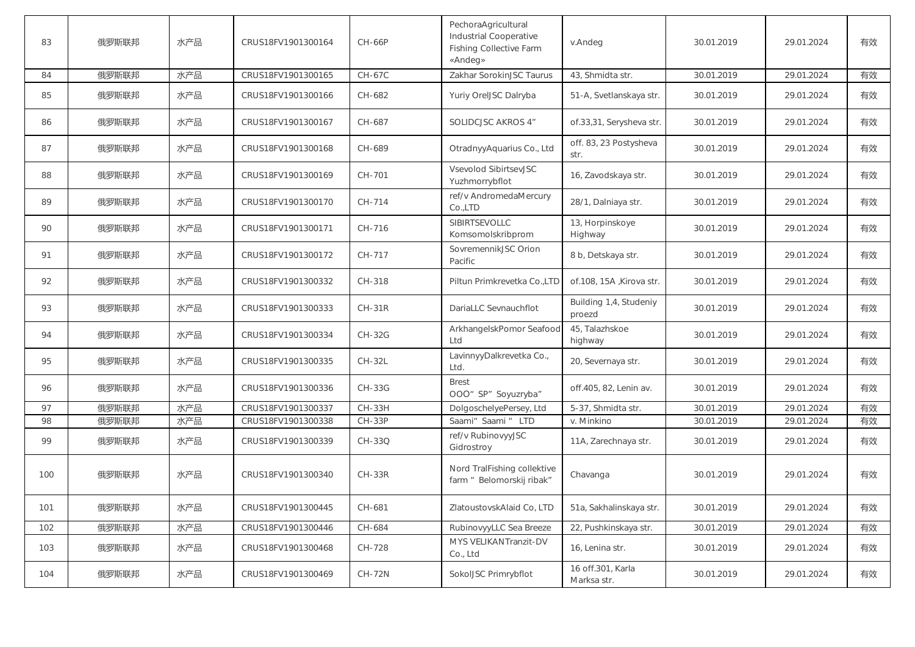| 83 | 俄罗斯联邦 | 水产品 | CRUS18FV1901300164 | CH-66P | PechoraAgricultural Industrial Cooperative Fishing Collective Farm «Andeg» | v.Andeg | 30.01.2019 | 29.01.2024 | 有效 |
|---|---|---|---|---|---|---|---|---|---|
| 84 | 俄罗斯联邦 | 水产品 | CRUS18FV1901300165 | CH-67C | Zakhar SorokinJSC Taurus | 43, Shmidta str. | 30.01.2019 | 29.01.2024 | 有效 |
| 85 | 俄罗斯联邦 | 水产品 | CRUS18FV1901300166 | CH-682 | Yuriy OrelJSC Dalryba | 51-A, Svetlanskaya str. | 30.01.2019 | 29.01.2024 | 有效 |
| 86 | 俄罗斯联邦 | 水产品 | CRUS18FV1901300167 | CH-687 | SOLIDCJSC AKROS 4" | of.33,31, Serysheva str. | 30.01.2019 | 29.01.2024 | 有效 |
| 87 | 俄罗斯联邦 | 水产品 | CRUS18FV1901300168 | CH-689 | OtradnyyAquarius Co., Ltd | off. 83, 23 Postysheva str. | 30.01.2019 | 29.01.2024 | 有效 |
| 88 | 俄罗斯联邦 | 水产品 | CRUS18FV1901300169 | CH-701 | Vsevolod SibirtsevJSC Yuzhmorrybflot | 16, Zavodskaya str. | 30.01.2019 | 29.01.2024 | 有效 |
| 89 | 俄罗斯联邦 | 水产品 | CRUS18FV1901300170 | CH-714 | ref/v AndromedaMercury Co.,LTD | 28/1, Dalniaya str. | 30.01.2019 | 29.01.2024 | 有效 |
| 90 | 俄罗斯联邦 | 水产品 | CRUS18FV1901300171 | CH-716 | SIBIRTSEVOLLC Komsomolskribprom | 13, Horpinskoye Highway | 30.01.2019 | 29.01.2024 | 有效 |
| 91 | 俄罗斯联邦 | 水产品 | CRUS18FV1901300172 | CH-717 | SovremennikJSC Orion Pacific | 8 b, Detskaya str. | 30.01.2019 | 29.01.2024 | 有效 |
| 92 | 俄罗斯联邦 | 水产品 | CRUS18FV1901300332 | CH-318 | Piltun Primkrevetka Co.,LTD | of.108, 15A ,Kirova str. | 30.01.2019 | 29.01.2024 | 有效 |
| 93 | 俄罗斯联邦 | 水产品 | CRUS18FV1901300333 | CH-31R | DariaLLC Sevnauchflot | Building 1,4, Studeniy proezd | 30.01.2019 | 29.01.2024 | 有效 |
| 94 | 俄罗斯联邦 | 水产品 | CRUS18FV1901300334 | CH-32G | ArkhangelskPomor Seafood Ltd | 45, Talazhskoe highway | 30.01.2019 | 29.01.2024 | 有效 |
| 95 | 俄罗斯联邦 | 水产品 | CRUS18FV1901300335 | CH-32L | LavinnyyDalkrevetka Co., Ltd. | 20, Severnaya str. | 30.01.2019 | 29.01.2024 | 有效 |
| 96 | 俄罗斯联邦 | 水产品 | CRUS18FV1901300336 | CH-33G | Brest OOO" SP" Soyuzryba" | off.405, 82, Lenin av. | 30.01.2019 | 29.01.2024 | 有效 |
| 97 | 俄罗斯联邦 | 水产品 | CRUS18FV1901300337 | CH-33H | DolgoschelyePersey, Ltd | 5-37, Shmidta str. | 30.01.2019 | 29.01.2024 | 有效 |
| 98 | 俄罗斯联邦 | 水产品 | CRUS18FV1901300338 | CH-33P | Saami" Saami " LTD | v. Minkino | 30.01.2019 | 29.01.2024 | 有效 |
| 99 | 俄罗斯联邦 | 水产品 | CRUS18FV1901300339 | CH-33Q | ref/v RubinovyyJSC Gidrostroy | 11A, Zarechnaya str. | 30.01.2019 | 29.01.2024 | 有效 |
| 100 | 俄罗斯联邦 | 水产品 | CRUS18FV1901300340 | CH-33R | Nord TralFishing collektive farm " Belomorskij ribak" | Chavanga | 30.01.2019 | 29.01.2024 | 有效 |
| 101 | 俄罗斯联邦 | 水产品 | CRUS18FV1901300445 | CH-681 | ZlatoustovskAlaid Co, LTD | 51a, Sakhalinskaya str. | 30.01.2019 | 29.01.2024 | 有效 |
| 102 | 俄罗斯联邦 | 水产品 | CRUS18FV1901300446 | CH-684 | RubinovyyLLC Sea Breeze | 22, Pushkinskaya str. | 30.01.2019 | 29.01.2024 | 有效 |
| 103 | 俄罗斯联邦 | 水产品 | CRUS18FV1901300468 | CH-728 | MYS VELIKANTranzit-DV Co., Ltd | 16, Lenina str. | 30.01.2019 | 29.01.2024 | 有效 |
| 104 | 俄罗斯联邦 | 水产品 | CRUS18FV1901300469 | CH-72N | SokolJSC Primrybflot | 16 off.301, Karla Marksa str. | 30.01.2019 | 29.01.2024 | 有效 |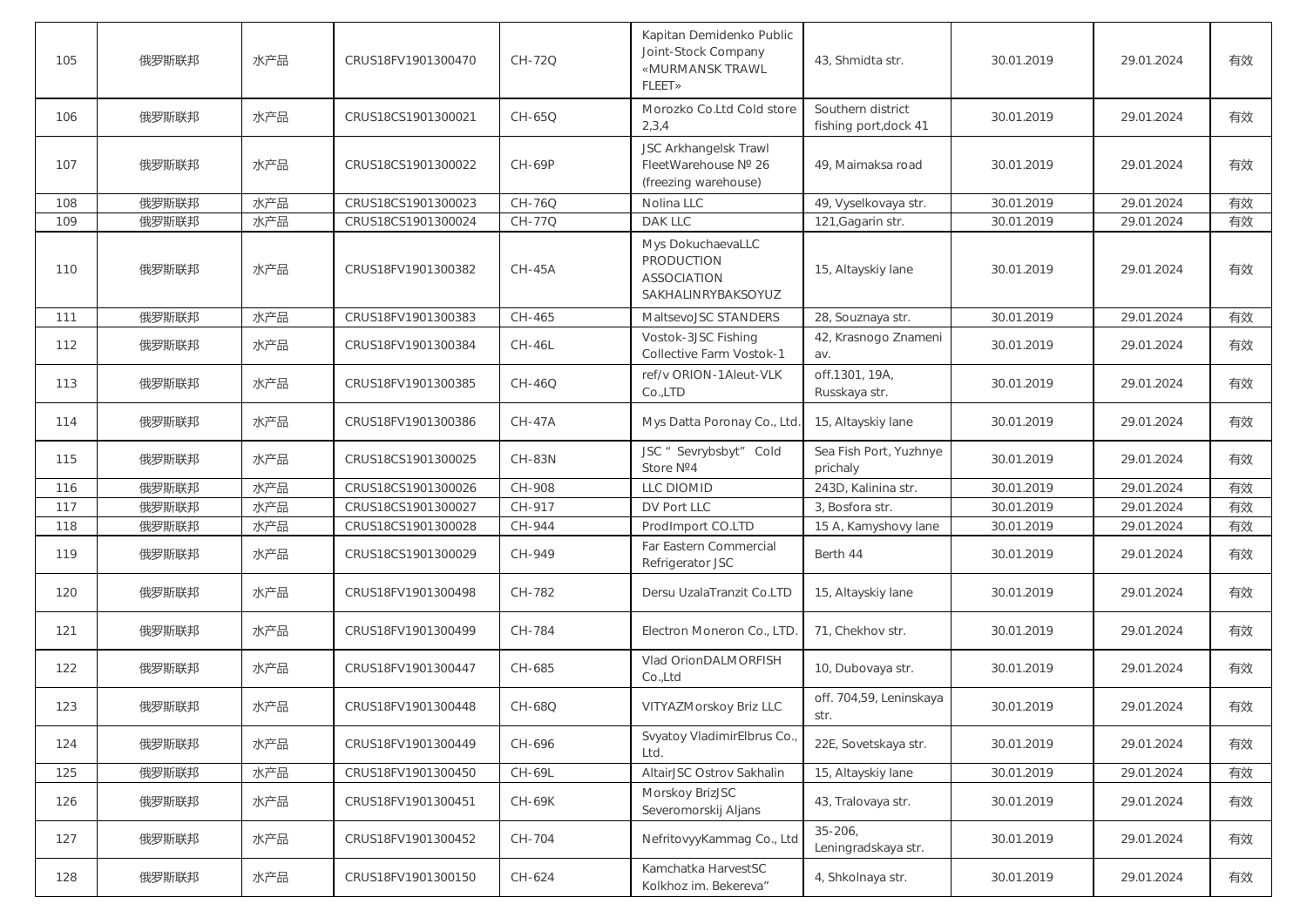| | | | | | | | | | |
|---|---|---|---|---|---|---|---|---|---|
| 105 | 俄罗斯联邦 | 水产品 | CRUS18FV1901300470 | CH-72Q | Kapitan Demidenko Public Joint-Stock Company «MURMANSK TRAWL FLEET» | 43, Shmidta str. | 30.01.2019 | 29.01.2024 | 有效 |
| 106 | 俄罗斯联邦 | 水产品 | CRUS18CS1901300021 | CH-65Q | Morozko Co.Ltd Cold store 2,3,4 | Southern district fishing port,dock 41 | 30.01.2019 | 29.01.2024 | 有效 |
| 107 | 俄罗斯联邦 | 水产品 | CRUS18CS1901300022 | CH-69P | JSC Arkhangelsk Trawl FleetWarehouse № 26 (freezing warehouse) | 49, Maimaksa road | 30.01.2019 | 29.01.2024 | 有效 |
| 108 | 俄罗斯联邦 | 水产品 | CRUS18CS1901300023 | CH-76Q | Nolina LLC | 49, Vyselkovaya str. | 30.01.2019 | 29.01.2024 | 有效 |
| 109 | 俄罗斯联邦 | 水产品 | CRUS18CS1901300024 | CH-77Q | DAK LLC | 121,Gagarin str. | 30.01.2019 | 29.01.2024 | 有效 |
| 110 | 俄罗斯联邦 | 水产品 | CRUS18FV1901300382 | CH-45A | Mys DokuchaevaLLC PRODUCTION ASSOCIATION SAKHALINRYBAKSOYUZ | 15, Altayskiy lane | 30.01.2019 | 29.01.2024 | 有效 |
| 111 | 俄罗斯联邦 | 水产品 | CRUS18FV1901300383 | CH-465 | MaltsevoJSC STANDERS | 28, Souznaya str. | 30.01.2019 | 29.01.2024 | 有效 |
| 112 | 俄罗斯联邦 | 水产品 | CRUS18FV1901300384 | CH-46L | Vostok-3JSC Fishing Collective Farm Vostok-1 | 42, Krasnogo Znameni av. | 30.01.2019 | 29.01.2024 | 有效 |
| 113 | 俄罗斯联邦 | 水产品 | CRUS18FV1901300385 | CH-46Q | ref/v ORION-1Aleut-VLK Co.,LTD | off.1301, 19A, Russkaya str. | 30.01.2019 | 29.01.2024 | 有效 |
| 114 | 俄罗斯联邦 | 水产品 | CRUS18FV1901300386 | CH-47A | Mys Datta Poronay Co., Ltd. | 15, Altayskiy lane | 30.01.2019 | 29.01.2024 | 有效 |
| 115 | 俄罗斯联邦 | 水产品 | CRUS18CS1901300025 | CH-83N | JSC " Sevrybsbyt" Cold Store №4 | Sea Fish Port, Yuzhnye prichaly | 30.01.2019 | 29.01.2024 | 有效 |
| 116 | 俄罗斯联邦 | 水产品 | CRUS18CS1901300026 | CH-908 | LLC DIOMID | 243D, Kalinina str. | 30.01.2019 | 29.01.2024 | 有效 |
| 117 | 俄罗斯联邦 | 水产品 | CRUS18CS1901300027 | CH-917 | DV Port LLC | 3, Bosfora str. | 30.01.2019 | 29.01.2024 | 有效 |
| 118 | 俄罗斯联邦 | 水产品 | CRUS18CS1901300028 | CH-944 | ProdImport CO.LTD | 15 A, Kamyshovy lane | 30.01.2019 | 29.01.2024 | 有效 |
| 119 | 俄罗斯联邦 | 水产品 | CRUS18CS1901300029 | CH-949 | Far Eastern Commercial Refrigerator JSC | Berth 44 | 30.01.2019 | 29.01.2024 | 有效 |
| 120 | 俄罗斯联邦 | 水产品 | CRUS18FV1901300498 | CH-782 | Dersu UzalaTranzit Co.LTD | 15, Altayskiy lane | 30.01.2019 | 29.01.2024 | 有效 |
| 121 | 俄罗斯联邦 | 水产品 | CRUS18FV1901300499 | CH-784 | Electron Moneron Co., LTD. | 71, Chekhov str. | 30.01.2019 | 29.01.2024 | 有效 |
| 122 | 俄罗斯联邦 | 水产品 | CRUS18FV1901300447 | CH-685 | Vlad OrionDALMORFISH Co.,Ltd | 10, Dubovaya str. | 30.01.2019 | 29.01.2024 | 有效 |
| 123 | 俄罗斯联邦 | 水产品 | CRUS18FV1901300448 | CH-68Q | VITYAZMorskoy Briz LLC | off. 704,59, Leninskaya str. | 30.01.2019 | 29.01.2024 | 有效 |
| 124 | 俄罗斯联邦 | 水产品 | CRUS18FV1901300449 | CH-696 | Svyatoy VladimirElbrus Co., Ltd. | 22E, Sovetskaya str. | 30.01.2019 | 29.01.2024 | 有效 |
| 125 | 俄罗斯联邦 | 水产品 | CRUS18FV1901300450 | CH-69L | AltairJSC Ostrov Sakhalin | 15, Altayskiy lane | 30.01.2019 | 29.01.2024 | 有效 |
| 126 | 俄罗斯联邦 | 水产品 | CRUS18FV1901300451 | CH-69K | Morskoy BrizJSC Severomorskij Aljans | 43, Tralovaya str. | 30.01.2019 | 29.01.2024 | 有效 |
| 127 | 俄罗斯联邦 | 水产品 | CRUS18FV1901300452 | CH-704 | NefritovyyKammag Co., Ltd | 35-206, Leningradskaya str. | 30.01.2019 | 29.01.2024 | 有效 |
| 128 | 俄罗斯联邦 | 水产品 | CRUS18FV1901300150 | CH-624 | Kamchatka HarvestSC Kolkhoz im. Bekereva" | 4, Shkolnaya str. | 30.01.2019 | 29.01.2024 | 有效 |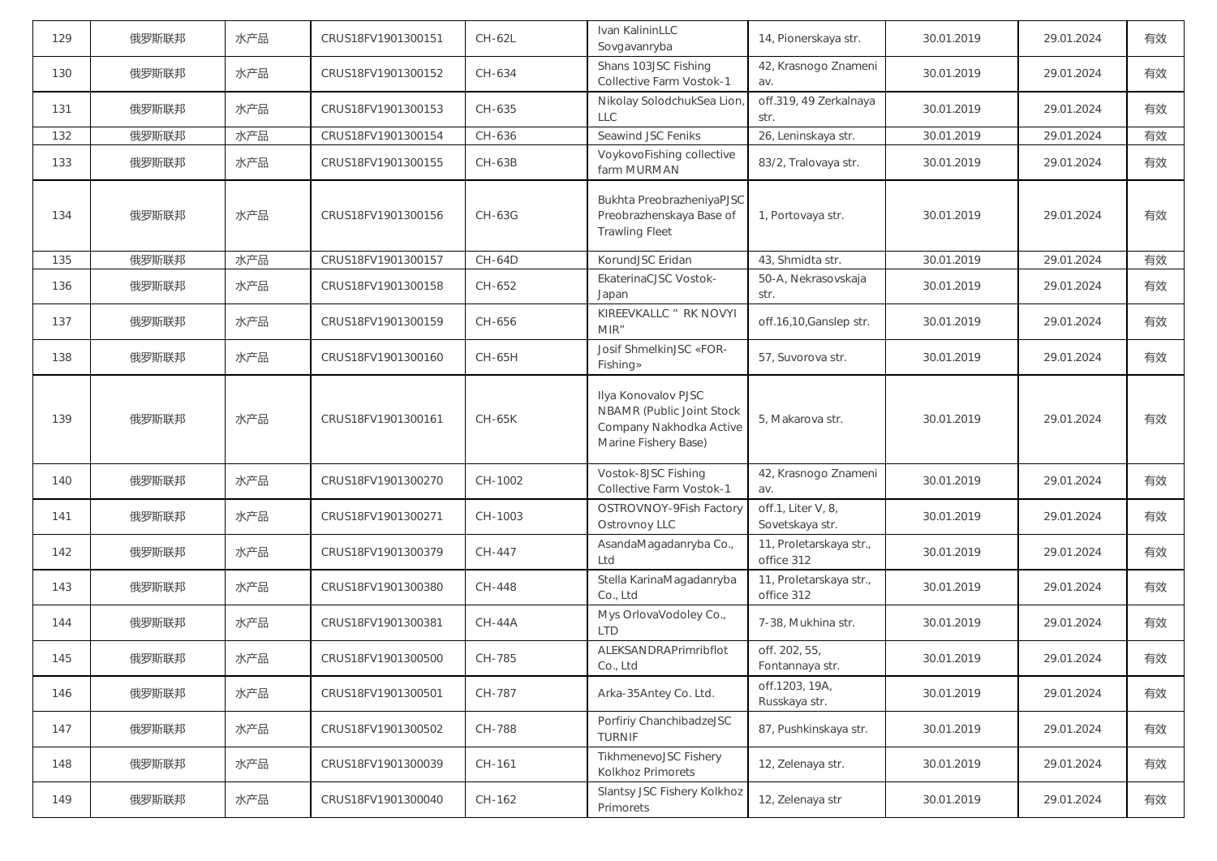| 129 | 俄罗斯联邦 | 水产品 | CRUS18FV1901300151 | CH-62L | Ivan KalininLLC Sovgavanryba | 14, Pionerskaya str. | 30.01.2019 | 29.01.2024 | 有效 |
|---|---|---|---|---|---|---|---|---|---|
| 130 | 俄罗斯联邦 | 水产品 | CRUS18FV1901300152 | CH-634 | Shans 103JSC Fishing Collective Farm Vostok-1 | 42, Krasnogo Znameni av. | 30.01.2019 | 29.01.2024 | 有效 |
| 131 | 俄罗斯联邦 | 水产品 | CRUS18FV1901300153 | CH-635 | Nikolay SolodchukSea Lion, LLC | off.319, 49 Zerkalnaya str. | 30.01.2019 | 29.01.2024 | 有效 |
| 132 | 俄罗斯联邦 | 水产品 | CRUS18FV1901300154 | CH-636 | Seawind JSC Feniks | 26, Leninskaya str. | 30.01.2019 | 29.01.2024 | 有效 |
| 133 | 俄罗斯联邦 | 水产品 | CRUS18FV1901300155 | CH-63B | VoykovoFishing collective farm MURMAN | 83/2, Tralovaya str. | 30.01.2019 | 29.01.2024 | 有效 |
| 134 | 俄罗斯联邦 | 水产品 | CRUS18FV1901300156 | CH-63G | Bukhta PreobrazheniyaPJSC Preobrazhenskaya Base of Trawling Fleet | 1, Portovaya str. | 30.01.2019 | 29.01.2024 | 有效 |
| 135 | 俄罗斯联邦 | 水产品 | CRUS18FV1901300157 | CH-64D | KorundJSC Eridan | 43, Shmidta str. | 30.01.2019 | 29.01.2024 | 有效 |
| 136 | 俄罗斯联邦 | 水产品 | CRUS18FV1901300158 | CH-652 | EkaterinaCJSC Vostok-Japan | 50-A, Nekrasovskaja str. | 30.01.2019 | 29.01.2024 | 有效 |
| 137 | 俄罗斯联邦 | 水产品 | CRUS18FV1901300159 | CH-656 | KIREEVKALLC " RK NOVYI MIR" | off.16,10,Ganslep str. | 30.01.2019 | 29.01.2024 | 有效 |
| 138 | 俄罗斯联邦 | 水产品 | CRUS18FV1901300160 | CH-65H | Josif ShmelkinJSC «FOR-Fishing» | 57, Suvorova str. | 30.01.2019 | 29.01.2024 | 有效 |
| 139 | 俄罗斯联邦 | 水产品 | CRUS18FV1901300161 | CH-65K | Ilya Konovalov PJSC NBAMR (Public Joint Stock Company Nakhodka Active Marine Fishery Base) | 5, Makarova str. | 30.01.2019 | 29.01.2024 | 有效 |
| 140 | 俄罗斯联邦 | 水产品 | CRUS18FV1901300270 | CH-1002 | Vostok-8JSC Fishing Collective Farm Vostok-1 | 42, Krasnogo Znameni av. | 30.01.2019 | 29.01.2024 | 有效 |
| 141 | 俄罗斯联邦 | 水产品 | CRUS18FV1901300271 | CH-1003 | OSTROVNOY-9Fish Factory Ostrovnoy LLC | off.1, Liter V, 8, Sovetskaya str. | 30.01.2019 | 29.01.2024 | 有效 |
| 142 | 俄罗斯联邦 | 水产品 | CRUS18FV1901300379 | CH-447 | AsandaMagadanryba Co., Ltd | 11, Proletarskaya str., office 312 | 30.01.2019 | 29.01.2024 | 有效 |
| 143 | 俄罗斯联邦 | 水产品 | CRUS18FV1901300380 | CH-448 | Stella KarinaMagadanryba Co., Ltd | 11, Proletarskaya str., office 312 | 30.01.2019 | 29.01.2024 | 有效 |
| 144 | 俄罗斯联邦 | 水产品 | CRUS18FV1901300381 | CH-44A | Mys OrlovaVodoley Co., LTD | 7-38, Mukhina str. | 30.01.2019 | 29.01.2024 | 有效 |
| 145 | 俄罗斯联邦 | 水产品 | CRUS18FV1901300500 | CH-785 | ALEKSANDRAPrimribflot Co., Ltd | off. 202, 55, Fontannaya str. | 30.01.2019 | 29.01.2024 | 有效 |
| 146 | 俄罗斯联邦 | 水产品 | CRUS18FV1901300501 | CH-787 | Arka-35Antey Co. Ltd. | off.1203, 19A, Russkaya str. | 30.01.2019 | 29.01.2024 | 有效 |
| 147 | 俄罗斯联邦 | 水产品 | CRUS18FV1901300502 | CH-788 | Porfiriy ChanchibadzeJSC TURNIF | 87, Pushkinskaya str. | 30.01.2019 | 29.01.2024 | 有效 |
| 148 | 俄罗斯联邦 | 水产品 | CRUS18FV1901300039 | CH-161 | TikhmenevoJSC Fishery Kolkhoz Primorets | 12, Zelenaya str. | 30.01.2019 | 29.01.2024 | 有效 |
| 149 | 俄罗斯联邦 | 水产品 | CRUS18FV1901300040 | CH-162 | Slantsy JSC Fishery Kolkhoz Primorets | 12, Zelenaya str | 30.01.2019 | 29.01.2024 | 有效 |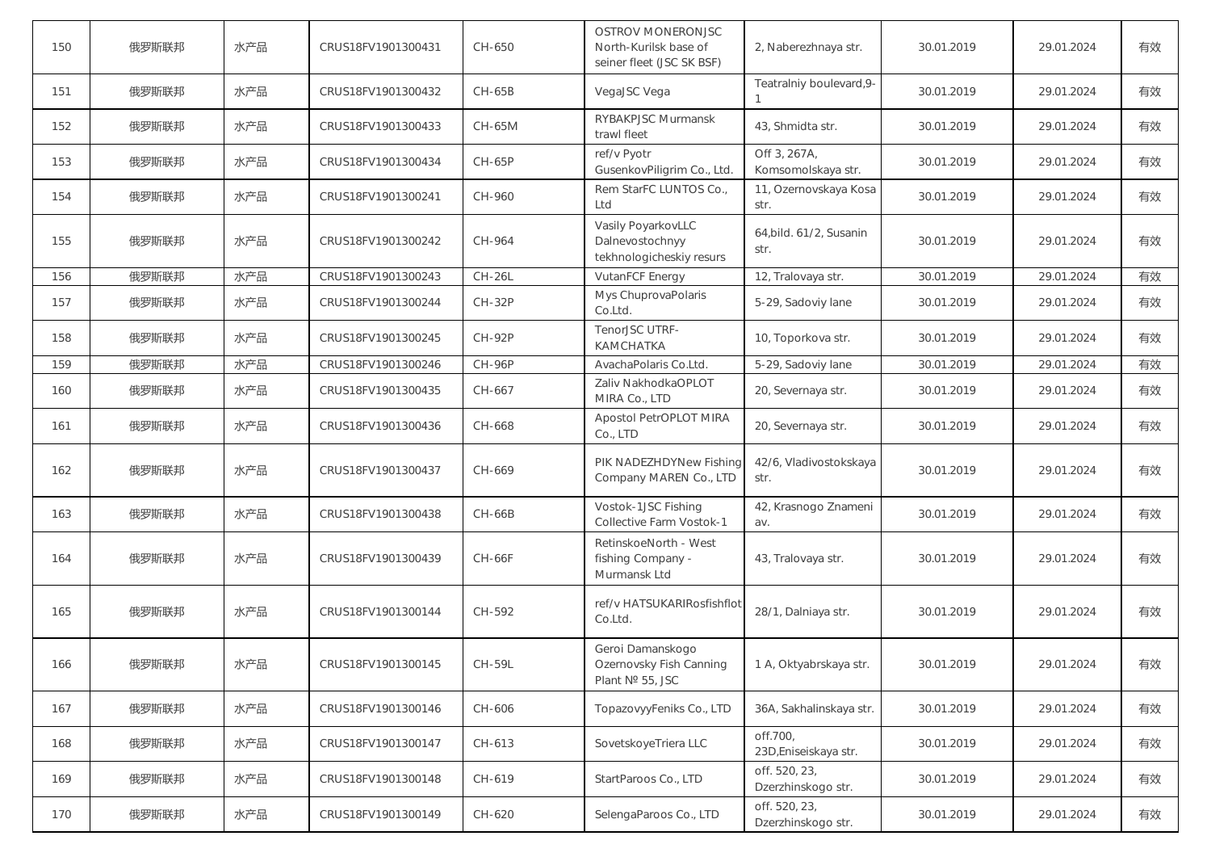| | | | | | | | | | |
|---|---|---|---|---|---|---|---|---|---|
| 150 | 俄罗斯联邦 | 水产品 | CRUS18FV1901300431 | CH-650 | OSTROV MONERONJSC North-Kurilsk base of seiner fleet (JSC SK BSF) | 2, Naberezhnaya str. | 30.01.2019 | 29.01.2024 | 有效 |
| 151 | 俄罗斯联邦 | 水产品 | CRUS18FV1901300432 | CH-65B | VegaJSC Vega | Teatralniy boulevard,9-1 | 30.01.2019 | 29.01.2024 | 有效 |
| 152 | 俄罗斯联邦 | 水产品 | CRUS18FV1901300433 | CH-65M | RYBAKPJSC Murmansk trawl fleet | 43, Shmidta str. | 30.01.2019 | 29.01.2024 | 有效 |
| 153 | 俄罗斯联邦 | 水产品 | CRUS18FV1901300434 | CH-65P | ref/v Pyotr GusenkovPiligrim Co., Ltd. | Off 3, 267A, Komsomolskaya str. | 30.01.2019 | 29.01.2024 | 有效 |
| 154 | 俄罗斯联邦 | 水产品 | CRUS18FV1901300241 | CH-960 | Rem StarFC LUNTOS Co., Ltd | 11, Ozernovskaya Kosa str. | 30.01.2019 | 29.01.2024 | 有效 |
| 155 | 俄罗斯联邦 | 水产品 | CRUS18FV1901300242 | CH-964 | Vasily PoyarkovLLC Dalnevostochnyy tekhnologicheskiy resurs | 64,bild. 61/2, Susanin str. | 30.01.2019 | 29.01.2024 | 有效 |
| 156 | 俄罗斯联邦 | 水产品 | CRUS18FV1901300243 | CH-26L | VutanFCF Energy | 12, Tralovaya str. | 30.01.2019 | 29.01.2024 | 有效 |
| 157 | 俄罗斯联邦 | 水产品 | CRUS18FV1901300244 | CH-32P | Mys ChuprovaPolaris Co.Ltd. | 5-29, Sadoviy lane | 30.01.2019 | 29.01.2024 | 有效 |
| 158 | 俄罗斯联邦 | 水产品 | CRUS18FV1901300245 | CH-92P | TenorJSC UTRF-KAMCHATKA | 10, Toporkova str. | 30.01.2019 | 29.01.2024 | 有效 |
| 159 | 俄罗斯联邦 | 水产品 | CRUS18FV1901300246 | CH-96P | AvachaPolaris Co.Ltd. | 5-29, Sadoviy lane | 30.01.2019 | 29.01.2024 | 有效 |
| 160 | 俄罗斯联邦 | 水产品 | CRUS18FV1901300435 | CH-667 | Zaliv NakhodkaOPLOT MIRA Co., LTD | 20, Severnaya str. | 30.01.2019 | 29.01.2024 | 有效 |
| 161 | 俄罗斯联邦 | 水产品 | CRUS18FV1901300436 | CH-668 | Apostol PetrOPLOT MIRA Co., LTD | 20, Severnaya str. | 30.01.2019 | 29.01.2024 | 有效 |
| 162 | 俄罗斯联邦 | 水产品 | CRUS18FV1901300437 | CH-669 | PIK NADEZHDYNew Fishing Company MAREN Co., LTD | 42/6, Vladivostokskaya str. | 30.01.2019 | 29.01.2024 | 有效 |
| 163 | 俄罗斯联邦 | 水产品 | CRUS18FV1901300438 | CH-66B | Vostok-1JSC Fishing Collective Farm Vostok-1 | 42, Krasnogo Znameni av. | 30.01.2019 | 29.01.2024 | 有效 |
| 164 | 俄罗斯联邦 | 水产品 | CRUS18FV1901300439 | CH-66F | RetinskoeNorth - West fishing Company - Murmansk Ltd | 43, Tralovaya str. | 30.01.2019 | 29.01.2024 | 有效 |
| 165 | 俄罗斯联邦 | 水产品 | CRUS18FV1901300144 | CH-592 | ref/v HATSUKARIRosfishflot Co.Ltd. | 28/1, Dalniaya str. | 30.01.2019 | 29.01.2024 | 有效 |
| 166 | 俄罗斯联邦 | 水产品 | CRUS18FV1901300145 | CH-59L | Geroi Damanskogo Ozernovsky Fish Canning Plant № 55, JSC | 1 A, Oktyabrskaya str. | 30.01.2019 | 29.01.2024 | 有效 |
| 167 | 俄罗斯联邦 | 水产品 | CRUS18FV1901300146 | CH-606 | TopazovyyFeniks Co., LTD | 36A, Sakhalinskaya str. | 30.01.2019 | 29.01.2024 | 有效 |
| 168 | 俄罗斯联邦 | 水产品 | CRUS18FV1901300147 | CH-613 | SovetskoyeTriera LLC | off.700, 23D,Eniseiskaya str. | 30.01.2019 | 29.01.2024 | 有效 |
| 169 | 俄罗斯联邦 | 水产品 | CRUS18FV1901300148 | CH-619 | StartParoos Co., LTD | off. 520, 23, Dzerzhinskogo str. | 30.01.2019 | 29.01.2024 | 有效 |
| 170 | 俄罗斯联邦 | 水产品 | CRUS18FV1901300149 | CH-620 | SelengaParoos Co., LTD | off. 520, 23, Dzerzhinskogo str. | 30.01.2019 | 29.01.2024 | 有效 |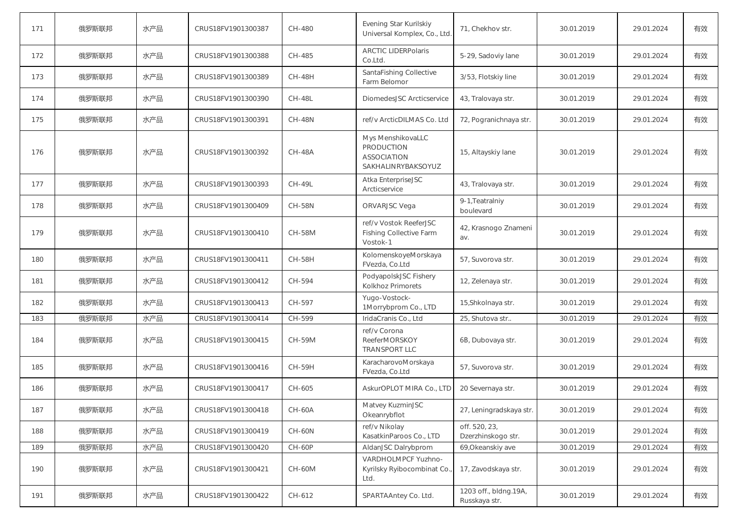| 171 | 俄罗斯联邦 | 水产品 | CRUS18FV1901300387 | CH-480 | Evening Star Kurilskiy Universal Komplex, Co., Ltd. | 71, Chekhov str. | 30.01.2019 | 29.01.2024 | 有效 |
|---|---|---|---|---|---|---|---|---|---|
| 172 | 俄罗斯联邦 | 水产品 | CRUS18FV1901300388 | CH-485 | ARCTIC LIDERPolaris Co.Ltd. | 5-29, Sadoviy lane | 30.01.2019 | 29.01.2024 | 有效 |
| 173 | 俄罗斯联邦 | 水产品 | CRUS18FV1901300389 | CH-48H | SantaFishing Collective Farm Belomor | 3/53, Flotskiy line | 30.01.2019 | 29.01.2024 | 有效 |
| 174 | 俄罗斯联邦 | 水产品 | CRUS18FV1901300390 | CH-48L | DiomedesJSC Arcticservice | 43, Tralovaya str. | 30.01.2019 | 29.01.2024 | 有效 |
| 175 | 俄罗斯联邦 | 水产品 | CRUS18FV1901300391 | CH-48N | ref/v ArcticDILMAS Co. Ltd | 72, Pogranichnaya str. | 30.01.2019 | 29.01.2024 | 有效 |
| 176 | 俄罗斯联邦 | 水产品 | CRUS18FV1901300392 | CH-48A | Mys MenshikovaLLC PRODUCTION ASSOCIATION SAKHALINRYBAKSOYUZ | 15, Altayskiy lane | 30.01.2019 | 29.01.2024 | 有效 |
| 177 | 俄罗斯联邦 | 水产品 | CRUS18FV1901300393 | CH-49L | Atka EnterpriseJSC Arcticservice | 43, Tralovaya str. | 30.01.2019 | 29.01.2024 | 有效 |
| 178 | 俄罗斯联邦 | 水产品 | CRUS18FV1901300409 | CH-58N | ORVARJSC Vega | 9-1,Teatralniy boulevard | 30.01.2019 | 29.01.2024 | 有效 |
| 179 | 俄罗斯联邦 | 水产品 | CRUS18FV1901300410 | CH-58M | ref/v Vostok ReeferJSC Fishing Collective Farm Vostok-1 | 42, Krasnogo Znameni av. | 30.01.2019 | 29.01.2024 | 有效 |
| 180 | 俄罗斯联邦 | 水产品 | CRUS18FV1901300411 | CH-58H | KolomenskoyeMorskaya FVezda, Co.Ltd | 57, Suvorova str. | 30.01.2019 | 29.01.2024 | 有效 |
| 181 | 俄罗斯联邦 | 水产品 | CRUS18FV1901300412 | CH-594 | PodyapolskJSC Fishery Kolkhoz Primorets | 12, Zelenaya str. | 30.01.2019 | 29.01.2024 | 有效 |
| 182 | 俄罗斯联邦 | 水产品 | CRUS18FV1901300413 | CH-597 | Yugo-Vostock-1Morrybprom Co., LTD | 15,Shkolnaya str. | 30.01.2019 | 29.01.2024 | 有效 |
| 183 | 俄罗斯联邦 | 水产品 | CRUS18FV1901300414 | CH-599 | IridaCranis Co., Ltd | 25, Shutova str.. | 30.01.2019 | 29.01.2024 | 有效 |
| 184 | 俄罗斯联邦 | 水产品 | CRUS18FV1901300415 | CH-59M | ref/v Corona ReeferMORSKOY TRANSPORT LLC | 6B, Dubovaya str. | 30.01.2019 | 29.01.2024 | 有效 |
| 185 | 俄罗斯联邦 | 水产品 | CRUS18FV1901300416 | CH-59H | KaracharovoMorskaya FVezda, Co.Ltd | 57, Suvorova str. | 30.01.2019 | 29.01.2024 | 有效 |
| 186 | 俄罗斯联邦 | 水产品 | CRUS18FV1901300417 | CH-605 | AskurOPLOT MIRA Co., LTD | 20 Severnaya str. | 30.01.2019 | 29.01.2024 | 有效 |
| 187 | 俄罗斯联邦 | 水产品 | CRUS18FV1901300418 | CH-60A | Matvey KuzminJSC Okeanrybflot | 27, Leningradskaya str. | 30.01.2019 | 29.01.2024 | 有效 |
| 188 | 俄罗斯联邦 | 水产品 | CRUS18FV1901300419 | CH-60N | ref/v Nikolay KasatkinParoos Co., LTD | off. 520, 23, Dzerzhinskogo str. | 30.01.2019 | 29.01.2024 | 有效 |
| 189 | 俄罗斯联邦 | 水产品 | CRUS18FV1901300420 | CH-60P | AldanJSC Dalrybprom | 69,Okeanskiy ave | 30.01.2019 | 29.01.2024 | 有效 |
| 190 | 俄罗斯联邦 | 水产品 | CRUS18FV1901300421 | CH-60M | VARDHOLMPCF Yuzhno-Kyrilsky Ryibocombinat Co., Ltd. | 17, Zavodskaya str. | 30.01.2019 | 29.01.2024 | 有效 |
| 191 | 俄罗斯联邦 | 水产品 | CRUS18FV1901300422 | CH-612 | SPARTAAntey Co. Ltd. | 1203 off., bldng.19A, Russkaya str. | 30.01.2019 | 29.01.2024 | 有效 |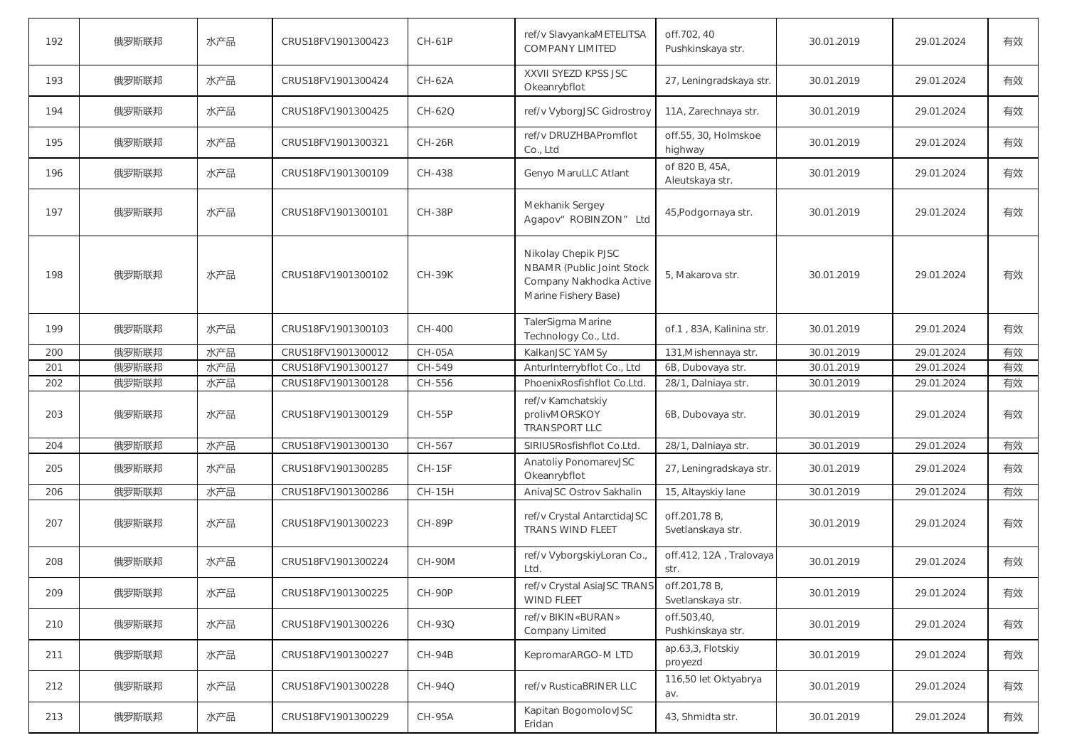| 192 | 俄罗斯联邦 | 水产品 | CRUS18FV1901300423 | CH-61P | ref/v SlavyankaMETELITSA COMPANY LIMITED | off.702, 40 Pushkinskaya str. | 30.01.2019 | 29.01.2024 | 有效 |
|---|---|---|---|---|---|---|---|---|---|
| 193 | 俄罗斯联邦 | 水产品 | CRUS18FV1901300424 | CH-62A | XXVII SYEZD KPSS JSC Okeanrybflot | 27, Leningradskaya str. | 30.01.2019 | 29.01.2024 | 有效 |
| 194 | 俄罗斯联邦 | 水产品 | CRUS18FV1901300425 | CH-62Q | ref/v VyborgJSC Gidrostroy | 11A, Zarechnaya str. | 30.01.2019 | 29.01.2024 | 有效 |
| 195 | 俄罗斯联邦 | 水产品 | CRUS18FV1901300321 | CH-26R | ref/v DRUZHBAPromflot Co., Ltd | off.55, 30, Holmskoe highway | 30.01.2019 | 29.01.2024 | 有效 |
| 196 | 俄罗斯联邦 | 水产品 | CRUS18FV1901300109 | CH-438 | Genyo MaruLLC Atlant | of 820 B, 45A, Aleutskaya str. | 30.01.2019 | 29.01.2024 | 有效 |
| 197 | 俄罗斯联邦 | 水产品 | CRUS18FV1901300101 | CH-38P | Mekhanik Sergey Agapov“ ROBINZON” Ltd | 45,Podgornaya str. | 30.01.2019 | 29.01.2024 | 有效 |
| 198 | 俄罗斯联邦 | 水产品 | CRUS18FV1901300102 | CH-39K | Nikolay Chepik PJSC NBAMR (Public Joint Stock Company Nakhodka Active Marine Fishery Base) | 5, Makarova str. | 30.01.2019 | 29.01.2024 | 有效 |
| 199 | 俄罗斯联邦 | 水产品 | CRUS18FV1901300103 | CH-400 | TalerSigma Marine Technology Co., Ltd. | of.1 , 83A, Kalinina str. | 30.01.2019 | 29.01.2024 | 有效 |
| 200 | 俄罗斯联邦 | 水产品 | CRUS18FV1901300012 | CH-05A | KalkanJSC YAMSy | 131,Mishennaya str. | 30.01.2019 | 29.01.2024 | 有效 |
| 201 | 俄罗斯联邦 | 水产品 | CRUS18FV1901300127 | CH-549 | AnturInterrybflot Co., Ltd | 6B, Dubovaya str. | 30.01.2019 | 29.01.2024 | 有效 |
| 202 | 俄罗斯联邦 | 水产品 | CRUS18FV1901300128 | CH-556 | PhoenixRosfishflot Co.Ltd. | 28/1, Dalniaya str. | 30.01.2019 | 29.01.2024 | 有效 |
| 203 | 俄罗斯联邦 | 水产品 | CRUS18FV1901300129 | CH-55P | ref/v Kamchatskiy prolivMORSKOY TRANSPORT LLC | 6B, Dubovaya str. | 30.01.2019 | 29.01.2024 | 有效 |
| 204 | 俄罗斯联邦 | 水产品 | CRUS18FV1901300130 | CH-567 | SIRIUSRosfishflot Co.Ltd. | 28/1, Dalniaya str. | 30.01.2019 | 29.01.2024 | 有效 |
| 205 | 俄罗斯联邦 | 水产品 | CRUS18FV1901300285 | CH-15F | Anatoliy PonomarevJSC Okeanrybflot | 27, Leningradskaya str. | 30.01.2019 | 29.01.2024 | 有效 |
| 206 | 俄罗斯联邦 | 水产品 | CRUS18FV1901300286 | CH-15H | AnivaJSC Ostrov Sakhalin | 15, Altayskiy lane | 30.01.2019 | 29.01.2024 | 有效 |
| 207 | 俄罗斯联邦 | 水产品 | CRUS18FV1901300223 | CH-89P | ref/v Crystal AntarctidaJSC TRANS WIND FLEET | off.201,78 B, Svetlanskaya str. | 30.01.2019 | 29.01.2024 | 有效 |
| 208 | 俄罗斯联邦 | 水产品 | CRUS18FV1901300224 | CH-90M | ref/v VyborgskiyLoran Co., Ltd. | off.412, 12A , Tralovaya str. | 30.01.2019 | 29.01.2024 | 有效 |
| 209 | 俄罗斯联邦 | 水产品 | CRUS18FV1901300225 | CH-90P | ref/v Crystal AsiaJSC TRANS WIND FLEET | off.201,78 B, Svetlanskaya str. | 30.01.2019 | 29.01.2024 | 有效 |
| 210 | 俄罗斯联邦 | 水产品 | CRUS18FV1901300226 | CH-93Q | ref/v BIKIN«BURAN» Company Limited | off.503,40, Pushkinskaya str. | 30.01.2019 | 29.01.2024 | 有效 |
| 211 | 俄罗斯联邦 | 水产品 | CRUS18FV1901300227 | CH-94B | KepromarARGO-M LTD | ap.63,3, Flotskiy proyezd | 30.01.2019 | 29.01.2024 | 有效 |
| 212 | 俄罗斯联邦 | 水产品 | CRUS18FV1901300228 | CH-94Q | ref/v RusticaBRINER LLC | 116,50 let Oktyabrya av. | 30.01.2019 | 29.01.2024 | 有效 |
| 213 | 俄罗斯联邦 | 水产品 | CRUS18FV1901300229 | CH-95A | Kapitan BogomolovJSC Eridan | 43, Shmidta str. | 30.01.2019 | 29.01.2024 | 有效 |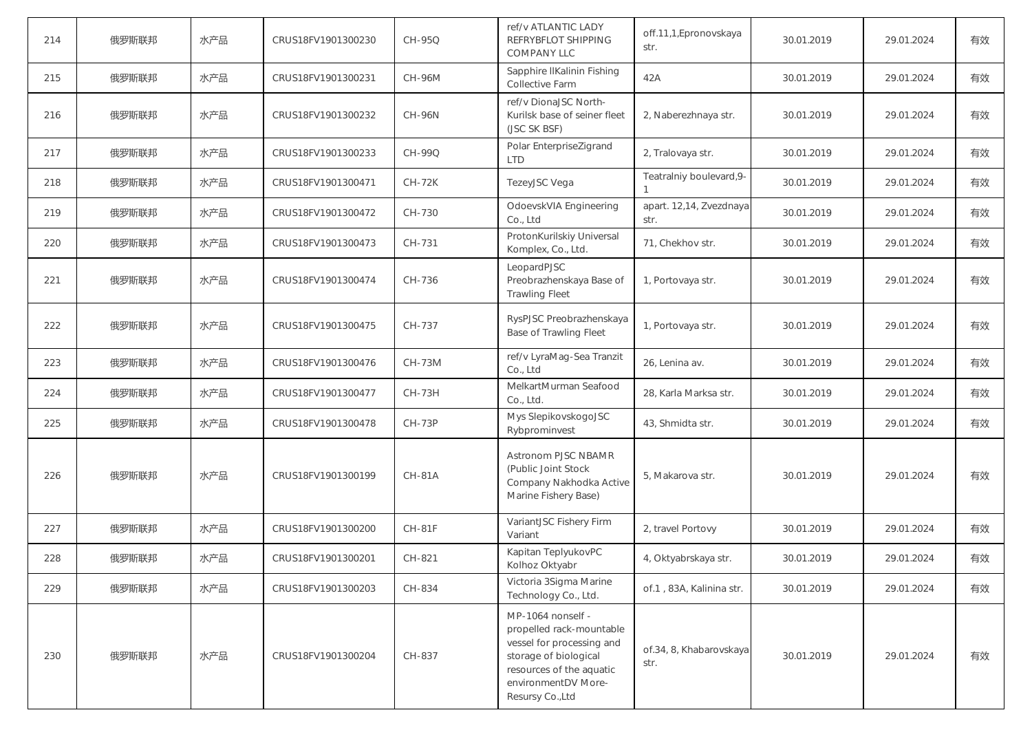| 214 | 俄罗斯联邦 | 水产品 | CRUS18FV1901300230 | CH-95Q | ref/v ATLANTIC LADY REFRYBFLOT SHIPPING COMPANY LLC | off.11,1,Epronovskaya str. | 30.01.2019 | 29.01.2024 | 有效 |
|---|---|---|---|---|---|---|---|---|---|
| 215 | 俄罗斯联邦 | 水产品 | CRUS18FV1901300231 | CH-96M | Sapphire IIKalinin Fishing Collective Farm | 42A | 30.01.2019 | 29.01.2024 | 有效 |
| 216 | 俄罗斯联邦 | 水产品 | CRUS18FV1901300232 | CH-96N | ref/v DionaJSC North-Kurilsk base of seiner fleet (JSC SK BSF) | 2, Naberezhnaya str. | 30.01.2019 | 29.01.2024 | 有效 |
| 217 | 俄罗斯联邦 | 水产品 | CRUS18FV1901300233 | CH-99Q | Polar EnterpriseZigrand LTD | 2, Tralovaya str. | 30.01.2019 | 29.01.2024 | 有效 |
| 218 | 俄罗斯联邦 | 水产品 | CRUS18FV1901300471 | CH-72K | TezeyJSC Vega | Teatralniy boulevard,9-1 | 30.01.2019 | 29.01.2024 | 有效 |
| 219 | 俄罗斯联邦 | 水产品 | CRUS18FV1901300472 | CH-730 | OdoevskVIA Engineering Co., Ltd | apart. 12,14, Zvezdnaya str. | 30.01.2019 | 29.01.2024 | 有效 |
| 220 | 俄罗斯联邦 | 水产品 | CRUS18FV1901300473 | CH-731 | ProtonKurilskiy Universal Komplex, Co., Ltd. | 71, Chekhov str. | 30.01.2019 | 29.01.2024 | 有效 |
| 221 | 俄罗斯联邦 | 水产品 | CRUS18FV1901300474 | CH-736 | LeopardPJSC Preobrazhenskaya Base of Trawling Fleet | 1, Portovaya str. | 30.01.2019 | 29.01.2024 | 有效 |
| 222 | 俄罗斯联邦 | 水产品 | CRUS18FV1901300475 | CH-737 | RysPJSC Preobrazhenskaya Base of Trawling Fleet | 1, Portovaya str. | 30.01.2019 | 29.01.2024 | 有效 |
| 223 | 俄罗斯联邦 | 水产品 | CRUS18FV1901300476 | CH-73M | ref/v LyraMag-Sea Tranzit Co., Ltd | 26, Lenina av. | 30.01.2019 | 29.01.2024 | 有效 |
| 224 | 俄罗斯联邦 | 水产品 | CRUS18FV1901300477 | CH-73H | MelkartMurman Seafood Co., Ltd. | 28, Karla Marksa str. | 30.01.2019 | 29.01.2024 | 有效 |
| 225 | 俄罗斯联邦 | 水产品 | CRUS18FV1901300478 | CH-73P | Mys SlepikovskogoJSC Rybprominvest | 43, Shmidta str. | 30.01.2019 | 29.01.2024 | 有效 |
| 226 | 俄罗斯联邦 | 水产品 | CRUS18FV1901300199 | CH-81A | Astronom PJSC NBAMR (Public Joint Stock Company Nakhodka Active Marine Fishery Base) | 5, Makarova str. | 30.01.2019 | 29.01.2024 | 有效 |
| 227 | 俄罗斯联邦 | 水产品 | CRUS18FV1901300200 | CH-81F | VariantJSC Fishery Firm Variant | 2, travel Portovy | 30.01.2019 | 29.01.2024 | 有效 |
| 228 | 俄罗斯联邦 | 水产品 | CRUS18FV1901300201 | CH-821 | Kapitan TeplyukovPC Kolhoz Oktyabr | 4, Oktyabrskaya str. | 30.01.2019 | 29.01.2024 | 有效 |
| 229 | 俄罗斯联邦 | 水产品 | CRUS18FV1901300203 | CH-834 | Victoria 3Sigma Marine Technology Co., Ltd. | of.1 , 83A, Kalinina str. | 30.01.2019 | 29.01.2024 | 有效 |
| 230 | 俄罗斯联邦 | 水产品 | CRUS18FV1901300204 | CH-837 | MP-1064 nonself - propelled rack-mountable vessel for processing and storage of biological resources of the aquatic environmentDV More-Resursy Co.,Ltd | of.34, 8, Khabarovskaya str. | 30.01.2019 | 29.01.2024 | 有效 |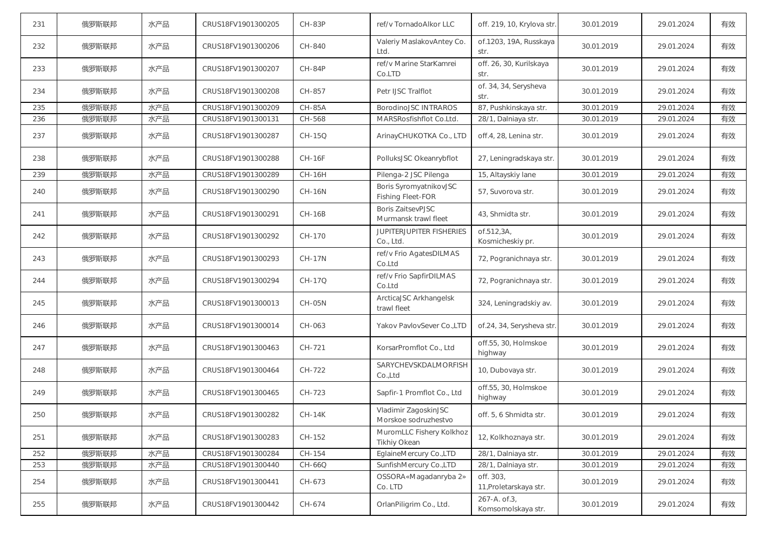| 231 | 俄罗斯联邦 | 水产品 | CRUS18FV1901300205 | CH-83P | ref/v TornadoAlkor LLC | off. 219, 10, Krylova str. | 30.01.2019 | 29.01.2024 | 有效 |
|---|---|---|---|---|---|---|---|---|---|
| 232 | 俄罗斯联邦 | 水产品 | CRUS18FV1901300206 | CH-840 | Valeriy MaslakovAntey Co. Ltd. | of.1203, 19A, Russkaya str. | 30.01.2019 | 29.01.2024 | 有效 |
| 233 | 俄罗斯联邦 | 水产品 | CRUS18FV1901300207 | CH-84P | ref/v Marine StarKamrei Co.LTD | off. 26, 30, Kurilskaya str. | 30.01.2019 | 29.01.2024 | 有效 |
| 234 | 俄罗斯联邦 | 水产品 | CRUS18FV1901300208 | CH-857 | Petr IJSC Tralflot | of. 34, 34, Serysheva str. | 30.01.2019 | 29.01.2024 | 有效 |
| 235 | 俄罗斯联邦 | 水产品 | CRUS18FV1901300209 | CH-85A | BorodinoJSC INTRAROS | 87, Pushkinskaya str. | 30.01.2019 | 29.01.2024 | 有效 |
| 236 | 俄罗斯联邦 | 水产品 | CRUS18FV1901300131 | CH-568 | MARSRosfishflot Co.Ltd. | 28/1, Dalniaya str. | 30.01.2019 | 29.01.2024 | 有效 |
| 237 | 俄罗斯联邦 | 水产品 | CRUS18FV1901300287 | CH-15Q | ArinayCHUKOTKA Co., LTD | off.4, 28, Lenina str. | 30.01.2019 | 29.01.2024 | 有效 |
| 238 | 俄罗斯联邦 | 水产品 | CRUS18FV1901300288 | CH-16F | PolluksJSC Okeanrybflot | 27, Leningradskaya str. | 30.01.2019 | 29.01.2024 | 有效 |
| 239 | 俄罗斯联邦 | 水产品 | CRUS18FV1901300289 | CH-16H | Pilenga-2 JSC Pilenga | 15, Altayskiy lane | 30.01.2019 | 29.01.2024 | 有效 |
| 240 | 俄罗斯联邦 | 水产品 | CRUS18FV1901300290 | CH-16N | Boris SyromyatnikovJSC Fishing Fleet-FOR | 57, Suvorova str. | 30.01.2019 | 29.01.2024 | 有效 |
| 241 | 俄罗斯联邦 | 水产品 | CRUS18FV1901300291 | CH-16B | Boris ZaitsevPJSC Murmansk trawl fleet | 43, Shmidta str. | 30.01.2019 | 29.01.2024 | 有效 |
| 242 | 俄罗斯联邦 | 水产品 | CRUS18FV1901300292 | CH-170 | JUPITERJUPITER FISHERIES Co., Ltd. | of.512,3A, Kosmicheskiy pr. | 30.01.2019 | 29.01.2024 | 有效 |
| 243 | 俄罗斯联邦 | 水产品 | CRUS18FV1901300293 | CH-17N | ref/v Frio AgatesDILMAS Co.Ltd | 72, Pogranichnaya str. | 30.01.2019 | 29.01.2024 | 有效 |
| 244 | 俄罗斯联邦 | 水产品 | CRUS18FV1901300294 | CH-17Q | ref/v Frio SapfirDILMAS Co.Ltd | 72, Pogranichnaya str. | 30.01.2019 | 29.01.2024 | 有效 |
| 245 | 俄罗斯联邦 | 水产品 | CRUS18FV1901300013 | CH-05N | ArcticaJSC Arkhangelsk trawl fleet | 324, Leningradskiy av. | 30.01.2019 | 29.01.2024 | 有效 |
| 246 | 俄罗斯联邦 | 水产品 | CRUS18FV1901300014 | CH-063 | Yakov PavlovSever Co.,LTD | of.24, 34, Serysheva str. | 30.01.2019 | 29.01.2024 | 有效 |
| 247 | 俄罗斯联邦 | 水产品 | CRUS18FV1901300463 | CH-721 | KorsarPromflot Co., Ltd | off.55, 30, Holmskoe highway | 30.01.2019 | 29.01.2024 | 有效 |
| 248 | 俄罗斯联邦 | 水产品 | CRUS18FV1901300464 | CH-722 | SARYCHEVSKDALMORFISH Co.,Ltd | 10, Dubovaya str. | 30.01.2019 | 29.01.2024 | 有效 |
| 249 | 俄罗斯联邦 | 水产品 | CRUS18FV1901300465 | CH-723 | Sapfir-1 Promflot Co., Ltd | off.55, 30, Holmskoe highway | 30.01.2019 | 29.01.2024 | 有效 |
| 250 | 俄罗斯联邦 | 水产品 | CRUS18FV1901300282 | CH-14K | Vladimir ZagoskinJSC Morskoe sodruzhestvo | off. 5, 6 Shmidta str. | 30.01.2019 | 29.01.2024 | 有效 |
| 251 | 俄罗斯联邦 | 水产品 | CRUS18FV1901300283 | CH-152 | MuromLLC Fishery Kolkhoz Tikhiy Okean | 12, Kolkhoznaya str. | 30.01.2019 | 29.01.2024 | 有效 |
| 252 | 俄罗斯联邦 | 水产品 | CRUS18FV1901300284 | CH-154 | EglaineMercury Co.,LTD | 28/1, Dalniaya str. | 30.01.2019 | 29.01.2024 | 有效 |
| 253 | 俄罗斯联邦 | 水产品 | CRUS18FV1901300440 | CH-66Q | SunfishMercury Co.,LTD | 28/1, Dalniaya str. | 30.01.2019 | 29.01.2024 | 有效 |
| 254 | 俄罗斯联邦 | 水产品 | CRUS18FV1901300441 | CH-673 | OSSORA«Magadanryba 2» Co. LTD | off. 303, 11,Proletarskaya str. | 30.01.2019 | 29.01.2024 | 有效 |
| 255 | 俄罗斯联邦 | 水产品 | CRUS18FV1901300442 | CH-674 | OrlanPiligrim Co., Ltd. | 267-A. of.3, Komsomolskaya str. | 30.01.2019 | 29.01.2024 | 有效 |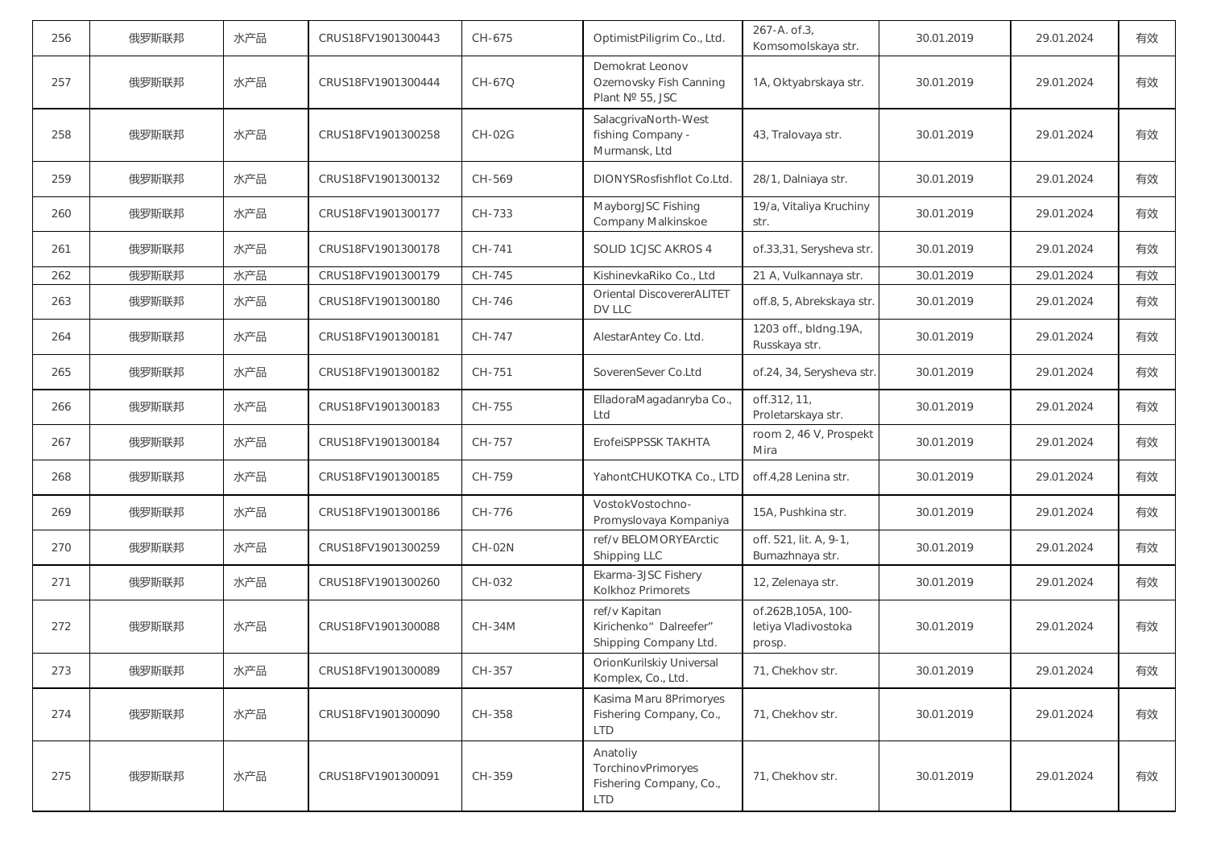| 256 | 俄罗斯联邦 | 水产品 | CRUS18FV1901300443 | CH-675 | OptimistPiligrim Co., Ltd. | 267-A. of.3, Komsomolskaya str. | 30.01.2019 | 29.01.2024 | 有效 |
|---|---|---|---|---|---|---|---|---|---|
| 257 | 俄罗斯联邦 | 水产品 | CRUS18FV1901300444 | CH-67Q | Demokrat Leonov Ozernovsky Fish Canning Plant № 55, JSC | 1A, Oktyabrskaya str. | 30.01.2019 | 29.01.2024 | 有效 |
| 258 | 俄罗斯联邦 | 水产品 | CRUS18FV1901300258 | CH-02G | SalacgrivaNorth-West fishing Company - Murmansk, Ltd | 43, Tralovaya str. | 30.01.2019 | 29.01.2024 | 有效 |
| 259 | 俄罗斯联邦 | 水产品 | CRUS18FV1901300132 | CH-569 | DIONYSRosfishflot Co.Ltd. | 28/1, Dalniaya str. | 30.01.2019 | 29.01.2024 | 有效 |
| 260 | 俄罗斯联邦 | 水产品 | CRUS18FV1901300177 | CH-733 | MayborgJSC Fishing Company Malkinskoe | 19/a, Vitaliya Kruchiny str. | 30.01.2019 | 29.01.2024 | 有效 |
| 261 | 俄罗斯联邦 | 水产品 | CRUS18FV1901300178 | CH-741 | SOLID 1CJSC AKROS 4 | of.33,31, Serysheva str. | 30.01.2019 | 29.01.2024 | 有效 |
| 262 | 俄罗斯联邦 | 水产品 | CRUS18FV1901300179 | CH-745 | KishinevkaRiko Co., Ltd | 21 A, Vulkannaya str. | 30.01.2019 | 29.01.2024 | 有效 |
| 263 | 俄罗斯联邦 | 水产品 | CRUS18FV1901300180 | CH-746 | Oriental DiscovererALITET DV LLC | off.8, 5, Abrekskaya str. | 30.01.2019 | 29.01.2024 | 有效 |
| 264 | 俄罗斯联邦 | 水产品 | CRUS18FV1901300181 | CH-747 | AlestarAntey Co. Ltd. | 1203 off., bldng.19A, Russkaya str. | 30.01.2019 | 29.01.2024 | 有效 |
| 265 | 俄罗斯联邦 | 水产品 | CRUS18FV1901300182 | CH-751 | SoverenSever Co.Ltd | of.24, 34, Serysheva str. | 30.01.2019 | 29.01.2024 | 有效 |
| 266 | 俄罗斯联邦 | 水产品 | CRUS18FV1901300183 | CH-755 | ElladoraMagadanryba Co., Ltd | off.312, 11, Proletarskaya str. | 30.01.2019 | 29.01.2024 | 有效 |
| 267 | 俄罗斯联邦 | 水产品 | CRUS18FV1901300184 | CH-757 | ErofeiSPPSSK TAKHTA | room 2, 46 V, Prospekt Mira | 30.01.2019 | 29.01.2024 | 有效 |
| 268 | 俄罗斯联邦 | 水产品 | CRUS18FV1901300185 | CH-759 | YahontCHUKOTKA Co., LTD | off.4,28 Lenina str. | 30.01.2019 | 29.01.2024 | 有效 |
| 269 | 俄罗斯联邦 | 水产品 | CRUS18FV1901300186 | CH-776 | VostokVostochno-Promyslovaya Kompaniya | 15A, Pushkina str. | 30.01.2019 | 29.01.2024 | 有效 |
| 270 | 俄罗斯联邦 | 水产品 | CRUS18FV1901300259 | CH-02N | ref/v BELOMORYEArctic Shipping LLC | off. 521, lit. A, 9-1, Bumazhnaya str. | 30.01.2019 | 29.01.2024 | 有效 |
| 271 | 俄罗斯联邦 | 水产品 | CRUS18FV1901300260 | CH-032 | Ekarma-3JSC Fishery Kolkhoz Primorets | 12, Zelenaya str. | 30.01.2019 | 29.01.2024 | 有效 |
| 272 | 俄罗斯联邦 | 水产品 | CRUS18FV1901300088 | CH-34M | ref/v Kapitan Kirichenko" Dalreefer" Shipping Company Ltd. | of.262B,105A, 100-letiya Vladivostoka prosp. | 30.01.2019 | 29.01.2024 | 有效 |
| 273 | 俄罗斯联邦 | 水产品 | CRUS18FV1901300089 | CH-357 | OrionKurilskiy Universal Komplex, Co., Ltd. | 71, Chekhov str. | 30.01.2019 | 29.01.2024 | 有效 |
| 274 | 俄罗斯联邦 | 水产品 | CRUS18FV1901300090 | CH-358 | Kasima Maru 8Primoryes Fishering Company, Co., LTD | 71, Chekhov str. | 30.01.2019 | 29.01.2024 | 有效 |
| 275 | 俄罗斯联邦 | 水产品 | CRUS18FV1901300091 | CH-359 | Anatoliy TorchinovPrimoryes Fishering Company, Co., LTD | 71, Chekhov str. | 30.01.2019 | 29.01.2024 | 有效 |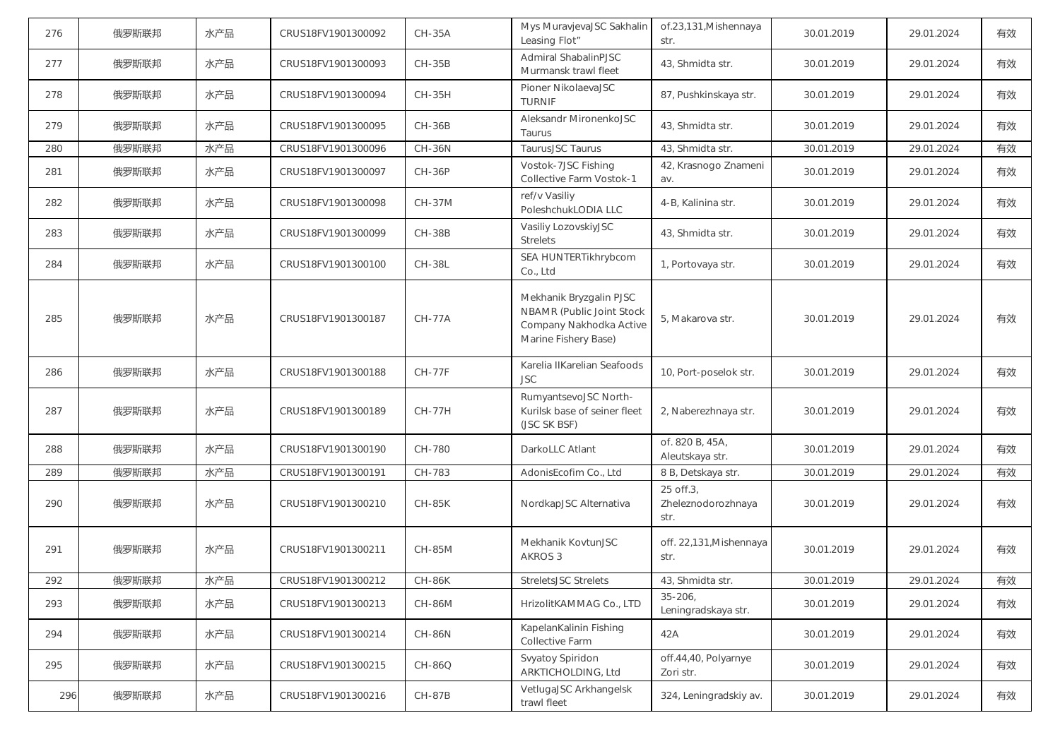| 276 | 俄罗斯联邦 | 水产品 | CRUS18FV1901300092 | CH-35A | Mys MuravjevaJSC Sakhalin Leasing Flot” | of.23,131,Mishennaya str. | 30.01.2019 | 29.01.2024 | 有效 |
|---|---|---|---|---|---|---|---|---|---|
| 277 | 俄罗斯联邦 | 水产品 | CRUS18FV1901300093 | CH-35B | Admiral ShabalinPJSC Murmansk trawl fleet | 43, Shmidta str. | 30.01.2019 | 29.01.2024 | 有效 |
| 278 | 俄罗斯联邦 | 水产品 | CRUS18FV1901300094 | CH-35H | Pioner NikolaevaJSC TURNIF | 87, Pushkinskaya str. | 30.01.2019 | 29.01.2024 | 有效 |
| 279 | 俄罗斯联邦 | 水产品 | CRUS18FV1901300095 | CH-36B | Aleksandr MironenkoJSC Taurus | 43, Shmidta str. | 30.01.2019 | 29.01.2024 | 有效 |
| 280 | 俄罗斯联邦 | 水产品 | CRUS18FV1901300096 | CH-36N | TaurusJSC Taurus | 43, Shmidta str. | 30.01.2019 | 29.01.2024 | 有效 |
| 281 | 俄罗斯联邦 | 水产品 | CRUS18FV1901300097 | CH-36P | Vostok-7JSC Fishing Collective Farm Vostok-1 | 42, Krasnogo Znameni av. | 30.01.2019 | 29.01.2024 | 有效 |
| 282 | 俄罗斯联邦 | 水产品 | CRUS18FV1901300098 | CH-37M | ref/v Vasiliy PoleshchukLODIA LLC | 4-B, Kalinina str. | 30.01.2019 | 29.01.2024 | 有效 |
| 283 | 俄罗斯联邦 | 水产品 | CRUS18FV1901300099 | CH-38B | Vasiliy LozovskiyJSC Strelets | 43, Shmidta str. | 30.01.2019 | 29.01.2024 | 有效 |
| 284 | 俄罗斯联邦 | 水产品 | CRUS18FV1901300100 | CH-38L | SEA HUNTERTikhrybcom Co., Ltd | 1, Portovaya str. | 30.01.2019 | 29.01.2024 | 有效 |
| 285 | 俄罗斯联邦 | 水产品 | CRUS18FV1901300187 | CH-77A | Mekhanik Bryzgalin PJSC NBAMR (Public Joint Stock Company Nakhodka Active Marine Fishery Base) | 5, Makarova str. | 30.01.2019 | 29.01.2024 | 有效 |
| 286 | 俄罗斯联邦 | 水产品 | CRUS18FV1901300188 | CH-77F | Karelia IIKarelian Seafoods JSC | 10, Port-poselok str. | 30.01.2019 | 29.01.2024 | 有效 |
| 287 | 俄罗斯联邦 | 水产品 | CRUS18FV1901300189 | CH-77H | RumyantsevoJSC North-Kurilsk base of seiner fleet (JSC SK BSF) | 2, Naberezhnaya str. | 30.01.2019 | 29.01.2024 | 有效 |
| 288 | 俄罗斯联邦 | 水产品 | CRUS18FV1901300190 | CH-780 | DarkoLLC Atlant | of. 820 B, 45A, Aleutskaya str. | 30.01.2019 | 29.01.2024 | 有效 |
| 289 | 俄罗斯联邦 | 水产品 | CRUS18FV1901300191 | CH-783 | AdonisEcofim Co., Ltd | 8 B, Detskaya str. | 30.01.2019 | 29.01.2024 | 有效 |
| 290 | 俄罗斯联邦 | 水产品 | CRUS18FV1901300210 | CH-85K | NordkapJSC Alternativa | 25 off.3, Zheleznodorozhnaya str. | 30.01.2019 | 29.01.2024 | 有效 |
| 291 | 俄罗斯联邦 | 水产品 | CRUS18FV1901300211 | CH-85M | Mekhanik KovtunJSC AKROS 3 | off. 22,131,Mishennaya str. | 30.01.2019 | 29.01.2024 | 有效 |
| 292 | 俄罗斯联邦 | 水产品 | CRUS18FV1901300212 | CH-86K | StreletsJSC Strelets | 43, Shmidta str. | 30.01.2019 | 29.01.2024 | 有效 |
| 293 | 俄罗斯联邦 | 水产品 | CRUS18FV1901300213 | CH-86M | HrizolitKAMMAG Co., LTD | 35-206, Leningradskaya str. | 30.01.2019 | 29.01.2024 | 有效 |
| 294 | 俄罗斯联邦 | 水产品 | CRUS18FV1901300214 | CH-86N | KapelanKalinin Fishing Collective Farm | 42A | 30.01.2019 | 29.01.2024 | 有效 |
| 295 | 俄罗斯联邦 | 水产品 | CRUS18FV1901300215 | CH-86Q | Svyatoy Spiridon ARKTICHOLDING, Ltd | off.44,40, Polyarnye Zori str. | 30.01.2019 | 29.01.2024 | 有效 |
| 296 | 俄罗斯联邦 | 水产品 | CRUS18FV1901300216 | CH-87B | VetlugaJSC Arkhangelsk trawl fleet | 324, Leningradskiy av. | 30.01.2019 | 29.01.2024 | 有效 |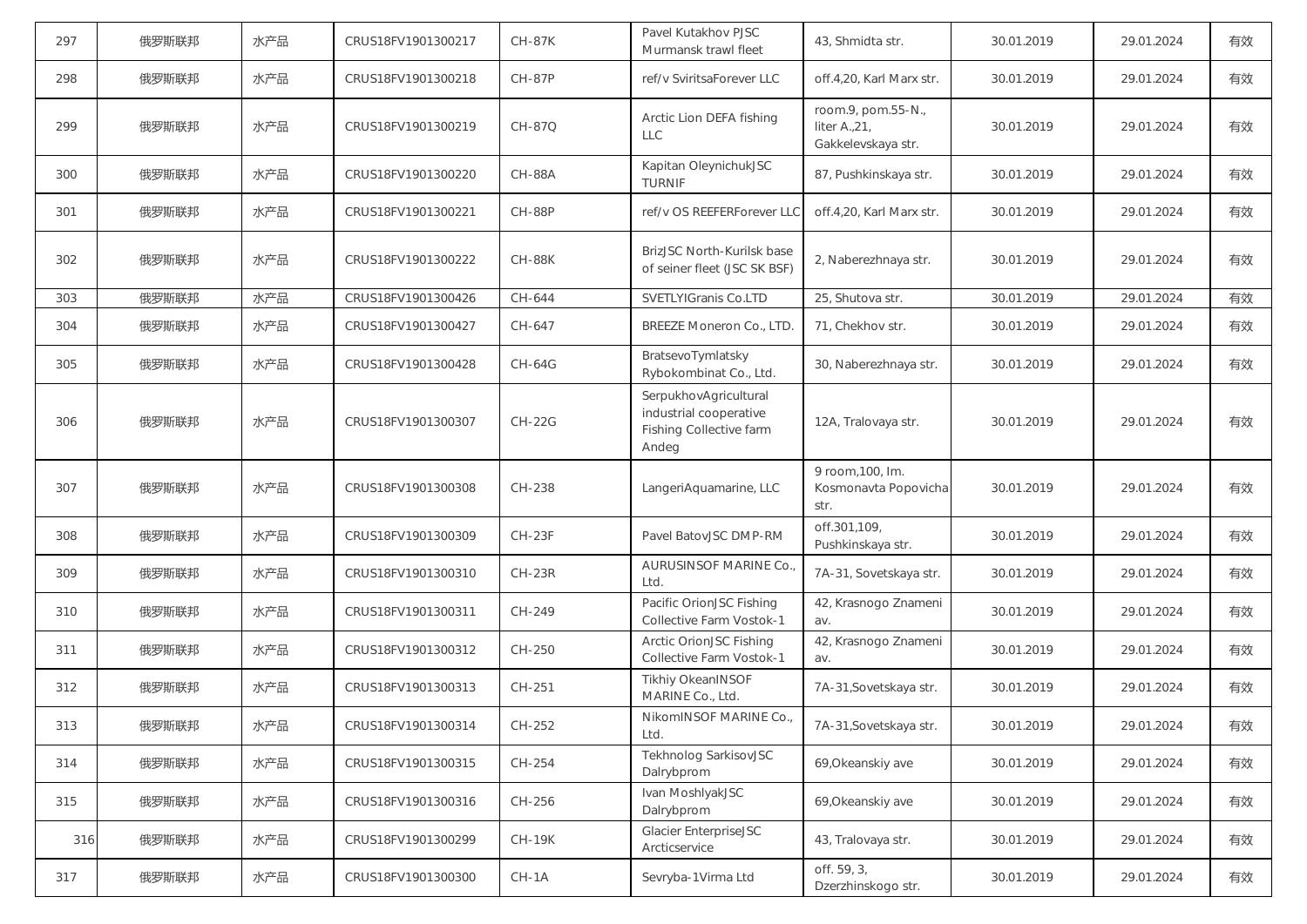| 297 | 俄罗斯联邦 | 水产品 | CRUS18FV1901300217 | CH-87K | Pavel Kutakhov PJSC Murmansk trawl fleet | 43, Shmidta str. | 30.01.2019 | 29.01.2024 | 有效 |
|---|---|---|---|---|---|---|---|---|---|
| 298 | 俄罗斯联邦 | 水产品 | CRUS18FV1901300218 | CH-87P | ref/v SviritsaForever LLC | off.4,20, Karl Marx str. | 30.01.2019 | 29.01.2024 | 有效 |
| 299 | 俄罗斯联邦 | 水产品 | CRUS18FV1901300219 | CH-87Q | Arctic Lion DEFA fishing LLC | room.9, pom.55-N., liter A.,21, Gakkelevskaya str. | 30.01.2019 | 29.01.2024 | 有效 |
| 300 | 俄罗斯联邦 | 水产品 | CRUS18FV1901300220 | CH-88A | Kapitan OleynichukJSC TURNIF | 87, Pushkinskaya str. | 30.01.2019 | 29.01.2024 | 有效 |
| 301 | 俄罗斯联邦 | 水产品 | CRUS18FV1901300221 | CH-88P | ref/v OS REEFERForever LLC | off.4,20, Karl Marx str. | 30.01.2019 | 29.01.2024 | 有效 |
| 302 | 俄罗斯联邦 | 水产品 | CRUS18FV1901300222 | CH-88K | BrizJSC North-Kurilsk base of seiner fleet (JSC SK BSF) | 2, Naberezhnaya str. | 30.01.2019 | 29.01.2024 | 有效 |
| 303 | 俄罗斯联邦 | 水产品 | CRUS18FV1901300426 | CH-644 | SVETLYIGranis Co.LTD | 25, Shutova str. | 30.01.2019 | 29.01.2024 | 有效 |
| 304 | 俄罗斯联邦 | 水产品 | CRUS18FV1901300427 | CH-647 | BREEZE Moneron Co., LTD. | 71, Chekhov str. | 30.01.2019 | 29.01.2024 | 有效 |
| 305 | 俄罗斯联邦 | 水产品 | CRUS18FV1901300428 | CH-64G | BratsevoTymlatsky Rybokombinat Co., Ltd. | 30, Naberezhnaya str. | 30.01.2019 | 29.01.2024 | 有效 |
| 306 | 俄罗斯联邦 | 水产品 | CRUS18FV1901300307 | CH-22G | SerpukhovAgricultural industrial cooperative Fishing Collective farm Andeg | 12A, Tralovaya str. | 30.01.2019 | 29.01.2024 | 有效 |
| 307 | 俄罗斯联邦 | 水产品 | CRUS18FV1901300308 | CH-238 | LangeriAquamarine, LLC | 9 room,100, Im. Kosmonavta Popovicha str. | 30.01.2019 | 29.01.2024 | 有效 |
| 308 | 俄罗斯联邦 | 水产品 | CRUS18FV1901300309 | CH-23F | Pavel BatovJSC DMP-RM | off.301,109, Pushkinskaya str. | 30.01.2019 | 29.01.2024 | 有效 |
| 309 | 俄罗斯联邦 | 水产品 | CRUS18FV1901300310 | CH-23R | AURUSINSOF MARINE Co., Ltd. | 7A-31, Sovetskaya str. | 30.01.2019 | 29.01.2024 | 有效 |
| 310 | 俄罗斯联邦 | 水产品 | CRUS18FV1901300311 | CH-249 | Pacific OrionJSC Fishing Collective Farm Vostok-1 | 42, Krasnogo Znameni av. | 30.01.2019 | 29.01.2024 | 有效 |
| 311 | 俄罗斯联邦 | 水产品 | CRUS18FV1901300312 | CH-250 | Arctic OrionJSC Fishing Collective Farm Vostok-1 | 42, Krasnogo Znameni av. | 30.01.2019 | 29.01.2024 | 有效 |
| 312 | 俄罗斯联邦 | 水产品 | CRUS18FV1901300313 | CH-251 | Tikhiy OkeanINSOF MARINE Co., Ltd. | 7A-31,Sovetskaya str. | 30.01.2019 | 29.01.2024 | 有效 |
| 313 | 俄罗斯联邦 | 水产品 | CRUS18FV1901300314 | CH-252 | NikomINSOF MARINE Co., Ltd. | 7A-31,Sovetskaya str. | 30.01.2019 | 29.01.2024 | 有效 |
| 314 | 俄罗斯联邦 | 水产品 | CRUS18FV1901300315 | CH-254 | Tekhnolog SarkisovJSC Dalrybprom | 69,Okeanskiy ave | 30.01.2019 | 29.01.2024 | 有效 |
| 315 | 俄罗斯联邦 | 水产品 | CRUS18FV1901300316 | CH-256 | Ivan MoshlyakJSC Dalrybprom | 69,Okeanskiy ave | 30.01.2019 | 29.01.2024 | 有效 |
| 316 | 俄罗斯联邦 | 水产品 | CRUS18FV1901300299 | CH-19K | Glacier EnterpriseJSC Arcticservice | 43, Tralovaya str. | 30.01.2019 | 29.01.2024 | 有效 |
| 317 | 俄罗斯联邦 | 水产品 | CRUS18FV1901300300 | CH-1A | Sevryba-1Virma Ltd | off. 59, 3, Dzerzhinskogo str. | 30.01.2019 | 29.01.2024 | 有效 |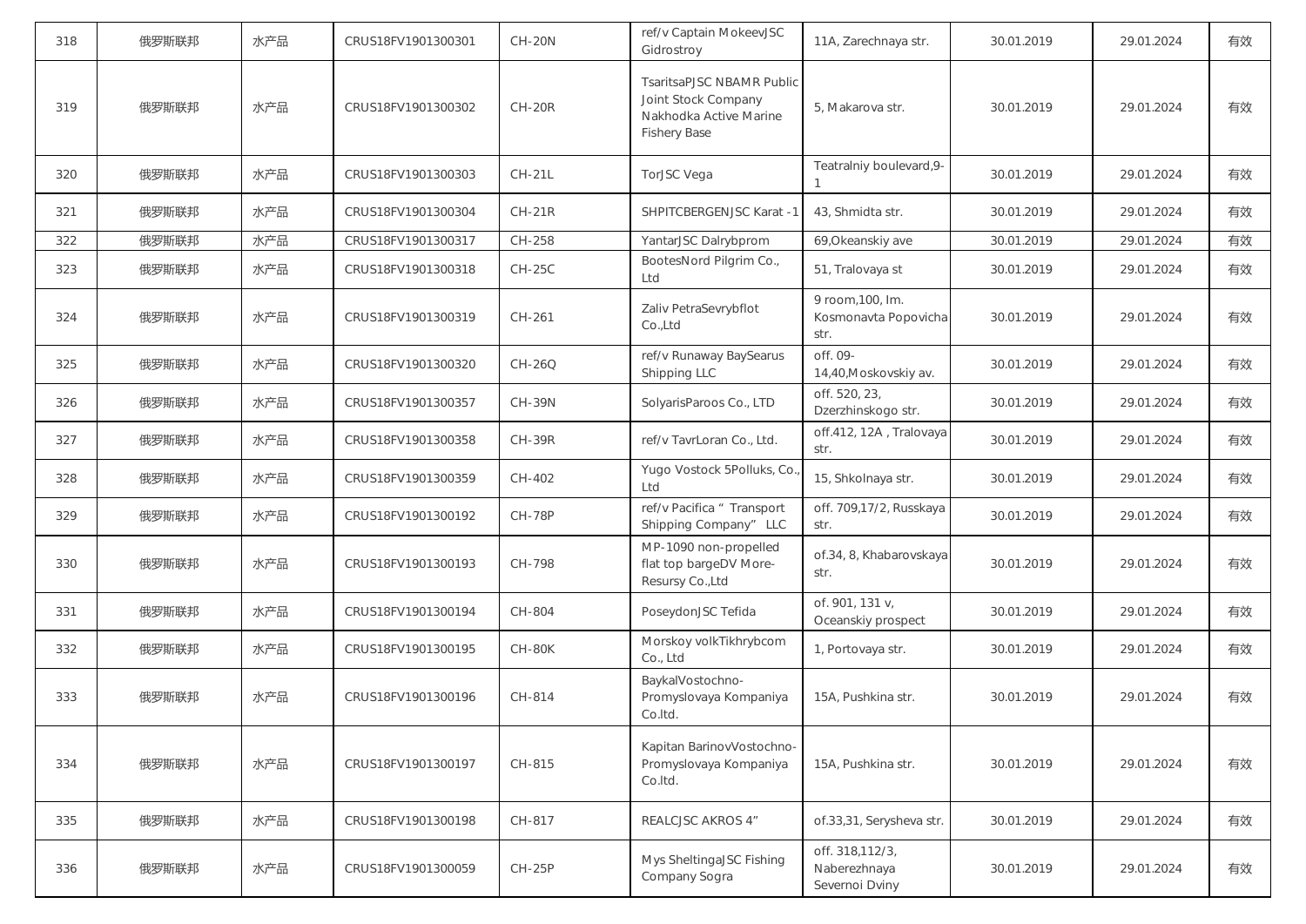| 318 | 俄罗斯联邦 | 水产品 | CRUS18FV1901300301 | CH-20N | ref/v Captain MokeevJSC Gidrostroy | 11A, Zarechnaya str. | 30.01.2019 | 29.01.2024 | 有效 |
|---|---|---|---|---|---|---|---|---|---|
| 319 | 俄罗斯联邦 | 水产品 | CRUS18FV1901300302 | CH-20R | TsaritsaPJSC NBAMR Public Joint Stock Company Nakhodka Active Marine Fishery Base | 5, Makarova str. | 30.01.2019 | 29.01.2024 | 有效 |
| 320 | 俄罗斯联邦 | 水产品 | CRUS18FV1901300303 | CH-21L | TorJSC Vega | Teatralniy boulevard,9-1 | 30.01.2019 | 29.01.2024 | 有效 |
| 321 | 俄罗斯联邦 | 水产品 | CRUS18FV1901300304 | CH-21R | SHPITCBERGENJSC Karat -1 | 43, Shmidta str. | 30.01.2019 | 29.01.2024 | 有效 |
| 322 | 俄罗斯联邦 | 水产品 | CRUS18FV1901300317 | CH-258 | YantarJSC Dalrybprom | 69,Okeanskiy ave | 30.01.2019 | 29.01.2024 | 有效 |
| 323 | 俄罗斯联邦 | 水产品 | CRUS18FV1901300318 | CH-25C | BootesNord Pilgrim Co., Ltd | 51, Tralovaya st | 30.01.2019 | 29.01.2024 | 有效 |
| 324 | 俄罗斯联邦 | 水产品 | CRUS18FV1901300319 | CH-261 | Zaliv PetraSevrybflot Co.,Ltd | 9 room,100, Im. Kosmonavta Popovicha str. | 30.01.2019 | 29.01.2024 | 有效 |
| 325 | 俄罗斯联邦 | 水产品 | CRUS18FV1901300320 | CH-26Q | ref/v Runaway BaySearus Shipping LLC | off. 09-14,40,Moskovskiy av. | 30.01.2019 | 29.01.2024 | 有效 |
| 326 | 俄罗斯联邦 | 水产品 | CRUS18FV1901300357 | CH-39N | SolyarisParoos Co., LTD | off. 520, 23, Dzerzhinskogo str. | 30.01.2019 | 29.01.2024 | 有效 |
| 327 | 俄罗斯联邦 | 水产品 | CRUS18FV1901300358 | CH-39R | ref/v TavrLoran Co., Ltd. | off.412, 12A , Tralovaya str. | 30.01.2019 | 29.01.2024 | 有效 |
| 328 | 俄罗斯联邦 | 水产品 | CRUS18FV1901300359 | CH-402 | Yugo Vostock 5Polluks, Co., Ltd | 15, Shkolnaya str. | 30.01.2019 | 29.01.2024 | 有效 |
| 329 | 俄罗斯联邦 | 水产品 | CRUS18FV1901300192 | CH-78P | ref/v Pacifica " Transport Shipping Company" LLC | off. 709,17/2, Russkaya str. | 30.01.2019 | 29.01.2024 | 有效 |
| 330 | 俄罗斯联邦 | 水产品 | CRUS18FV1901300193 | CH-798 | MP-1090 non-propelled flat top bargeDV More-Resursy Co.,Ltd | of.34, 8, Khabarovskaya str. | 30.01.2019 | 29.01.2024 | 有效 |
| 331 | 俄罗斯联邦 | 水产品 | CRUS18FV1901300194 | CH-804 | PoseydonJSC Tefida | of. 901, 131 v, Oceanskiy prospect | 30.01.2019 | 29.01.2024 | 有效 |
| 332 | 俄罗斯联邦 | 水产品 | CRUS18FV1901300195 | CH-80K | Morskoy volkTikhrybcom Co., Ltd | 1, Portovaya str. | 30.01.2019 | 29.01.2024 | 有效 |
| 333 | 俄罗斯联邦 | 水产品 | CRUS18FV1901300196 | CH-814 | BaykalVostochno-Promyslovaya Kompaniya Co.ltd. | 15A, Pushkina str. | 30.01.2019 | 29.01.2024 | 有效 |
| 334 | 俄罗斯联邦 | 水产品 | CRUS18FV1901300197 | CH-815 | Kapitan BarinovVostochno-Promyslovaya Kompaniya Co.ltd. | 15A, Pushkina str. | 30.01.2019 | 29.01.2024 | 有效 |
| 335 | 俄罗斯联邦 | 水产品 | CRUS18FV1901300198 | CH-817 | REALCJSC AKROS 4" | of.33,31, Serysheva str. | 30.01.2019 | 29.01.2024 | 有效 |
| 336 | 俄罗斯联邦 | 水产品 | CRUS18FV1901300059 | CH-25P | Mys SheltingaJSC Fishing Company Sogra | off. 318,112/3, Naberezhnaya Severnoi Dviny | 30.01.2019 | 29.01.2024 | 有效 |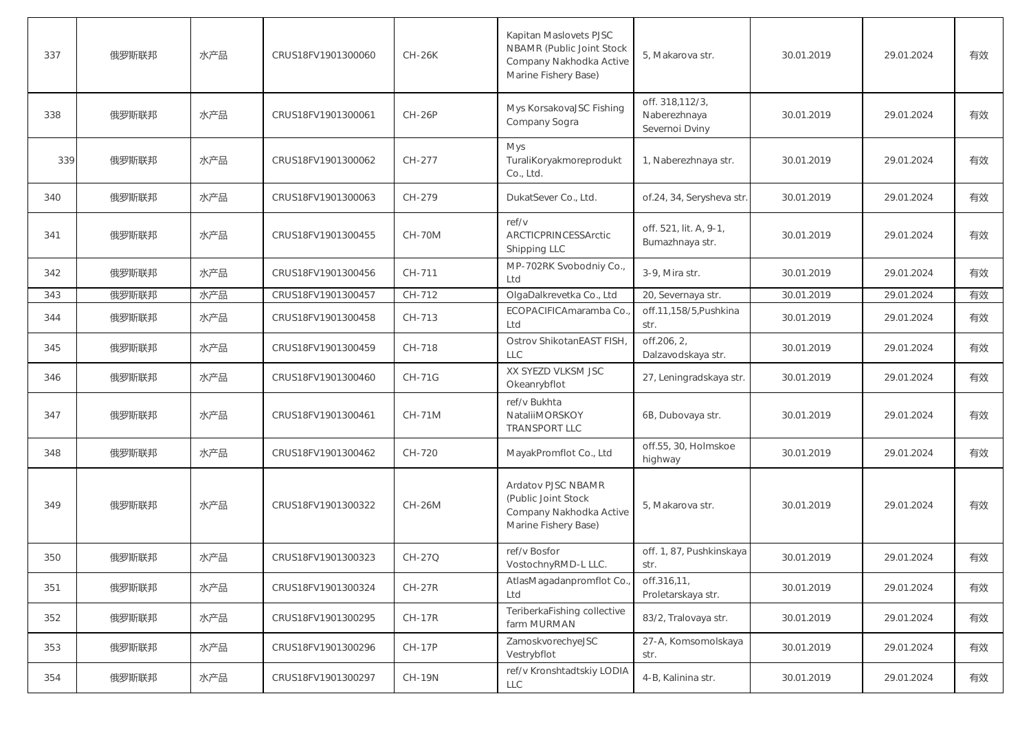| 337 | 俄罗斯联邦 | 水产品 | CRUS18FV1901300060 | CH-26K | Kapitan Maslovets PJSC NBAMR (Public Joint Stock Company Nakhodka Active Marine Fishery Base) | 5, Makarova str. | 30.01.2019 | 29.01.2024 | 有效 |
|---|---|---|---|---|---|---|---|---|---|
| 338 | 俄罗斯联邦 | 水产品 | CRUS18FV1901300061 | CH-26P | Mys KorsakovaJSC Fishing Company Sogra | off. 318,112/3, Naberezhnaya Severnoi Dviny | 30.01.2019 | 29.01.2024 | 有效 |
| 339 | 俄罗斯联邦 | 水产品 | CRUS18FV1901300062 | CH-277 | Mys TuraliKoryakmoreprodukt Co., Ltd. | 1, Naberezhnaya str. | 30.01.2019 | 29.01.2024 | 有效 |
| 340 | 俄罗斯联邦 | 水产品 | CRUS18FV1901300063 | CH-279 | DukatSever Co., Ltd. | of.24, 34, Serysheva str. | 30.01.2019 | 29.01.2024 | 有效 |
| 341 | 俄罗斯联邦 | 水产品 | CRUS18FV1901300455 | CH-70M | ref/v ARCTICPRINCESSArctic Shipping LLC | off. 521, lit. A, 9-1, Bumazhnaya str. | 30.01.2019 | 29.01.2024 | 有效 |
| 342 | 俄罗斯联邦 | 水产品 | CRUS18FV1901300456 | CH-711 | MP-702RK Svobodniy Co., Ltd | 3-9, Mira str. | 30.01.2019 | 29.01.2024 | 有效 |
| 343 | 俄罗斯联邦 | 水产品 | CRUS18FV1901300457 | CH-712 | OlgaDalkrevetka Co., Ltd | 20, Severnaya str. | 30.01.2019 | 29.01.2024 | 有效 |
| 344 | 俄罗斯联邦 | 水产品 | CRUS18FV1901300458 | CH-713 | ECOPACIFICAmaramba Co., Ltd | off.11,158/5,Pushkina str. | 30.01.2019 | 29.01.2024 | 有效 |
| 345 | 俄罗斯联邦 | 水产品 | CRUS18FV1901300459 | CH-718 | Ostrov ShikotanEAST FISH, LLC | off.206, 2, Dalzavodskaya str. | 30.01.2019 | 29.01.2024 | 有效 |
| 346 | 俄罗斯联邦 | 水产品 | CRUS18FV1901300460 | CH-71G | XX SYEZD VLKSM JSC Okeanrybflot | 27, Leningradskaya str. | 30.01.2019 | 29.01.2024 | 有效 |
| 347 | 俄罗斯联邦 | 水产品 | CRUS18FV1901300461 | CH-71M | ref/v Bukhta NataliiMORSKOY TRANSPORT LLC | 6B, Dubovaya str. | 30.01.2019 | 29.01.2024 | 有效 |
| 348 | 俄罗斯联邦 | 水产品 | CRUS18FV1901300462 | CH-720 | MayakPromflot Co., Ltd | off.55, 30, Holmskoe highway | 30.01.2019 | 29.01.2024 | 有效 |
| 349 | 俄罗斯联邦 | 水产品 | CRUS18FV1901300322 | CH-26M | Ardatov PJSC NBAMR (Public Joint Stock Company Nakhodka Active Marine Fishery Base) | 5, Makarova str. | 30.01.2019 | 29.01.2024 | 有效 |
| 350 | 俄罗斯联邦 | 水产品 | CRUS18FV1901300323 | CH-27Q | ref/v Bosfor VostochnyRMD-L LLC. | off. 1, 87, Pushkinskaya str. | 30.01.2019 | 29.01.2024 | 有效 |
| 351 | 俄罗斯联邦 | 水产品 | CRUS18FV1901300324 | CH-27R | AtlasMagadanpromflot Co., Ltd | off.316,11, Proletarskaya str. | 30.01.2019 | 29.01.2024 | 有效 |
| 352 | 俄罗斯联邦 | 水产品 | CRUS18FV1901300295 | CH-17R | TeriberkaFishing collective farm MURMAN | 83/2, Tralovaya str. | 30.01.2019 | 29.01.2024 | 有效 |
| 353 | 俄罗斯联邦 | 水产品 | CRUS18FV1901300296 | CH-17P | ZamoskvorechyeJSC Vestrybflot | 27-A, Komsomolskaya str. | 30.01.2019 | 29.01.2024 | 有效 |
| 354 | 俄罗斯联邦 | 水产品 | CRUS18FV1901300297 | CH-19N | ref/v Kronshtadtskiy LODIA LLC | 4-B, Kalinina str. | 30.01.2019 | 29.01.2024 | 有效 |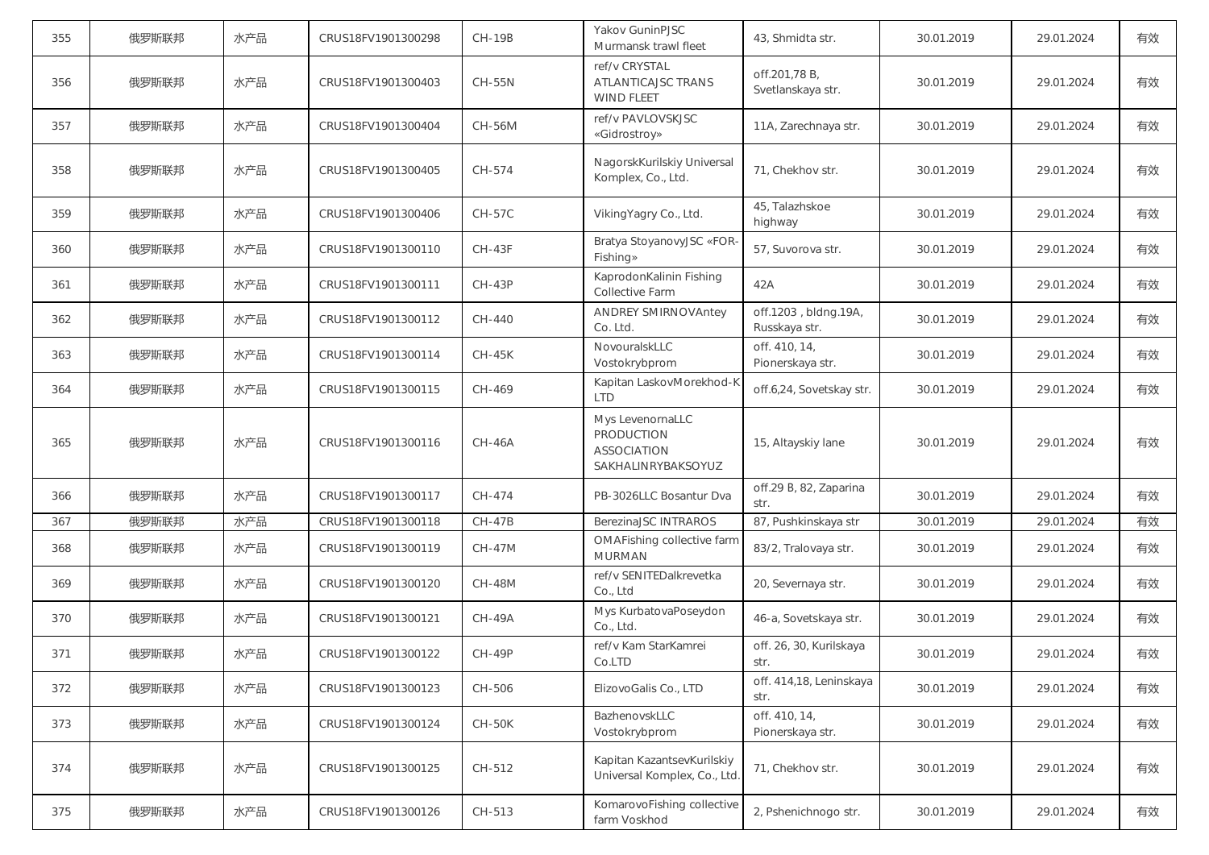| 355 | 俄罗斯联邦 | 水产品 | CRUS18FV1901300298 | CH-19B | Yakov GuninPJSC Murmansk trawl fleet | 43, Shmidta str. | 30.01.2019 | 29.01.2024 | 有效 |
|---|---|---|---|---|---|---|---|---|---|
| 356 | 俄罗斯联邦 | 水产品 | CRUS18FV1901300403 | CH-55N | ref/v CRYSTAL ATLANTICAJSC TRANS WIND FLEET | off.201,78 B, Svetlanskaya str. | 30.01.2019 | 29.01.2024 | 有效 |
| 357 | 俄罗斯联邦 | 水产品 | CRUS18FV1901300404 | CH-56M | ref/v PAVLOVSKJSC «Gidrostroy» | 11A, Zarechnaya str. | 30.01.2019 | 29.01.2024 | 有效 |
| 358 | 俄罗斯联邦 | 水产品 | CRUS18FV1901300405 | CH-574 | NagorskKurilskiy Universal Komplex, Co., Ltd. | 71, Chekhov str. | 30.01.2019 | 29.01.2024 | 有效 |
| 359 | 俄罗斯联邦 | 水产品 | CRUS18FV1901300406 | CH-57C | VikingYagry Co., Ltd. | 45, Talazhskoe highway | 30.01.2019 | 29.01.2024 | 有效 |
| 360 | 俄罗斯联邦 | 水产品 | CRUS18FV1901300110 | CH-43F | Bratya StoyanovyJSC «FOR-Fishing» | 57, Suvorova str. | 30.01.2019 | 29.01.2024 | 有效 |
| 361 | 俄罗斯联邦 | 水产品 | CRUS18FV1901300111 | CH-43P | KaprodonKalinin Fishing Collective Farm | 42A | 30.01.2019 | 29.01.2024 | 有效 |
| 362 | 俄罗斯联邦 | 水产品 | CRUS18FV1901300112 | CH-440 | ANDREY SMIRNOVAntey Co. Ltd. | off.1203 , bldng.19A, Russkaya str. | 30.01.2019 | 29.01.2024 | 有效 |
| 363 | 俄罗斯联邦 | 水产品 | CRUS18FV1901300114 | CH-45K | NovouralskLLC Vostokrybprom | off. 410, 14, Pionerskaya str. | 30.01.2019 | 29.01.2024 | 有效 |
| 364 | 俄罗斯联邦 | 水产品 | CRUS18FV1901300115 | CH-469 | Kapitan LaskovMorekhod-K LTD | off.6,24, Sovetskay str. | 30.01.2019 | 29.01.2024 | 有效 |
| 365 | 俄罗斯联邦 | 水产品 | CRUS18FV1901300116 | CH-46A | Mys LevenornaLLC PRODUCTION ASSOCIATION SAKHALINRYBAKSOYUZ | 15, Altayskiy lane | 30.01.2019 | 29.01.2024 | 有效 |
| 366 | 俄罗斯联邦 | 水产品 | CRUS18FV1901300117 | CH-474 | PB-3026LLC Bosantur Dva | off.29 B, 82, Zaparina str. | 30.01.2019 | 29.01.2024 | 有效 |
| 367 | 俄罗斯联邦 | 水产品 | CRUS18FV1901300118 | CH-47B | BerezinaJSC INTRAROS | 87, Pushkinskaya str | 30.01.2019 | 29.01.2024 | 有效 |
| 368 | 俄罗斯联邦 | 水产品 | CRUS18FV1901300119 | CH-47M | OMAFishing collective farm MURMAN | 83/2, Tralovaya str. | 30.01.2019 | 29.01.2024 | 有效 |
| 369 | 俄罗斯联邦 | 水产品 | CRUS18FV1901300120 | CH-48M | ref/v SENITEDalkrevetka Co., Ltd | 20, Severnaya str. | 30.01.2019 | 29.01.2024 | 有效 |
| 370 | 俄罗斯联邦 | 水产品 | CRUS18FV1901300121 | CH-49A | Mys KurbatovaPoseydon Co., Ltd. | 46-a, Sovetskaya str. | 30.01.2019 | 29.01.2024 | 有效 |
| 371 | 俄罗斯联邦 | 水产品 | CRUS18FV1901300122 | CH-49P | ref/v Kam StarKamrei Co.LTD | off. 26, 30, Kurilskaya str. | 30.01.2019 | 29.01.2024 | 有效 |
| 372 | 俄罗斯联邦 | 水产品 | CRUS18FV1901300123 | CH-506 | ElizovoGalis Co., LTD | off. 414,18, Leninskaya str. | 30.01.2019 | 29.01.2024 | 有效 |
| 373 | 俄罗斯联邦 | 水产品 | CRUS18FV1901300124 | CH-50K | BazhenovskLLC Vostokrybprom | off. 410, 14, Pionerskaya str. | 30.01.2019 | 29.01.2024 | 有效 |
| 374 | 俄罗斯联邦 | 水产品 | CRUS18FV1901300125 | CH-512 | Kapitan KazantsevKurilskiy Universal Komplex, Co., Ltd. | 71, Chekhov str. | 30.01.2019 | 29.01.2024 | 有效 |
| 375 | 俄罗斯联邦 | 水产品 | CRUS18FV1901300126 | CH-513 | KomarovoFishing collective farm Voskhod | 2, Pshenichnogo str. | 30.01.2019 | 29.01.2024 | 有效 |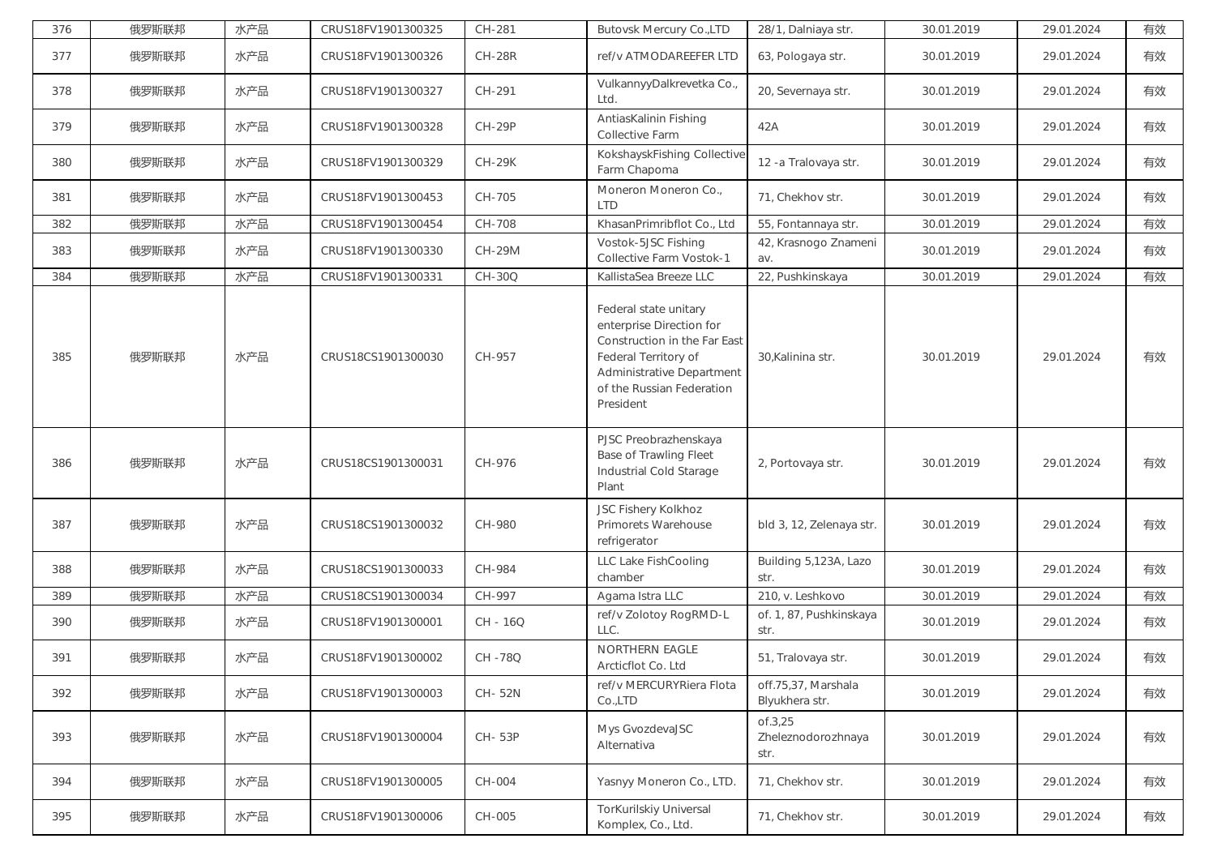| 376 | 俄罗斯联邦 | 水产品 | CRUS18FV1901300325 | CH-281 | Butovsk Mercury Co.,LTD | 28/1, Dalniaya str. | 30.01.2019 | 29.01.2024 | 有效 |
|---|---|---|---|---|---|---|---|---|---|
| 377 | 俄罗斯联邦 | 水产品 | CRUS18FV1901300326 | CH-28R | ref/v ATMODAREEFER LTD | 63, Pologaya str. | 30.01.2019 | 29.01.2024 | 有效 |
| 378 | 俄罗斯联邦 | 水产品 | CRUS18FV1901300327 | CH-291 | VulkannyyDalkrevetka Co., Ltd. | 20, Severnaya str. | 30.01.2019 | 29.01.2024 | 有效 |
| 379 | 俄罗斯联邦 | 水产品 | CRUS18FV1901300328 | CH-29P | AntiasKalinin Fishing Collective Farm | 42A | 30.01.2019 | 29.01.2024 | 有效 |
| 380 | 俄罗斯联邦 | 水产品 | CRUS18FV1901300329 | CH-29K | KokshayskFishing Collective Farm Chapoma | 12 -a Tralovaya str. | 30.01.2019 | 29.01.2024 | 有效 |
| 381 | 俄罗斯联邦 | 水产品 | CRUS18FV1901300453 | CH-705 | Moneron Moneron Co., LTD | 71, Chekhov str. | 30.01.2019 | 29.01.2024 | 有效 |
| 382 | 俄罗斯联邦 | 水产品 | CRUS18FV1901300454 | CH-708 | KhasanPrimribflot Co., Ltd | 55, Fontannaya str. | 30.01.2019 | 29.01.2024 | 有效 |
| 383 | 俄罗斯联邦 | 水产品 | CRUS18FV1901300330 | CH-29M | Vostok-5JSC Fishing Collective Farm Vostok-1 | 42, Krasnogo Znameni av. | 30.01.2019 | 29.01.2024 | 有效 |
| 384 | 俄罗斯联邦 | 水产品 | CRUS18FV1901300331 | CH-30Q | KallistaSea Breeze LLC | 22, Pushkinskaya | 30.01.2019 | 29.01.2024 | 有效 |
| 385 | 俄罗斯联邦 | 水产品 | CRUS18CS1901300030 | CH-957 | Federal state unitary enterprise Direction for Construction in the Far East Federal Territory of Administrative Department of the Russian Federation President | 30,Kalinina str. | 30.01.2019 | 29.01.2024 | 有效 |
| 386 | 俄罗斯联邦 | 水产品 | CRUS18CS1901300031 | CH-976 | PJSC Preobrazhenskaya Base of Trawling Fleet Industrial Cold Starage Plant | 2, Portovaya str. | 30.01.2019 | 29.01.2024 | 有效 |
| 387 | 俄罗斯联邦 | 水产品 | CRUS18CS1901300032 | CH-980 | JSC Fishery Kolkhoz Primorets Warehouse refrigerator | bld 3, 12, Zelenaya str. | 30.01.2019 | 29.01.2024 | 有效 |
| 388 | 俄罗斯联邦 | 水产品 | CRUS18CS1901300033 | CH-984 | LLC Lake FishCooling chamber | Building 5,123A, Lazo str. | 30.01.2019 | 29.01.2024 | 有效 |
| 389 | 俄罗斯联邦 | 水产品 | CRUS18CS1901300034 | CH-997 | Agama Istra LLC | 210, v. Leshkovo | 30.01.2019 | 29.01.2024 | 有效 |
| 390 | 俄罗斯联邦 | 水产品 | CRUS18FV1901300001 | CH - 16Q | ref/v Zolotoy RogRMD-L LLC. | of. 1, 87, Pushkinskaya str. | 30.01.2019 | 29.01.2024 | 有效 |
| 391 | 俄罗斯联邦 | 水产品 | CRUS18FV1901300002 | CH -78Q | NORTHERN EAGLE Arcticflot Co. Ltd | 51, Tralovaya str. | 30.01.2019 | 29.01.2024 | 有效 |
| 392 | 俄罗斯联邦 | 水产品 | CRUS18FV1901300003 | CH- 52N | ref/v MERCURYRiera Flota Co.,LTD | off.75,37, Marshala Blyukhera str. | 30.01.2019 | 29.01.2024 | 有效 |
| 393 | 俄罗斯联邦 | 水产品 | CRUS18FV1901300004 | CH- 53P | Mys GvozdevaJSC Alternativa | of.3,25 Zheleznodorozhnaya str. | 30.01.2019 | 29.01.2024 | 有效 |
| 394 | 俄罗斯联邦 | 水产品 | CRUS18FV1901300005 | CH-004 | Yasnyy Moneron Co., LTD. | 71, Chekhov str. | 30.01.2019 | 29.01.2024 | 有效 |
| 395 | 俄罗斯联邦 | 水产品 | CRUS18FV1901300006 | CH-005 | TorKurilskiy Universal Komplex, Co., Ltd. | 71, Chekhov str. | 30.01.2019 | 29.01.2024 | 有效 |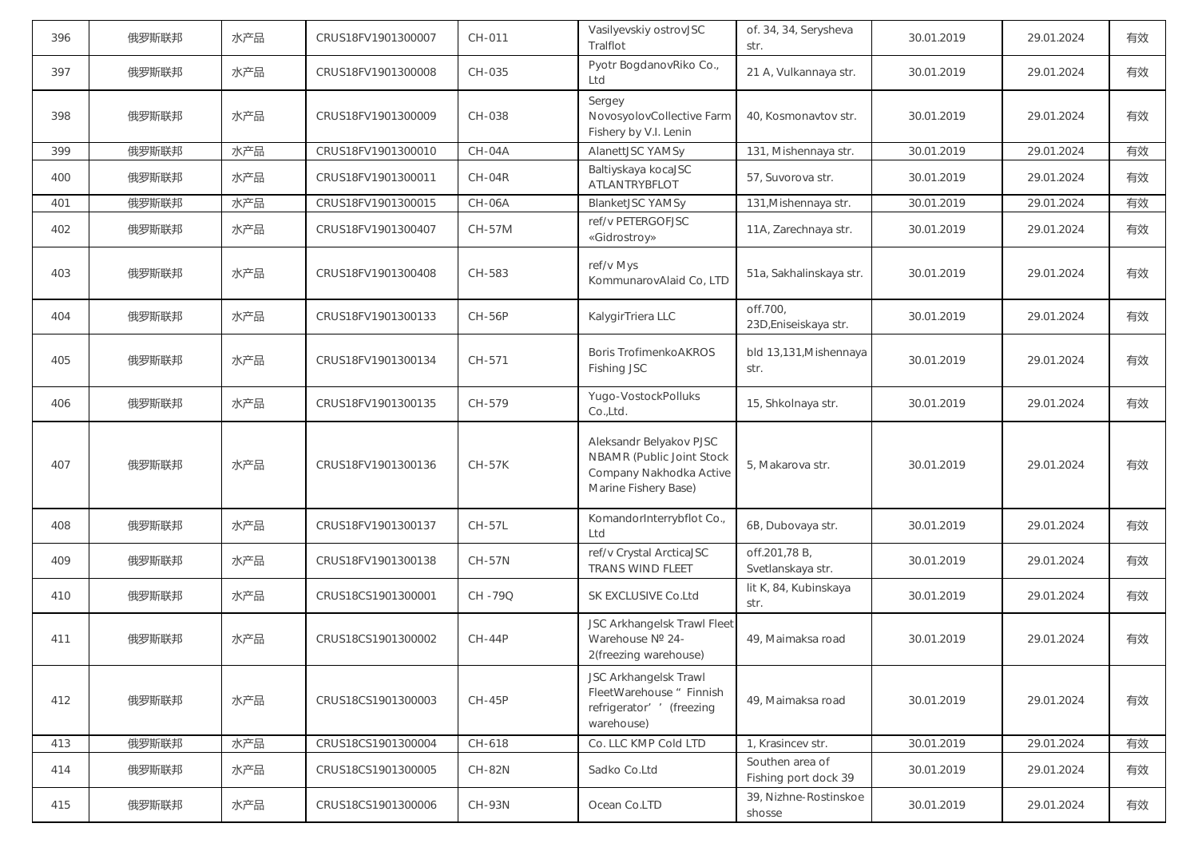| 396 | 俄罗斯联邦 | 水产品 | CRUS18FV1901300007 | CH-011 | Vasilyevskiy ostrovJSC Tralflot | of. 34, 34, Serysheva str. | 30.01.2019 | 29.01.2024 | 有效 |
|---|---|---|---|---|---|---|---|---|---|
| 397 | 俄罗斯联邦 | 水产品 | CRUS18FV1901300008 | CH-035 | Pyotr BogdanovRiko Co., Ltd | 21 A, Vulkannaya str. | 30.01.2019 | 29.01.2024 | 有效 |
| 398 | 俄罗斯联邦 | 水产品 | CRUS18FV1901300009 | CH-038 | Sergey NovosyolovCollective Farm Fishery by V.I. Lenin | 40, Kosmonavtov str. | 30.01.2019 | 29.01.2024 | 有效 |
| 399 | 俄罗斯联邦 | 水产品 | CRUS18FV1901300010 | CH-04A | AlanettJSC YAMSy | 131, Mishennaya str. | 30.01.2019 | 29.01.2024 | 有效 |
| 400 | 俄罗斯联邦 | 水产品 | CRUS18FV1901300011 | CH-04R | Baltiyskaya kocaJSC ATLANTRYBFLOT | 57, Suvorova str. | 30.01.2019 | 29.01.2024 | 有效 |
| 401 | 俄罗斯联邦 | 水产品 | CRUS18FV1901300015 | CH-06A | BlanketJSC YAMSy | 131,Mishennaya str. | 30.01.2019 | 29.01.2024 | 有效 |
| 402 | 俄罗斯联邦 | 水产品 | CRUS18FV1901300407 | CH-57M | ref/v PETERGOFJSC «Gidrostroy» | 11A, Zarechnaya str. | 30.01.2019 | 29.01.2024 | 有效 |
| 403 | 俄罗斯联邦 | 水产品 | CRUS18FV1901300408 | CH-583 | ref/v Mys KommunarovAlaid Co, LTD | 51a, Sakhalinskaya str. | 30.01.2019 | 29.01.2024 | 有效 |
| 404 | 俄罗斯联邦 | 水产品 | CRUS18FV1901300133 | CH-56P | KalygirTriera LLC | off.700, 23D,Eniseiskaya str. | 30.01.2019 | 29.01.2024 | 有效 |
| 405 | 俄罗斯联邦 | 水产品 | CRUS18FV1901300134 | CH-571 | Boris TrofimenkoAKROS Fishing JSC | bld 13,131,Mishennaya str. | 30.01.2019 | 29.01.2024 | 有效 |
| 406 | 俄罗斯联邦 | 水产品 | CRUS18FV1901300135 | CH-579 | Yugo-VostockPolluks Co.,Ltd. | 15, Shkolnaya str. | 30.01.2019 | 29.01.2024 | 有效 |
| 407 | 俄罗斯联邦 | 水产品 | CRUS18FV1901300136 | CH-57K | Aleksandr Belyakov PJSC NBAMR (Public Joint Stock Company Nakhodka Active Marine Fishery Base) | 5, Makarova str. | 30.01.2019 | 29.01.2024 | 有效 |
| 408 | 俄罗斯联邦 | 水产品 | CRUS18FV1901300137 | CH-57L | KomandorInterrybflot Co., Ltd | 6B, Dubovaya str. | 30.01.2019 | 29.01.2024 | 有效 |
| 409 | 俄罗斯联邦 | 水产品 | CRUS18FV1901300138 | CH-57N | ref/v Crystal ArcticaJSC TRANS WIND FLEET | off.201,78 B, Svetlanskaya str. | 30.01.2019 | 29.01.2024 | 有效 |
| 410 | 俄罗斯联邦 | 水产品 | CRUS18CS1901300001 | CH -79Q | SK EXCLUSIVE Co.Ltd | lit K, 84, Kubinskaya str. | 30.01.2019 | 29.01.2024 | 有效 |
| 411 | 俄罗斯联邦 | 水产品 | CRUS18CS1901300002 | CH-44P | JSC Arkhangelsk Trawl Fleet Warehouse № 24-2(freezing warehouse) | 49, Maimaksa road | 30.01.2019 | 29.01.2024 | 有效 |
| 412 | 俄罗斯联邦 | 水产品 | CRUS18CS1901300003 | CH-45P | JSC Arkhangelsk Trawl FleetWarehouse " Finnish refrigerator' ' (freezing warehouse) | 49, Maimaksa road | 30.01.2019 | 29.01.2024 | 有效 |
| 413 | 俄罗斯联邦 | 水产品 | CRUS18CS1901300004 | CH-618 | Co. LLC KMP Cold LTD | 1, Krasincev str. | 30.01.2019 | 29.01.2024 | 有效 |
| 414 | 俄罗斯联邦 | 水产品 | CRUS18CS1901300005 | CH-82N | Sadko Co.Ltd | Southen area of Fishing port dock 39 | 30.01.2019 | 29.01.2024 | 有效 |
| 415 | 俄罗斯联邦 | 水产品 | CRUS18CS1901300006 | CH-93N | Ocean Co.LTD | 39, Nizhne-Rostinskoe shosse | 30.01.2019 | 29.01.2024 | 有效 |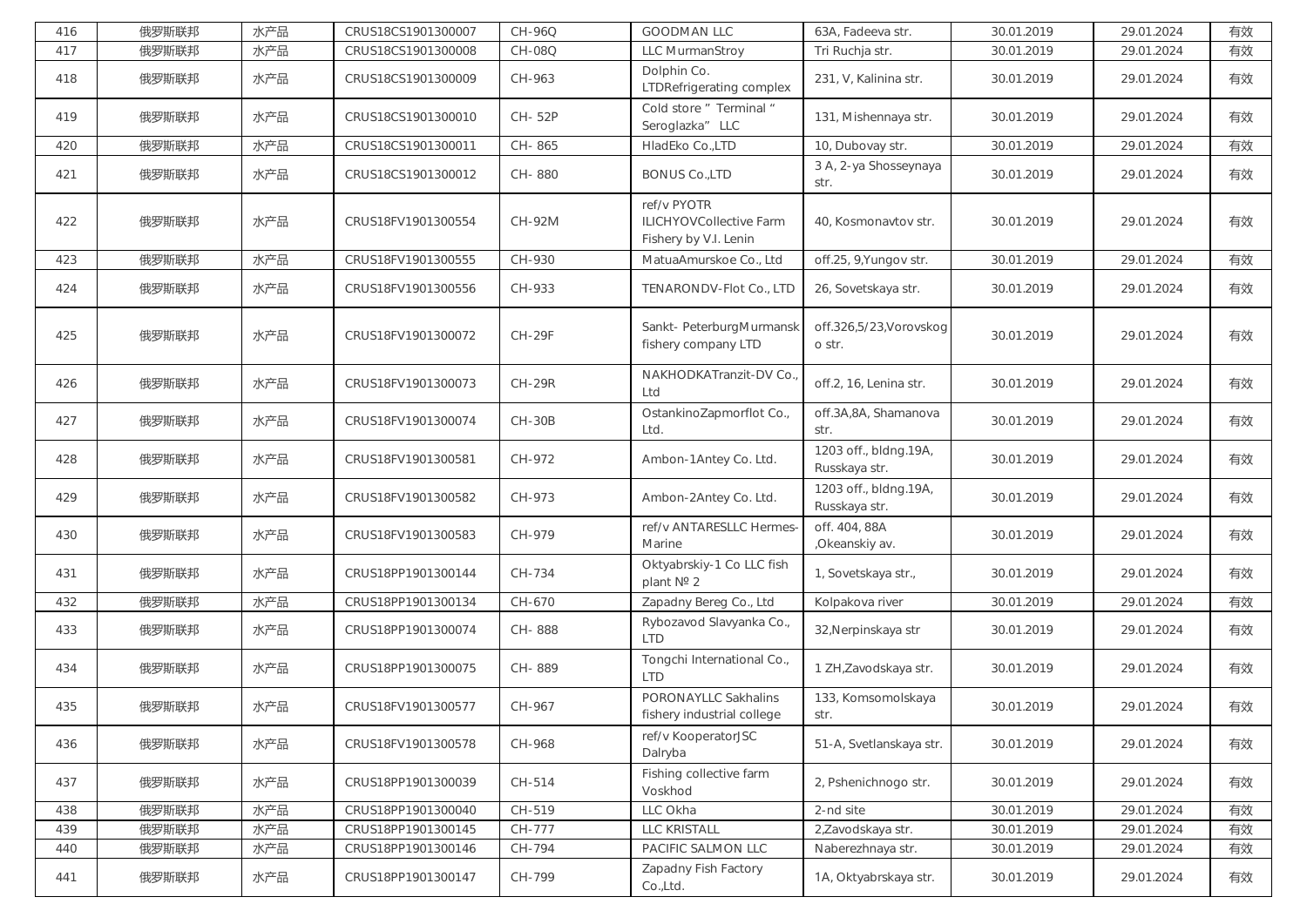| 416 | 俄罗斯联邦 | 水产品 | CRUS18CS1901300007 | CH-96Q | GOODMAN LLC | 63A, Fadeeva str. | 30.01.2019 | 29.01.2024 | 有效 |
|---|---|---|---|---|---|---|---|---|---|
| 417 | 俄罗斯联邦 | 水产品 | CRUS18CS1901300008 | CH-08Q | LLC MurmanStroy | Tri Ruchja str. | 30.01.2019 | 29.01.2024 | 有效 |
| 418 | 俄罗斯联邦 | 水产品 | CRUS18CS1901300009 | CH-963 | Dolphin Co. LTDRefrigerating complex | 231, V, Kalinina str. | 30.01.2019 | 29.01.2024 | 有效 |
| 419 | 俄罗斯联邦 | 水产品 | CRUS18CS1901300010 | CH- 52P | Cold store " Terminal " Seroglazka" LLC | 131, Mishennaya str. | 30.01.2019 | 29.01.2024 | 有效 |
| 420 | 俄罗斯联邦 | 水产品 | CRUS18CS1901300011 | CH- 865 | HladEko Co.,LTD | 10, Dubovay str. | 30.01.2019 | 29.01.2024 | 有效 |
| 421 | 俄罗斯联邦 | 水产品 | CRUS18CS1901300012 | CH- 880 | BONUS Co.,LTD | 3 A, 2-ya Shosseynaya str. | 30.01.2019 | 29.01.2024 | 有效 |
| 422 | 俄罗斯联邦 | 水产品 | CRUS18FV1901300554 | CH-92M | ref/v PYOTR ILICHYOVCollective Farm Fishery by V.I. Lenin | 40, Kosmonavtov str. | 30.01.2019 | 29.01.2024 | 有效 |
| 423 | 俄罗斯联邦 | 水产品 | CRUS18FV1901300555 | CH-930 | MatuaAmurskoe Co., Ltd | off.25, 9,Yungov str. | 30.01.2019 | 29.01.2024 | 有效 |
| 424 | 俄罗斯联邦 | 水产品 | CRUS18FV1901300556 | CH-933 | TENARONDV-Flot Co., LTD | 26, Sovetskaya str. | 30.01.2019 | 29.01.2024 | 有效 |
| 425 | 俄罗斯联邦 | 水产品 | CRUS18FV1901300072 | CH-29F | Sankt- PeterburgMurmansk fishery company LTD | off.326,5/23,Vorovskogo str. | 30.01.2019 | 29.01.2024 | 有效 |
| 426 | 俄罗斯联邦 | 水产品 | CRUS18FV1901300073 | CH-29R | NAKHODKATranzit-DV Co., Ltd | off.2, 16, Lenina str. | 30.01.2019 | 29.01.2024 | 有效 |
| 427 | 俄罗斯联邦 | 水产品 | CRUS18FV1901300074 | CH-30B | OstankinoZapmorflot Co., Ltd. | off.3A,8A, Shamanova str. | 30.01.2019 | 29.01.2024 | 有效 |
| 428 | 俄罗斯联邦 | 水产品 | CRUS18FV1901300581 | CH-972 | Ambon-1Antey Co. Ltd. | 1203 off., bldng.19A, Russkaya str. | 30.01.2019 | 29.01.2024 | 有效 |
| 429 | 俄罗斯联邦 | 水产品 | CRUS18FV1901300582 | CH-973 | Ambon-2Antey Co. Ltd. | 1203 off., bldng.19A, Russkaya str. | 30.01.2019 | 29.01.2024 | 有效 |
| 430 | 俄罗斯联邦 | 水产品 | CRUS18FV1901300583 | CH-979 | ref/v ANTARESLLC Hermes-Marine | off. 404, 88A ,Okeanskiy av. | 30.01.2019 | 29.01.2024 | 有效 |
| 431 | 俄罗斯联邦 | 水产品 | CRUS18PP1901300144 | CH-734 | Oktyabrskiy-1 Co LLC fish plant № 2 | 1, Sovetskaya str., | 30.01.2019 | 29.01.2024 | 有效 |
| 432 | 俄罗斯联邦 | 水产品 | CRUS18PP1901300134 | CH-670 | Zapadny Bereg Co., Ltd | Kolpakova river | 30.01.2019 | 29.01.2024 | 有效 |
| 433 | 俄罗斯联邦 | 水产品 | CRUS18PP1901300074 | CH- 888 | Rybozavod Slavyanka Co., LTD | 32,Nerpinskaya str | 30.01.2019 | 29.01.2024 | 有效 |
| 434 | 俄罗斯联邦 | 水产品 | CRUS18PP1901300075 | CH- 889 | Tongchi International Co., LTD | 1 ZH,Zavodskaya str. | 30.01.2019 | 29.01.2024 | 有效 |
| 435 | 俄罗斯联邦 | 水产品 | CRUS18FV1901300577 | CH-967 | PORONAYLLC Sakhalins fishery industrial college | 133, Komsomolskaya str. | 30.01.2019 | 29.01.2024 | 有效 |
| 436 | 俄罗斯联邦 | 水产品 | CRUS18FV1901300578 | CH-968 | ref/v KooperatorJSC Dalryba | 51-A, Svetlanskaya str. | 30.01.2019 | 29.01.2024 | 有效 |
| 437 | 俄罗斯联邦 | 水产品 | CRUS18PP1901300039 | CH-514 | Fishing collective farm Voskhod | 2, Pshenichnogo str. | 30.01.2019 | 29.01.2024 | 有效 |
| 438 | 俄罗斯联邦 | 水产品 | CRUS18PP1901300040 | CH-519 | LLC Okha | 2-nd site | 30.01.2019 | 29.01.2024 | 有效 |
| 439 | 俄罗斯联邦 | 水产品 | CRUS18PP1901300145 | CH-777 | LLC KRISTALL | 2,Zavodskaya str. | 30.01.2019 | 29.01.2024 | 有效 |
| 440 | 俄罗斯联邦 | 水产品 | CRUS18PP1901300146 | CH-794 | PACIFIC SALMON LLC | Naberezhnaya str. | 30.01.2019 | 29.01.2024 | 有效 |
| 441 | 俄罗斯联邦 | 水产品 | CRUS18PP1901300147 | CH-799 | Zapadny Fish Factory Co.,Ltd. | 1A, Oktyabrskaya str. | 30.01.2019 | 29.01.2024 | 有效 |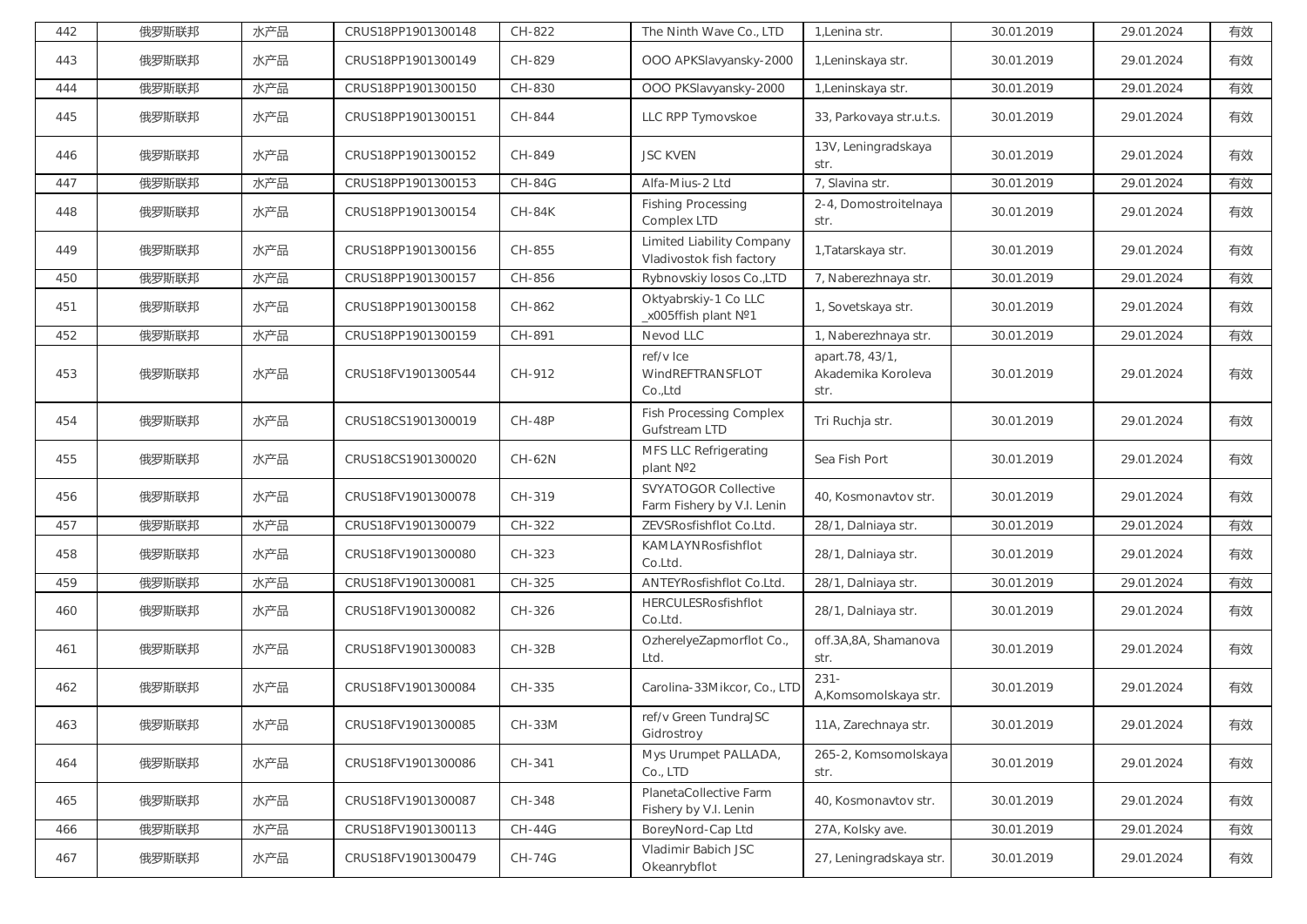| 442 | 俄罗斯联邦 | 水产品 | CRUS18PP1901300148 | CH-822 | The Ninth Wave Co., LTD | 1,Lenina str. | 30.01.2019 | 29.01.2024 | 有效 |
|---|---|---|---|---|---|---|---|---|---|
| 443 | 俄罗斯联邦 | 水产品 | CRUS18PP1901300149 | CH-829 | OOO APKSlavyansky-2000 | 1,Leninskaya str. | 30.01.2019 | 29.01.2024 | 有效 |
| 444 | 俄罗斯联邦 | 水产品 | CRUS18PP1901300150 | CH-830 | OOO PKSlavyansky-2000 | 1,Leninskaya str. | 30.01.2019 | 29.01.2024 | 有效 |
| 445 | 俄罗斯联邦 | 水产品 | CRUS18PP1901300151 | CH-844 | LLC RPP Tymovskoe | 33, Parkovaya str.u.t.s. | 30.01.2019 | 29.01.2024 | 有效 |
| 446 | 俄罗斯联邦 | 水产品 | CRUS18PP1901300152 | CH-849 | JSC KVEN | 13V, Leningradskaya str. | 30.01.2019 | 29.01.2024 | 有效 |
| 447 | 俄罗斯联邦 | 水产品 | CRUS18PP1901300153 | CH-84G | Alfa-Mius-2 Ltd | 7, Slavina str. | 30.01.2019 | 29.01.2024 | 有效 |
| 448 | 俄罗斯联邦 | 水产品 | CRUS18PP1901300154 | CH-84K | Fishing Processing Complex LTD | 2-4, Domostroitelnaya str. | 30.01.2019 | 29.01.2024 | 有效 |
| 449 | 俄罗斯联邦 | 水产品 | CRUS18PP1901300156 | CH-855 | Limited Liability Company Vladivostok fish factory | 1,Tatarskaya str. | 30.01.2019 | 29.01.2024 | 有效 |
| 450 | 俄罗斯联邦 | 水产品 | CRUS18PP1901300157 | CH-856 | Rybnovskiy losos Co.,LTD | 7, Naberezhnaya str. | 30.01.2019 | 29.01.2024 | 有效 |
| 451 | 俄罗斯联邦 | 水产品 | CRUS18PP1901300158 | CH-862 | Oktyabrskiy-1 Co LLC _x005ffish plant №1 | 1, Sovetskaya str. | 30.01.2019 | 29.01.2024 | 有效 |
| 452 | 俄罗斯联邦 | 水产品 | CRUS18PP1901300159 | CH-891 | Nevod LLC | 1, Naberezhnaya str. | 30.01.2019 | 29.01.2024 | 有效 |
| 453 | 俄罗斯联邦 | 水产品 | CRUS18FV1901300544 | CH-912 | ref/v Ice WindREFTRANSFLOT Co.,Ltd | apart.78, 43/1, Akademika Koroleva str. | 30.01.2019 | 29.01.2024 | 有效 |
| 454 | 俄罗斯联邦 | 水产品 | CRUS18CS1901300019 | CH-48P | Fish Processing Complex Gufstream LTD | Tri Ruchja str. | 30.01.2019 | 29.01.2024 | 有效 |
| 455 | 俄罗斯联邦 | 水产品 | CRUS18CS1901300020 | CH-62N | MFS LLC Refrigerating plant №2 | Sea Fish Port | 30.01.2019 | 29.01.2024 | 有效 |
| 456 | 俄罗斯联邦 | 水产品 | CRUS18FV1901300078 | CH-319 | SVYATOGOR Collective Farm Fishery by V.I. Lenin | 40, Kosmonavtov str. | 30.01.2019 | 29.01.2024 | 有效 |
| 457 | 俄罗斯联邦 | 水产品 | CRUS18FV1901300079 | CH-322 | ZEVSRosfishflot Co.Ltd. | 28/1, Dalniaya str. | 30.01.2019 | 29.01.2024 | 有效 |
| 458 | 俄罗斯联邦 | 水产品 | CRUS18FV1901300080 | CH-323 | KAMLAYNRosfishflot Co.Ltd. | 28/1, Dalniaya str. | 30.01.2019 | 29.01.2024 | 有效 |
| 459 | 俄罗斯联邦 | 水产品 | CRUS18FV1901300081 | CH-325 | ANTEYRosfishflot Co.Ltd. | 28/1, Dalniaya str. | 30.01.2019 | 29.01.2024 | 有效 |
| 460 | 俄罗斯联邦 | 水产品 | CRUS18FV1901300082 | CH-326 | HERCULESRosfishflot Co.Ltd. | 28/1, Dalniaya str. | 30.01.2019 | 29.01.2024 | 有效 |
| 461 | 俄罗斯联邦 | 水产品 | CRUS18FV1901300083 | CH-32B | OzherelyeZapmorflot Co., Ltd. | off.3A,8A, Shamanova str. | 30.01.2019 | 29.01.2024 | 有效 |
| 462 | 俄罗斯联邦 | 水产品 | CRUS18FV1901300084 | CH-335 | Carolina-33Mikcor, Co., LTD | 231-A,Komsomolskaya str. | 30.01.2019 | 29.01.2024 | 有效 |
| 463 | 俄罗斯联邦 | 水产品 | CRUS18FV1901300085 | CH-33M | ref/v Green TundraJSC Gidrostroy | 11A, Zarechnaya str. | 30.01.2019 | 29.01.2024 | 有效 |
| 464 | 俄罗斯联邦 | 水产品 | CRUS18FV1901300086 | CH-341 | Mys Urumpet PALLADA, Co., LTD | 265-2, Komsomolskaya str. | 30.01.2019 | 29.01.2024 | 有效 |
| 465 | 俄罗斯联邦 | 水产品 | CRUS18FV1901300087 | CH-348 | PlanetaCollective Farm Fishery by V.I. Lenin | 40, Kosmonavtov str. | 30.01.2019 | 29.01.2024 | 有效 |
| 466 | 俄罗斯联邦 | 水产品 | CRUS18FV1901300113 | CH-44G | BoreyNord-Cap Ltd | 27A, Kolsky ave. | 30.01.2019 | 29.01.2024 | 有效 |
| 467 | 俄罗斯联邦 | 水产品 | CRUS18FV1901300479 | CH-74G | Vladimir Babich JSC Okeanrybflot | 27, Leningradskaya str. | 30.01.2019 | 29.01.2024 | 有效 |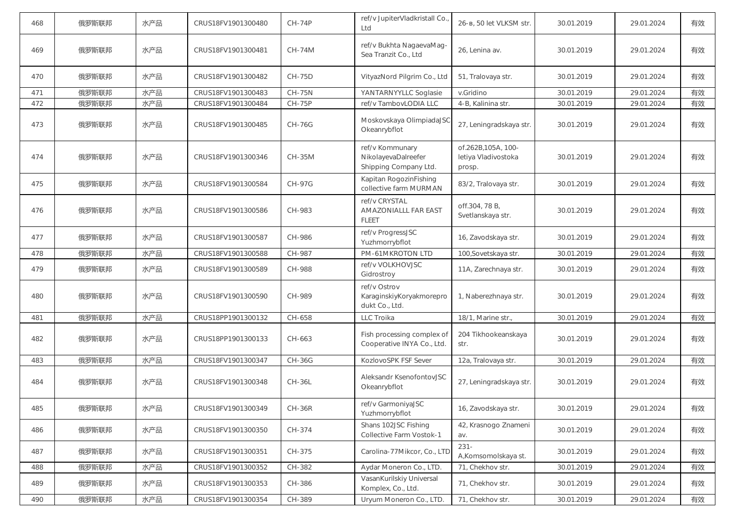| 468 | 俄罗斯联邦 | 水产品 | CRUS18FV1901300480 | CH-74P | ref/v JupiterVladkristall Co., Ltd | 26-в, 50 let VLKSM str. | 30.01.2019 | 29.01.2024 | 有效 |
|---|---|---|---|---|---|---|---|---|---|
| 469 | 俄罗斯联邦 | 水产品 | CRUS18FV1901300481 | CH-74M | ref/v Bukhta NagaevaMag-Sea Tranzit Co., Ltd | 26, Lenina av. | 30.01.2019 | 29.01.2024 | 有效 |
| 470 | 俄罗斯联邦 | 水产品 | CRUS18FV1901300482 | CH-75D | VityazNord Pilgrim Co., Ltd | 51, Tralovaya str. | 30.01.2019 | 29.01.2024 | 有效 |
| 471 | 俄罗斯联邦 | 水产品 | CRUS18FV1901300483 | CH-75N | YANTARNYYLLC Soglasie | v.Gridino | 30.01.2019 | 29.01.2024 | 有效 |
| 472 | 俄罗斯联邦 | 水产品 | CRUS18FV1901300484 | CH-75P | ref/v TambovLODIA LLC | 4-B, Kalinina str. | 30.01.2019 | 29.01.2024 | 有效 |
| 473 | 俄罗斯联邦 | 水产品 | CRUS18FV1901300485 | CH-76G | Moskovskaya OlimpiadaJSC Okeanrybflot | 27, Leningradskaya str. | 30.01.2019 | 29.01.2024 | 有效 |
| 474 | 俄罗斯联邦 | 水产品 | CRUS18FV1901300346 | CH-35M | ref/v Kommunary NikolayevaDalreefer Shipping Company Ltd. | of.262B,105A, 100-letiya Vladivostoka prosp. | 30.01.2019 | 29.01.2024 | 有效 |
| 475 | 俄罗斯联邦 | 水产品 | CRUS18FV1901300584 | CH-97G | Kapitan RogozinFishing collective farm MURMAN | 83/2, Tralovaya str. | 30.01.2019 | 29.01.2024 | 有效 |
| 476 | 俄罗斯联邦 | 水产品 | CRUS18FV1901300586 | CH-983 | ref/v CRYSTAL AMAZONIALLL FAR EAST FLEET | off.304, 78 B, Svetlanskaya str. | 30.01.2019 | 29.01.2024 | 有效 |
| 477 | 俄罗斯联邦 | 水产品 | CRUS18FV1901300587 | CH-986 | ref/v ProgressJSC Yuzhmorrybflot | 16, Zavodskaya str. | 30.01.2019 | 29.01.2024 | 有效 |
| 478 | 俄罗斯联邦 | 水产品 | CRUS18FV1901300588 | CH-987 | PM-61MKROTON LTD | 100,Sovetskaya str. | 30.01.2019 | 29.01.2024 | 有效 |
| 479 | 俄罗斯联邦 | 水产品 | CRUS18FV1901300589 | CH-988 | ref/v VOLKHOVJSC Gidrostroy | 11A, Zarechnaya str. | 30.01.2019 | 29.01.2024 | 有效 |
| 480 | 俄罗斯联邦 | 水产品 | CRUS18FV1901300590 | CH-989 | ref/v Ostrov KaraginskiyKoryakmoreprodukt Co., Ltd. | 1, Naberezhnaya str. | 30.01.2019 | 29.01.2024 | 有效 |
| 481 | 俄罗斯联邦 | 水产品 | CRUS18PP1901300132 | CH-658 | LLC Troika | 18/1, Marine str., | 30.01.2019 | 29.01.2024 | 有效 |
| 482 | 俄罗斯联邦 | 水产品 | CRUS18PP1901300133 | CH-663 | Fish processing complex of Cooperative INYA Co., Ltd. | 204 Tikhookeanskaya str. | 30.01.2019 | 29.01.2024 | 有效 |
| 483 | 俄罗斯联邦 | 水产品 | CRUS18FV1901300347 | CH-36G | KozlovoSPK FSF Sever | 12a, Tralovaya str. | 30.01.2019 | 29.01.2024 | 有效 |
| 484 | 俄罗斯联邦 | 水产品 | CRUS18FV1901300348 | CH-36L | Aleksandr KsenofontovJSC Okeanrybflot | 27, Leningradskaya str. | 30.01.2019 | 29.01.2024 | 有效 |
| 485 | 俄罗斯联邦 | 水产品 | CRUS18FV1901300349 | CH-36R | ref/v GarmoniyaJSC Yuzhmorrybflot | 16, Zavodskaya str. | 30.01.2019 | 29.01.2024 | 有效 |
| 486 | 俄罗斯联邦 | 水产品 | CRUS18FV1901300350 | CH-374 | Shans 102JSC Fishing Collective Farm Vostok-1 | 42, Krasnogo Znameni av. | 30.01.2019 | 29.01.2024 | 有效 |
| 487 | 俄罗斯联邦 | 水产品 | CRUS18FV1901300351 | CH-375 | Carolina-77Mikcor, Co., LTD | 231-A,Komsomolskaya st. | 30.01.2019 | 29.01.2024 | 有效 |
| 488 | 俄罗斯联邦 | 水产品 | CRUS18FV1901300352 | CH-382 | Aydar Moneron Co., LTD. | 71, Chekhov str. | 30.01.2019 | 29.01.2024 | 有效 |
| 489 | 俄罗斯联邦 | 水产品 | CRUS18FV1901300353 | CH-386 | VasanKurilskiy Universal Komplex, Co., Ltd. | 71, Chekhov str. | 30.01.2019 | 29.01.2024 | 有效 |
| 490 | 俄罗斯联邦 | 水产品 | CRUS18FV1901300354 | CH-389 | Uryum Moneron Co., LTD. | 71, Chekhov str. | 30.01.2019 | 29.01.2024 | 有效 |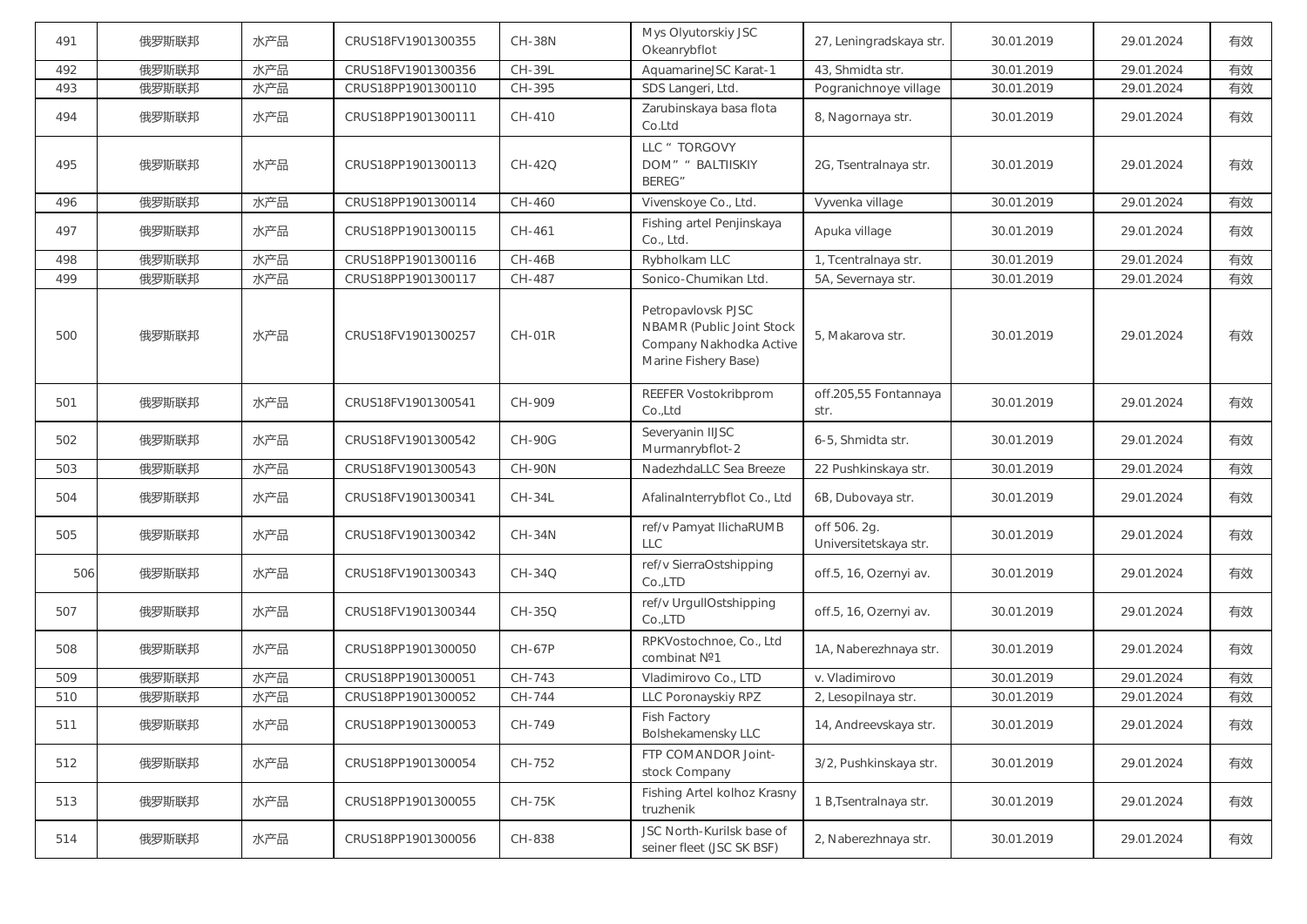| 491 | 俄罗斯联邦 | 水产品 | CRUS18FV1901300355 | CH-38N | Mys Olyutorskiy JSC Okeanrybflot | 27, Leningradskaya str. | 30.01.2019 | 29.01.2024 | 有效 |
|---|---|---|---|---|---|---|---|---|---|
| 492 | 俄罗斯联邦 | 水产品 | CRUS18FV1901300356 | CH-39L | AquamarineJSC Karat-1 | 43, Shmidta str. | 30.01.2019 | 29.01.2024 | 有效 |
| 493 | 俄罗斯联邦 | 水产品 | CRUS18PP1901300110 | CH-395 | SDS Langeri, Ltd. | Pogranichnoye village | 30.01.2019 | 29.01.2024 | 有效 |
| 494 | 俄罗斯联邦 | 水产品 | CRUS18PP1901300111 | CH-410 | Zarubinskaya basa flota Co.Ltd | 8, Nagornaya str. | 30.01.2019 | 29.01.2024 | 有效 |
| 495 | 俄罗斯联邦 | 水产品 | CRUS18PP1901300113 | CH-42Q | LLC " TORGOVY DOM" " BALTIISKIY BEREG" | 2G, Tsentralnaya str. | 30.01.2019 | 29.01.2024 | 有效 |
| 496 | 俄罗斯联邦 | 水产品 | CRUS18PP1901300114 | CH-460 | Vivenskoye Co., Ltd. | Vyvenka village | 30.01.2019 | 29.01.2024 | 有效 |
| 497 | 俄罗斯联邦 | 水产品 | CRUS18PP1901300115 | CH-461 | Fishing artel Penjinskaya Co., Ltd. | Apuka village | 30.01.2019 | 29.01.2024 | 有效 |
| 498 | 俄罗斯联邦 | 水产品 | CRUS18PP1901300116 | CH-46B | Rybholkam LLC | 1, Tcentralnaya str. | 30.01.2019 | 29.01.2024 | 有效 |
| 499 | 俄罗斯联邦 | 水产品 | CRUS18PP1901300117 | CH-487 | Sonico-Chumikan Ltd. | 5A, Severnaya str. | 30.01.2019 | 29.01.2024 | 有效 |
| 500 | 俄罗斯联邦 | 水产品 | CRUS18FV1901300257 | CH-01R | Petropavlovsk PJSC NBAMR (Public Joint Stock Company Nakhodka Active Marine Fishery Base) | 5, Makarova str. | 30.01.2019 | 29.01.2024 | 有效 |
| 501 | 俄罗斯联邦 | 水产品 | CRUS18FV1901300541 | CH-909 | REEFER Vostokribprom Co.,Ltd | off.205,55 Fontannaya str. | 30.01.2019 | 29.01.2024 | 有效 |
| 502 | 俄罗斯联邦 | 水产品 | CRUS18FV1901300542 | CH-90G | Severyanin IIJSC Murmanrybflot-2 | 6-5, Shmidta str. | 30.01.2019 | 29.01.2024 | 有效 |
| 503 | 俄罗斯联邦 | 水产品 | CRUS18FV1901300543 | CH-90N | NadezhdaLLC Sea Breeze | 22 Pushkinskaya str. | 30.01.2019 | 29.01.2024 | 有效 |
| 504 | 俄罗斯联邦 | 水产品 | CRUS18FV1901300341 | CH-34L | AfalinaInterrybflot Co., Ltd | 6B, Dubovaya str. | 30.01.2019 | 29.01.2024 | 有效 |
| 505 | 俄罗斯联邦 | 水产品 | CRUS18FV1901300342 | CH-34N | ref/v Pamyat IlichaRUMB LLC | off 506. 2g. Universitetskaya str. | 30.01.2019 | 29.01.2024 | 有效 |
| 506 | 俄罗斯联邦 | 水产品 | CRUS18FV1901300343 | CH-34Q | ref/v SierraOstshipping Co.,LTD | off.5, 16, Ozernyi av. | 30.01.2019 | 29.01.2024 | 有效 |
| 507 | 俄罗斯联邦 | 水产品 | CRUS18FV1901300344 | CH-35Q | ref/v UrgullOstshipping Co.,LTD | off.5, 16, Ozernyi av. | 30.01.2019 | 29.01.2024 | 有效 |
| 508 | 俄罗斯联邦 | 水产品 | CRUS18PP1901300050 | CH-67P | RPKVostochnoe, Co., Ltd combinat №1 | 1A, Naberezhnaya str. | 30.01.2019 | 29.01.2024 | 有效 |
| 509 | 俄罗斯联邦 | 水产品 | CRUS18PP1901300051 | CH-743 | Vladimirovo Co., LTD | v. Vladimirovo | 30.01.2019 | 29.01.2024 | 有效 |
| 510 | 俄罗斯联邦 | 水产品 | CRUS18PP1901300052 | CH-744 | LLC Poronayskiy RPZ | 2, Lesopilnaya str. | 30.01.2019 | 29.01.2024 | 有效 |
| 511 | 俄罗斯联邦 | 水产品 | CRUS18PP1901300053 | CH-749 | Fish Factory Bolshekamensky LLC | 14, Andreevskaya str. | 30.01.2019 | 29.01.2024 | 有效 |
| 512 | 俄罗斯联邦 | 水产品 | CRUS18PP1901300054 | CH-752 | FTP COMANDOR Joint-stock Company | 3/2, Pushkinskaya str. | 30.01.2019 | 29.01.2024 | 有效 |
| 513 | 俄罗斯联邦 | 水产品 | CRUS18PP1901300055 | CH-75K | Fishing Artel kolhoz Krasny truzhenik | 1 B,Tsentralnaya str. | 30.01.2019 | 29.01.2024 | 有效 |
| 514 | 俄罗斯联邦 | 水产品 | CRUS18PP1901300056 | CH-838 | JSC North-Kurilsk base of seiner fleet (JSC SK BSF) | 2, Naberezhnaya str. | 30.01.2019 | 29.01.2024 | 有效 |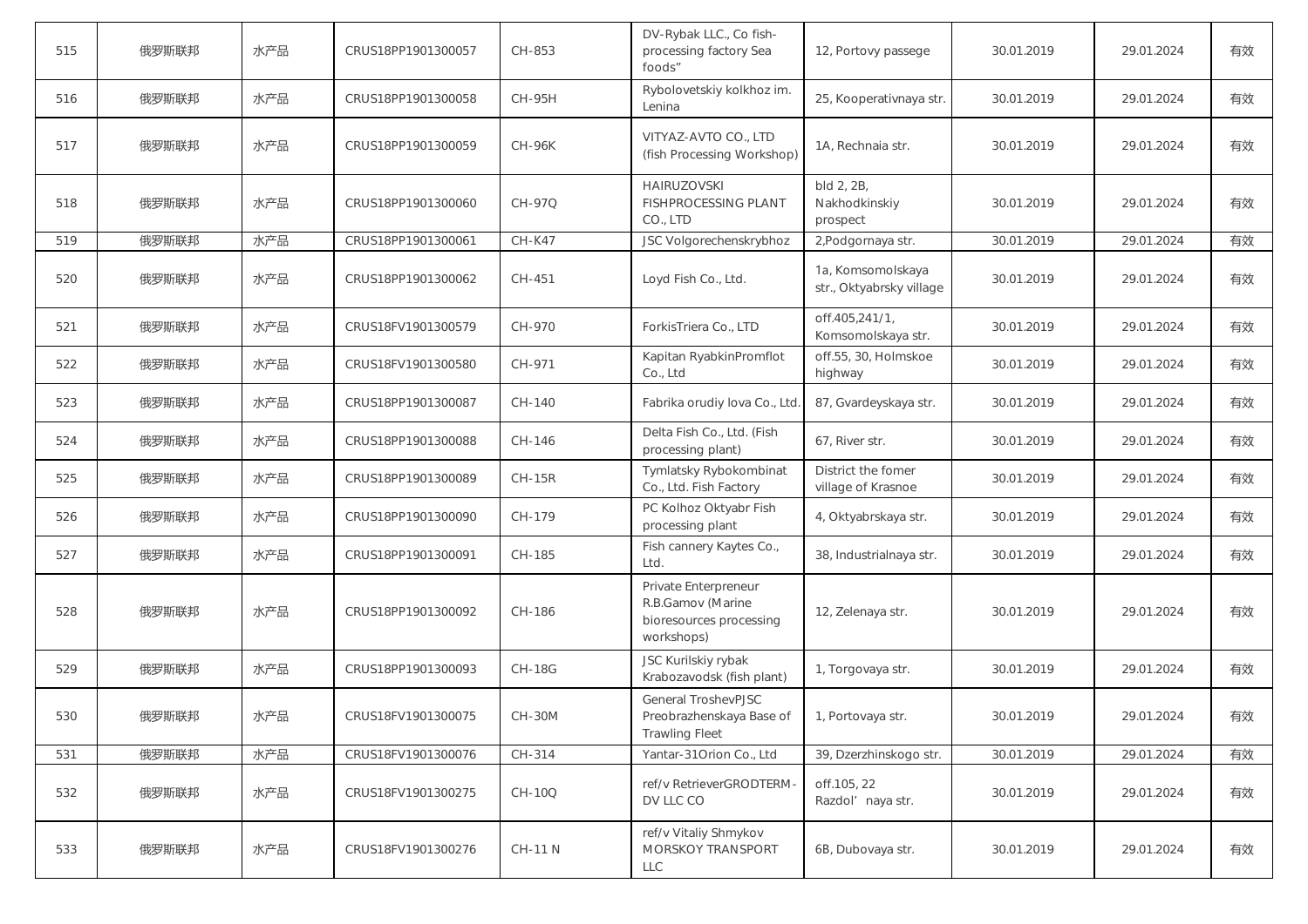| 515 | 俄罗斯联邦 | 水产品 | CRUS18PP1901300057 | CH-853 | DV-Rybak LLC., Co fish-processing factory Sea foods" | 12, Portovy passege | 30.01.2019 | 29.01.2024 | 有效 |
|---|---|---|---|---|---|---|---|---|---|
| 516 | 俄罗斯联邦 | 水产品 | CRUS18PP1901300058 | CH-95H | Rybolovetskiy kolkhoz im. Lenina | 25, Kooperativnaya str. | 30.01.2019 | 29.01.2024 | 有效 |
| 517 | 俄罗斯联邦 | 水产品 | CRUS18PP1901300059 | CH-96K | VITYAZ-AVTO CO., LTD (fish Processing Workshop) | 1A, Rechnaia str. | 30.01.2019 | 29.01.2024 | 有效 |
| 518 | 俄罗斯联邦 | 水产品 | CRUS18PP1901300060 | CH-97Q | HAIRUZOVSKI FISHPROCESSING PLANT CO., LTD | bld 2, 2B, Nakhodkinskiy prospect | 30.01.2019 | 29.01.2024 | 有效 |
| 519 | 俄罗斯联邦 | 水产品 | CRUS18PP1901300061 | CH-K47 | JSC Volgorechenskrybhoz | 2,Podgornaya str. | 30.01.2019 | 29.01.2024 | 有效 |
| 520 | 俄罗斯联邦 | 水产品 | CRUS18PP1901300062 | CH-451 | Loyd Fish Co., Ltd. | 1a, Komsomolskaya str., Oktyabrsky village | 30.01.2019 | 29.01.2024 | 有效 |
| 521 | 俄罗斯联邦 | 水产品 | CRUS18FV1901300579 | CH-970 | ForkisTriera Co., LTD | off.405,241/1, Komsomolskaya str. | 30.01.2019 | 29.01.2024 | 有效 |
| 522 | 俄罗斯联邦 | 水产品 | CRUS18FV1901300580 | CH-971 | Kapitan RyabkinPromflot Co., Ltd | off.55, 30, Holmskoe highway | 30.01.2019 | 29.01.2024 | 有效 |
| 523 | 俄罗斯联邦 | 水产品 | CRUS18PP1901300087 | CH-140 | Fabrika orudiy lova Co., Ltd. | 87, Gvardeyskaya str. | 30.01.2019 | 29.01.2024 | 有效 |
| 524 | 俄罗斯联邦 | 水产品 | CRUS18PP1901300088 | CH-146 | Delta Fish Co., Ltd. (Fish processing plant) | 67, River str. | 30.01.2019 | 29.01.2024 | 有效 |
| 525 | 俄罗斯联邦 | 水产品 | CRUS18PP1901300089 | CH-15R | Tymlatsky Rybokombinat Co., Ltd. Fish Factory | District the fomer village of Krasnoe | 30.01.2019 | 29.01.2024 | 有效 |
| 526 | 俄罗斯联邦 | 水产品 | CRUS18PP1901300090 | CH-179 | PC Kolhoz Oktyabr Fish processing plant | 4, Oktyabrskaya str. | 30.01.2019 | 29.01.2024 | 有效 |
| 527 | 俄罗斯联邦 | 水产品 | CRUS18PP1901300091 | CH-185 | Fish cannery Kaytes Co., Ltd. | 38, Industrialnaya str. | 30.01.2019 | 29.01.2024 | 有效 |
| 528 | 俄罗斯联邦 | 水产品 | CRUS18PP1901300092 | CH-186 | Private Enterpreneur R.B.Gamov (Marine bioresources processing workshops) | 12, Zelenaya str. | 30.01.2019 | 29.01.2024 | 有效 |
| 529 | 俄罗斯联邦 | 水产品 | CRUS18PP1901300093 | CH-18G | JSC Kurilskiy rybak Krabozavodsk (fish plant) | 1, Torgovaya str. | 30.01.2019 | 29.01.2024 | 有效 |
| 530 | 俄罗斯联邦 | 水产品 | CRUS18FV1901300075 | CH-30M | General TroshevPJSC Preobrazhenskaya Base of Trawling Fleet | 1, Portovaya str. | 30.01.2019 | 29.01.2024 | 有效 |
| 531 | 俄罗斯联邦 | 水产品 | CRUS18FV1901300076 | CH-314 | Yantar-31Orion Co., Ltd | 39, Dzerzhinskogo str. | 30.01.2019 | 29.01.2024 | 有效 |
| 532 | 俄罗斯联邦 | 水产品 | CRUS18FV1901300275 | CH-10Q | ref/v RetrieverGRODTERM-DV LLC CO | off.105, 22 Razdol'naya str. | 30.01.2019 | 29.01.2024 | 有效 |
| 533 | 俄罗斯联邦 | 水产品 | CRUS18FV1901300276 | CH-11 N | ref/v Vitaliy Shmykov MORSKOY TRANSPORT LLC | 6B, Dubovaya str. | 30.01.2019 | 29.01.2024 | 有效 |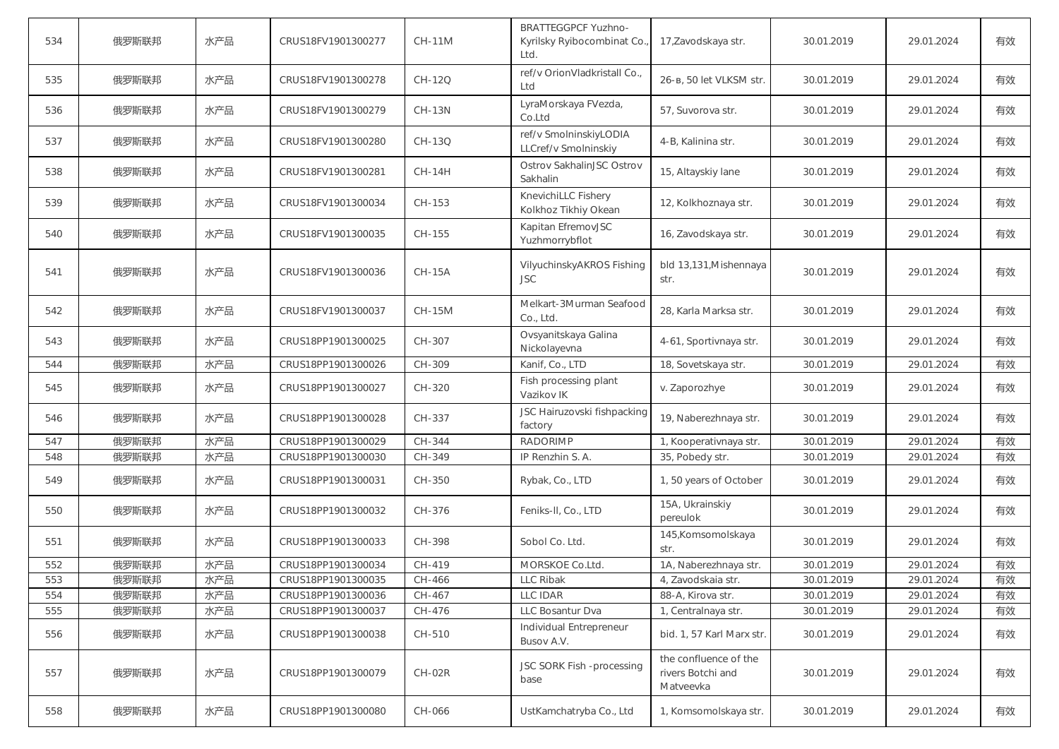| 534 | 俄罗斯联邦 | 水产品 | CRUS18FV1901300277 | CH-11M | BRATTEGGPCF Yuzhno-Kyrilsky Ryibocombinat Co., Ltd. | 17,Zavodskaya str. | 30.01.2019 | 29.01.2024 | 有效 |
|---|---|---|---|---|---|---|---|---|---|
| 535 | 俄罗斯联邦 | 水产品 | CRUS18FV1901300278 | CH-12Q | ref/v OrionVladkristall Co., Ltd | 26-в, 50 let VLKSM str. | 30.01.2019 | 29.01.2024 | 有效 |
| 536 | 俄罗斯联邦 | 水产品 | CRUS18FV1901300279 | CH-13N | LyraMorskaya FVezda, Co.Ltd | 57, Suvorova str. | 30.01.2019 | 29.01.2024 | 有效 |
| 537 | 俄罗斯联邦 | 水产品 | CRUS18FV1901300280 | CH-13Q | ref/v SmolninskiyLODIA LLCref/v Smolninskiy | 4-B, Kalinina str. | 30.01.2019 | 29.01.2024 | 有效 |
| 538 | 俄罗斯联邦 | 水产品 | CRUS18FV1901300281 | CH-14H | Ostrov SakhalinJSC Ostrov Sakhalin | 15, Altayskiy lane | 30.01.2019 | 29.01.2024 | 有效 |
| 539 | 俄罗斯联邦 | 水产品 | CRUS18FV1901300034 | CH-153 | KnevichiLLC Fishery Kolkhoz Tikhiy Okean | 12, Kolkhoznaya str. | 30.01.2019 | 29.01.2024 | 有效 |
| 540 | 俄罗斯联邦 | 水产品 | CRUS18FV1901300035 | CH-155 | Kapitan EfremovJSC Yuzhmorrybflot | 16, Zavodskaya str. | 30.01.2019 | 29.01.2024 | 有效 |
| 541 | 俄罗斯联邦 | 水产品 | CRUS18FV1901300036 | CH-15A | VilyuchinskyAKROS Fishing JSC | bld 13,131,Mishennaya str. | 30.01.2019 | 29.01.2024 | 有效 |
| 542 | 俄罗斯联邦 | 水产品 | CRUS18FV1901300037 | CH-15M | Melkart-3Murman Seafood Co., Ltd. | 28, Karla Marksa str. | 30.01.2019 | 29.01.2024 | 有效 |
| 543 | 俄罗斯联邦 | 水产品 | CRUS18PP1901300025 | CH-307 | Ovsyanitskaya Galina Nickolayevna | 4-61, Sportivnaya str. | 30.01.2019 | 29.01.2024 | 有效 |
| 544 | 俄罗斯联邦 | 水产品 | CRUS18PP1901300026 | CH-309 | Kanif, Co., LTD | 18, Sovetskaya str. | 30.01.2019 | 29.01.2024 | 有效 |
| 545 | 俄罗斯联邦 | 水产品 | CRUS18PP1901300027 | CH-320 | Fish processing plant Vazikov IK | v. Zaporozhye | 30.01.2019 | 29.01.2024 | 有效 |
| 546 | 俄罗斯联邦 | 水产品 | CRUS18PP1901300028 | CH-337 | JSC Hairuzovski fishpacking factory | 19, Naberezhnaya str. | 30.01.2019 | 29.01.2024 | 有效 |
| 547 | 俄罗斯联邦 | 水产品 | CRUS18PP1901300029 | CH-344 | RADORIMP | 1, Kooperativnaya str. | 30.01.2019 | 29.01.2024 | 有效 |
| 548 | 俄罗斯联邦 | 水产品 | CRUS18PP1901300030 | CH-349 | IP Renzhin S. A. | 35, Pobedy str. | 30.01.2019 | 29.01.2024 | 有效 |
| 549 | 俄罗斯联邦 | 水产品 | CRUS18PP1901300031 | CH-350 | Rybak, Co., LTD | 1, 50 years of October | 30.01.2019 | 29.01.2024 | 有效 |
| 550 | 俄罗斯联邦 | 水产品 | CRUS18PP1901300032 | CH-376 | Feniks-II, Co., LTD | 15A, Ukrainskiy pereulok | 30.01.2019 | 29.01.2024 | 有效 |
| 551 | 俄罗斯联邦 | 水产品 | CRUS18PP1901300033 | CH-398 | Sobol Co. Ltd. | 145,Komsomolskaya str. | 30.01.2019 | 29.01.2024 | 有效 |
| 552 | 俄罗斯联邦 | 水产品 | CRUS18PP1901300034 | CH-419 | MORSKOE Co.Ltd. | 1A, Naberezhnaya str. | 30.01.2019 | 29.01.2024 | 有效 |
| 553 | 俄罗斯联邦 | 水产品 | CRUS18PP1901300035 | CH-466 | LLC Ribak | 4, Zavodskaia str. | 30.01.2019 | 29.01.2024 | 有效 |
| 554 | 俄罗斯联邦 | 水产品 | CRUS18PP1901300036 | CH-467 | LLC IDAR | 88-A, Kirova str. | 30.01.2019 | 29.01.2024 | 有效 |
| 555 | 俄罗斯联邦 | 水产品 | CRUS18PP1901300037 | CH-476 | LLC Bosantur Dva | 1, Centralnaya str. | 30.01.2019 | 29.01.2024 | 有效 |
| 556 | 俄罗斯联邦 | 水产品 | CRUS18PP1901300038 | CH-510 | Individual Entrepreneur Busov A.V. | bid. 1, 57 Karl Marx str. | 30.01.2019 | 29.01.2024 | 有效 |
| 557 | 俄罗斯联邦 | 水产品 | CRUS18PP1901300079 | CH-02R | JSC SORK Fish -processing base | the confluence of the rivers Botchi and Matveevka | 30.01.2019 | 29.01.2024 | 有效 |
| 558 | 俄罗斯联邦 | 水产品 | CRUS18PP1901300080 | CH-066 | UstKamchatryba Co., Ltd | 1, Komsomolskaya str. | 30.01.2019 | 29.01.2024 | 有效 |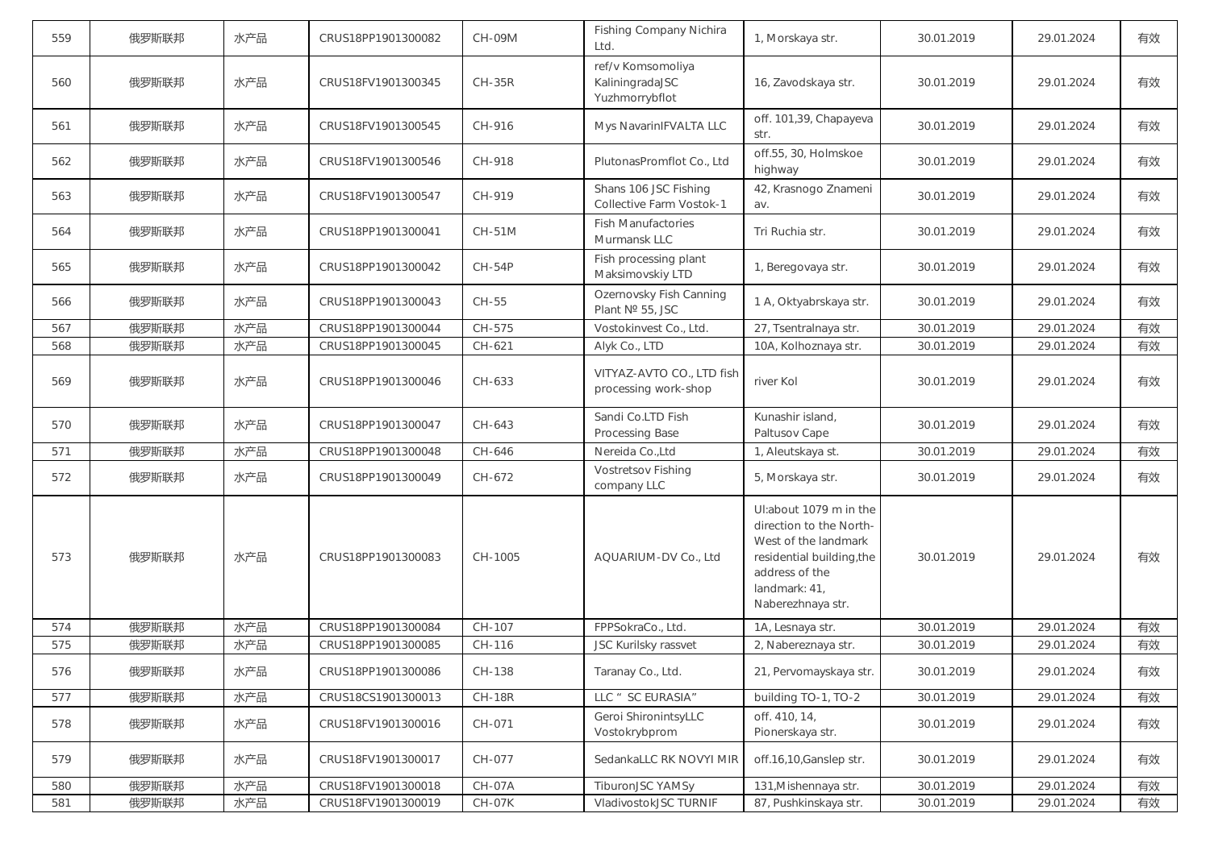| 559 | 俄罗斯联邦 | 水产品 | CRUS18PP1901300082 | CH-09M | Fishing Company Nichira Ltd. | 1, Morskaya str. | 30.01.2019 | 29.01.2024 | 有效 |
|---|---|---|---|---|---|---|---|---|---|
| 560 | 俄罗斯联邦 | 水产品 | CRUS18FV1901300345 | CH-35R | ref/v Komsomoliya KaliningradaJSC Yuzhmorrybflot | 16, Zavodskaya str. | 30.01.2019 | 29.01.2024 | 有效 |
| 561 | 俄罗斯联邦 | 水产品 | CRUS18FV1901300545 | CH-916 | Mys NavarinIFVALTA LLC | off. 101,39, Chapayeva str. | 30.01.2019 | 29.01.2024 | 有效 |
| 562 | 俄罗斯联邦 | 水产品 | CRUS18FV1901300546 | CH-918 | PlutonasPromflot Co., Ltd | off.55, 30, Holmskoe highway | 30.01.2019 | 29.01.2024 | 有效 |
| 563 | 俄罗斯联邦 | 水产品 | CRUS18FV1901300547 | CH-919 | Shans 106 JSC Fishing Collective Farm Vostok-1 | 42, Krasnogo Znameni av. | 30.01.2019 | 29.01.2024 | 有效 |
| 564 | 俄罗斯联邦 | 水产品 | CRUS18PP1901300041 | CH-51M | Fish Manufactories Murmansk LLC | Tri Ruchia str. | 30.01.2019 | 29.01.2024 | 有效 |
| 565 | 俄罗斯联邦 | 水产品 | CRUS18PP1901300042 | CH-54P | Fish processing plant Maksimovskiy LTD | 1, Beregovaya str. | 30.01.2019 | 29.01.2024 | 有效 |
| 566 | 俄罗斯联邦 | 水产品 | CRUS18PP1901300043 | CH-55 | Ozernovsky Fish Canning Plant № 55, JSC | 1 A, Oktyabrskaya str. | 30.01.2019 | 29.01.2024 | 有效 |
| 567 | 俄罗斯联邦 | 水产品 | CRUS18PP1901300044 | CH-575 | Vostokinvest Co., Ltd. | 27, Tsentralnaya str. | 30.01.2019 | 29.01.2024 | 有效 |
| 568 | 俄罗斯联邦 | 水产品 | CRUS18PP1901300045 | CH-621 | Alyk Co., LTD | 10A, Kolhoznaya str. | 30.01.2019 | 29.01.2024 | 有效 |
| 569 | 俄罗斯联邦 | 水产品 | CRUS18PP1901300046 | CH-633 | VITYAZ-AVTO CO., LTD fish processing work-shop | river Kol | 30.01.2019 | 29.01.2024 | 有效 |
| 570 | 俄罗斯联邦 | 水产品 | CRUS18PP1901300047 | CH-643 | Sandi Co.LTD Fish Processing Base | Kunashir island, Paltusov Cape | 30.01.2019 | 29.01.2024 | 有效 |
| 571 | 俄罗斯联邦 | 水产品 | CRUS18PP1901300048 | CH-646 | Nereida Co.,Ltd | 1, Aleutskaya st. | 30.01.2019 | 29.01.2024 | 有效 |
| 572 | 俄罗斯联邦 | 水产品 | CRUS18PP1901300049 | CH-672 | Vostretsov Fishing company LLC | 5, Morskaya str. | 30.01.2019 | 29.01.2024 | 有效 |
| 573 | 俄罗斯联邦 | 水产品 | CRUS18PP1901300083 | CH-1005 | AQUARIUM-DV Co., Ltd | Ul:about 1079 m in the direction to the North-West of the landmark residential building,the address of the landmark: 41, Naberezhnaya str. | 30.01.2019 | 29.01.2024 | 有效 |
| 574 | 俄罗斯联邦 | 水产品 | CRUS18PP1901300084 | CH-107 | FPPSokraCo., Ltd. | 1A, Lesnaya str. | 30.01.2019 | 29.01.2024 | 有效 |
| 575 | 俄罗斯联邦 | 水产品 | CRUS18PP1901300085 | CH-116 | JSC Kurilsky rassvet | 2, Nabereznaya str. | 30.01.2019 | 29.01.2024 | 有效 |
| 576 | 俄罗斯联邦 | 水产品 | CRUS18PP1901300086 | CH-138 | Taranay Co., Ltd. | 21, Pervomayskaya str. | 30.01.2019 | 29.01.2024 | 有效 |
| 577 | 俄罗斯联邦 | 水产品 | CRUS18CS1901300013 | CH-18R | LLC " SC EURASIA" | building TO-1, TO-2 | 30.01.2019 | 29.01.2024 | 有效 |
| 578 | 俄罗斯联邦 | 水产品 | CRUS18FV1901300016 | CH-071 | Geroi ShironintsyLLC Vostokrybprom | off. 410, 14, Pionerskaya str. | 30.01.2019 | 29.01.2024 | 有效 |
| 579 | 俄罗斯联邦 | 水产品 | CRUS18FV1901300017 | CH-077 | SedankaLLC RK NOVYI MIR | off.16,10,Ganslep str. | 30.01.2019 | 29.01.2024 | 有效 |
| 580 | 俄罗斯联邦 | 水产品 | CRUS18FV1901300018 | CH-07A | TiburonJSC YAMSy | 131,Mishennaya str. | 30.01.2019 | 29.01.2024 | 有效 |
| 581 | 俄罗斯联邦 | 水产品 | CRUS18FV1901300019 | CH-07K | VladivostokJSC TURNIF | 87, Pushkinskaya str. | 30.01.2019 | 29.01.2024 | 有效 |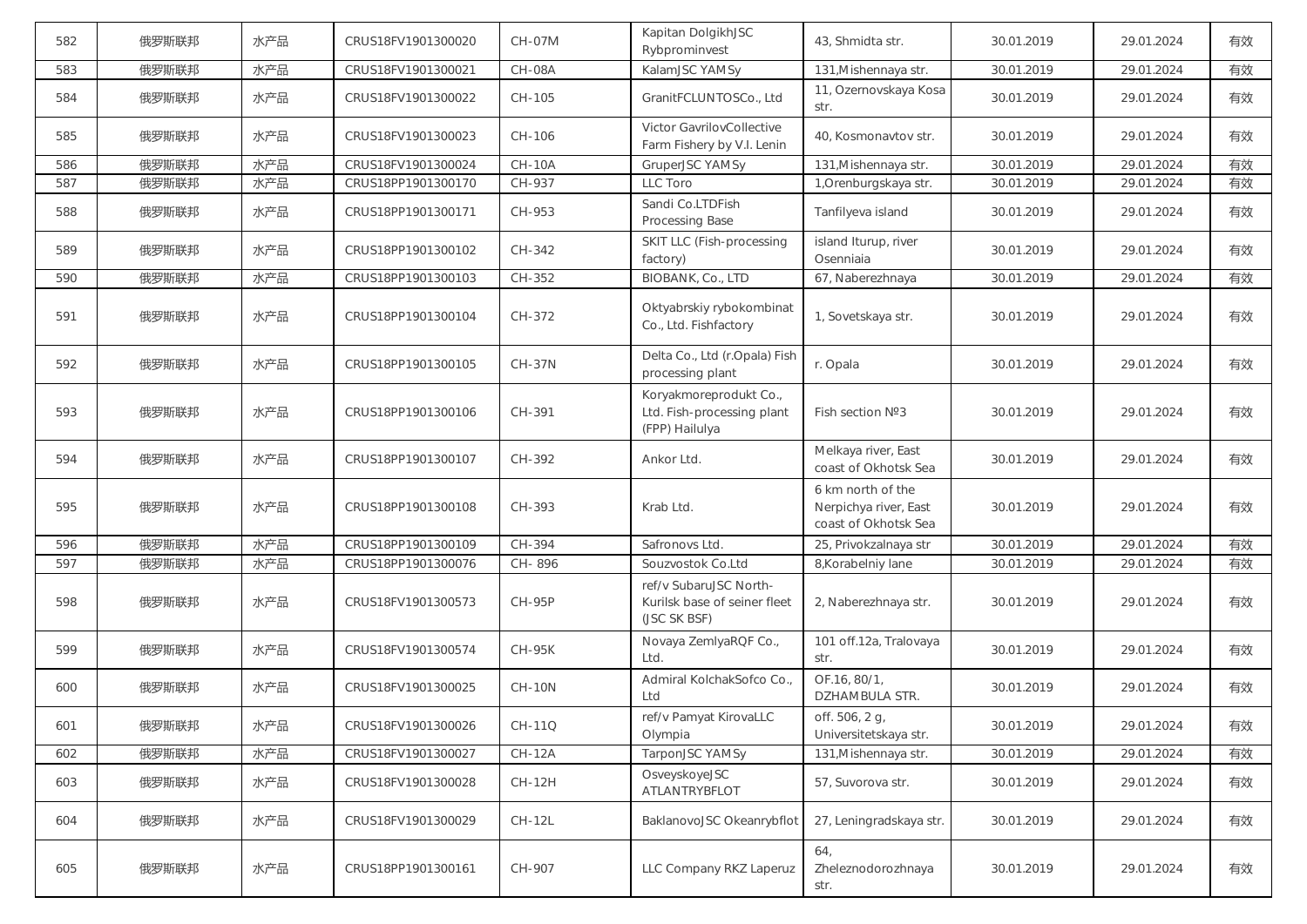| 582 | 俄罗斯联邦 | 水产品 | CRUS18FV1901300020 | CH-07M | Kapitan DolgikhJSC Rybprominvest | 43, Shmidta str. | 30.01.2019 | 29.01.2024 | 有效 |
|---|---|---|---|---|---|---|---|---|---|
| 583 | 俄罗斯联邦 | 水产品 | CRUS18FV1901300021 | CH-08A | KalamJSC YAMSy | 131,Mishennaya str. | 30.01.2019 | 29.01.2024 | 有效 |
| 584 | 俄罗斯联邦 | 水产品 | CRUS18FV1901300022 | CH-105 | GranitFCLUNTOSCo., Ltd | 11, Ozernovskaya Kosa str. | 30.01.2019 | 29.01.2024 | 有效 |
| 585 | 俄罗斯联邦 | 水产品 | CRUS18FV1901300023 | CH-106 | Victor GavrilovCollective Farm Fishery by V.I. Lenin | 40, Kosmonavtov str. | 30.01.2019 | 29.01.2024 | 有效 |
| 586 | 俄罗斯联邦 | 水产品 | CRUS18FV1901300024 | CH-10A | GruperJSC YAMSy | 131,Mishennaya str. | 30.01.2019 | 29.01.2024 | 有效 |
| 587 | 俄罗斯联邦 | 水产品 | CRUS18PP1901300170 | CH-937 | LLC Toro | 1,Orenburgskaya str. | 30.01.2019 | 29.01.2024 | 有效 |
| 588 | 俄罗斯联邦 | 水产品 | CRUS18PP1901300171 | CH-953 | Sandi Co.LTDFish Processing Base | Tanfilyeva island | 30.01.2019 | 29.01.2024 | 有效 |
| 589 | 俄罗斯联邦 | 水产品 | CRUS18PP1901300102 | CH-342 | SKIT LLC (Fish-processing factory) | island Iturup, river Osenniaia | 30.01.2019 | 29.01.2024 | 有效 |
| 590 | 俄罗斯联邦 | 水产品 | CRUS18PP1901300103 | CH-352 | BIOBANK, Co., LTD | 67, Naberezhnaya | 30.01.2019 | 29.01.2024 | 有效 |
| 591 | 俄罗斯联邦 | 水产品 | CRUS18PP1901300104 | CH-372 | Oktyabrskiy rybokombinat Co., Ltd. Fishfactory | 1, Sovetskaya str. | 30.01.2019 | 29.01.2024 | 有效 |
| 592 | 俄罗斯联邦 | 水产品 | CRUS18PP1901300105 | CH-37N | Delta Co., Ltd (r.Opala) Fish processing plant | r. Opala | 30.01.2019 | 29.01.2024 | 有效 |
| 593 | 俄罗斯联邦 | 水产品 | CRUS18PP1901300106 | CH-391 | Koryakmoreprodukt Co., Ltd. Fish-processing plant (FPP) Hailulya | Fish section №3 | 30.01.2019 | 29.01.2024 | 有效 |
| 594 | 俄罗斯联邦 | 水产品 | CRUS18PP1901300107 | CH-392 | Ankor Ltd. | Melkaya river, East coast of Okhotsk Sea | 30.01.2019 | 29.01.2024 | 有效 |
| 595 | 俄罗斯联邦 | 水产品 | CRUS18PP1901300108 | CH-393 | Krab Ltd. | 6 km north of the Nerpichya river, East coast of Okhotsk Sea | 30.01.2019 | 29.01.2024 | 有效 |
| 596 | 俄罗斯联邦 | 水产品 | CRUS18PP1901300109 | CH-394 | Safronovs Ltd. | 25, Privokzalnaya str | 30.01.2019 | 29.01.2024 | 有效 |
| 597 | 俄罗斯联邦 | 水产品 | CRUS18PP1901300076 | CH- 896 | Souzvostok Co.Ltd | 8,Korabelniy lane | 30.01.2019 | 29.01.2024 | 有效 |
| 598 | 俄罗斯联邦 | 水产品 | CRUS18FV1901300573 | CH-95P | ref/v SubaruJSC North-Kurilsk base of seiner fleet (JSC SK BSF) | 2, Naberezhnaya str. | 30.01.2019 | 29.01.2024 | 有效 |
| 599 | 俄罗斯联邦 | 水产品 | CRUS18FV1901300574 | CH-95K | Novaya ZemlyaRQF Co., Ltd. | 101 off.12a, Tralovaya str. | 30.01.2019 | 29.01.2024 | 有效 |
| 600 | 俄罗斯联邦 | 水产品 | CRUS18FV1901300025 | CH-10N | Admiral KolchakSofco Co., Ltd | OF.16, 80/1, DZHAMBULA STR. | 30.01.2019 | 29.01.2024 | 有效 |
| 601 | 俄罗斯联邦 | 水产品 | CRUS18FV1901300026 | CH-11Q | ref/v Pamyat KirovaLLC Olympia | off. 506, 2 g, Universitetskaya str. | 30.01.2019 | 29.01.2024 | 有效 |
| 602 | 俄罗斯联邦 | 水产品 | CRUS18FV1901300027 | CH-12A | TarponJSC YAMSy | 131,Mishennaya str. | 30.01.2019 | 29.01.2024 | 有效 |
| 603 | 俄罗斯联邦 | 水产品 | CRUS18FV1901300028 | CH-12H | OsveyskoyeJSC ATLANTRYBFLOT | 57, Suvorova str. | 30.01.2019 | 29.01.2024 | 有效 |
| 604 | 俄罗斯联邦 | 水产品 | CRUS18FV1901300029 | CH-12L | BaklanovoJSC Okeanrybflot | 27, Leningradskaya str. | 30.01.2019 | 29.01.2024 | 有效 |
| 605 | 俄罗斯联邦 | 水产品 | CRUS18PP1901300161 | CH-907 | LLC Company RKZ Laperuz | 64, Zheleznodorozhnaya str. | 30.01.2019 | 29.01.2024 | 有效 |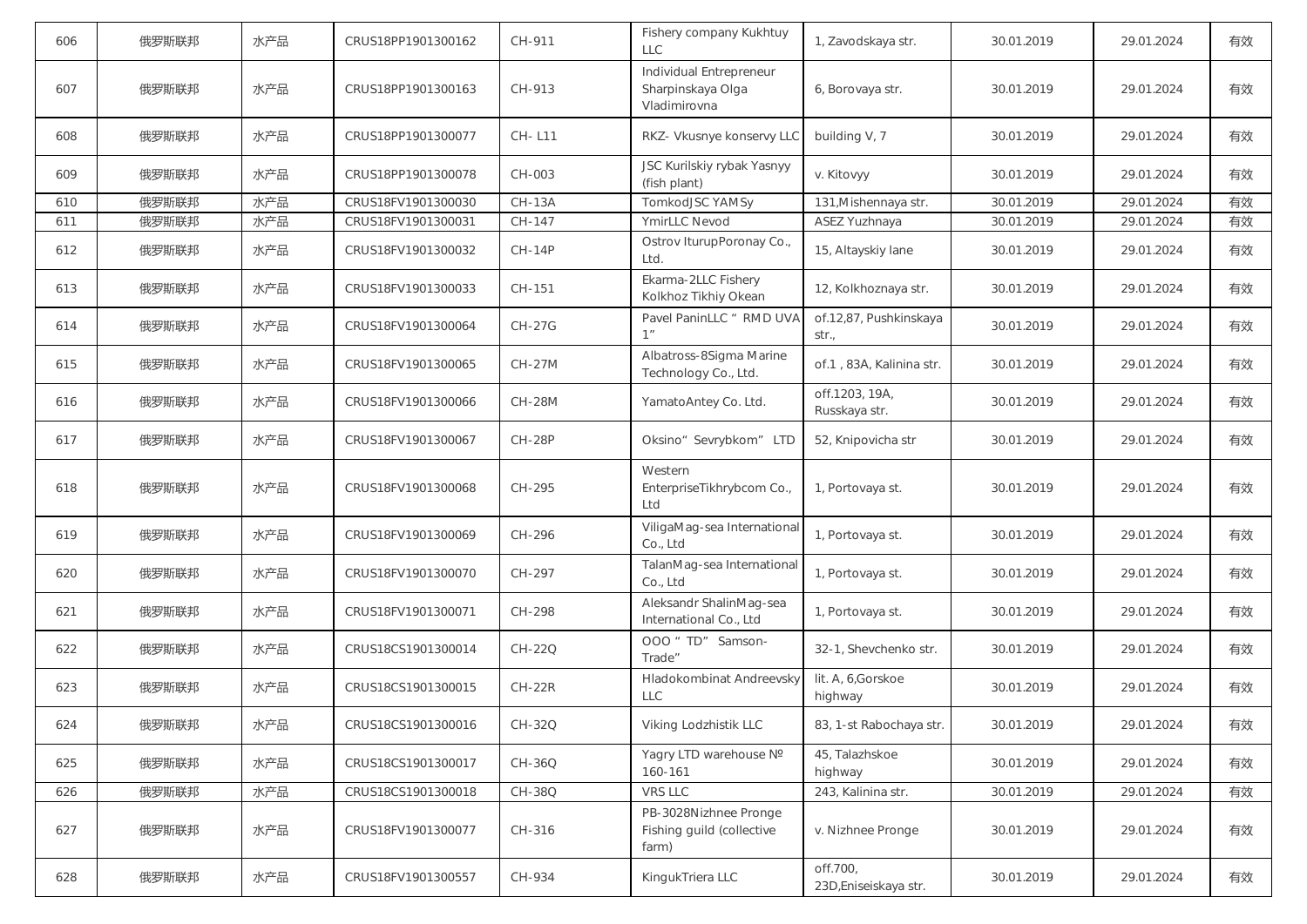| 606 | 俄罗斯联邦 | 水产品 | CRUS18PP1901300162 | CH-911 | Fishery company Kukhtuy LLC | 1, Zavodskaya str. | 30.01.2019 | 29.01.2024 | 有效 |
|---|---|---|---|---|---|---|---|---|---|
| 607 | 俄罗斯联邦 | 水产品 | CRUS18PP1901300163 | CH-913 | Individual Entrepreneur Sharpinskaya Olga Vladimirovna | 6, Borovaya str. | 30.01.2019 | 29.01.2024 | 有效 |
| 608 | 俄罗斯联邦 | 水产品 | CRUS18PP1901300077 | CH- L11 | RKZ- Vkusnye konservy LLC | building V, 7 | 30.01.2019 | 29.01.2024 | 有效 |
| 609 | 俄罗斯联邦 | 水产品 | CRUS18PP1901300078 | CH-003 | JSC Kurilskiy rybak Yasnyy (fish plant) | v. Kitovyy | 30.01.2019 | 29.01.2024 | 有效 |
| 610 | 俄罗斯联邦 | 水产品 | CRUS18FV1901300030 | CH-13A | TomkodJSC YAMSy | 131,Mishennaya str. | 30.01.2019 | 29.01.2024 | 有效 |
| 611 | 俄罗斯联邦 | 水产品 | CRUS18FV1901300031 | CH-147 | YmirLLC Nevod | ASEZ Yuzhnaya | 30.01.2019 | 29.01.2024 | 有效 |
| 612 | 俄罗斯联邦 | 水产品 | CRUS18FV1901300032 | CH-14P | Ostrov IturupPoronay Co., Ltd. | 15, Altayskiy lane | 30.01.2019 | 29.01.2024 | 有效 |
| 613 | 俄罗斯联邦 | 水产品 | CRUS18FV1901300033 | CH-151 | Ekarma-2LLC Fishery Kolkhoz Tikhiy Okean | 12, Kolkhoznaya str. | 30.01.2019 | 29.01.2024 | 有效 |
| 614 | 俄罗斯联邦 | 水产品 | CRUS18FV1901300064 | CH-27G | Pavel PaninLLC " RMD UVA 1" | of.12,87, Pushkinskaya str., | 30.01.2019 | 29.01.2024 | 有效 |
| 615 | 俄罗斯联邦 | 水产品 | CRUS18FV1901300065 | CH-27M | Albatross-8Sigma Marine Technology Co., Ltd. | of.1 , 83A, Kalinina str. | 30.01.2019 | 29.01.2024 | 有效 |
| 616 | 俄罗斯联邦 | 水产品 | CRUS18FV1901300066 | CH-28M | YamatoAntey Co. Ltd. | off.1203, 19A, Russkaya str. | 30.01.2019 | 29.01.2024 | 有效 |
| 617 | 俄罗斯联邦 | 水产品 | CRUS18FV1901300067 | CH-28P | Oksino" Sevrybkom" LTD | 52, Knipovicha str | 30.01.2019 | 29.01.2024 | 有效 |
| 618 | 俄罗斯联邦 | 水产品 | CRUS18FV1901300068 | CH-295 | Western EnterpriseTikhrybcom Co., Ltd | 1, Portovaya st. | 30.01.2019 | 29.01.2024 | 有效 |
| 619 | 俄罗斯联邦 | 水产品 | CRUS18FV1901300069 | CH-296 | ViligaMag-sea International Co., Ltd | 1, Portovaya st. | 30.01.2019 | 29.01.2024 | 有效 |
| 620 | 俄罗斯联邦 | 水产品 | CRUS18FV1901300070 | CH-297 | TalanMag-sea International Co., Ltd | 1, Portovaya st. | 30.01.2019 | 29.01.2024 | 有效 |
| 621 | 俄罗斯联邦 | 水产品 | CRUS18FV1901300071 | CH-298 | Aleksandr ShalinMag-sea International Co., Ltd | 1, Portovaya st. | 30.01.2019 | 29.01.2024 | 有效 |
| 622 | 俄罗斯联邦 | 水产品 | CRUS18CS1901300014 | CH-22Q | OOO " TD" Samson-Trade" | 32-1, Shevchenko str. | 30.01.2019 | 29.01.2024 | 有效 |
| 623 | 俄罗斯联邦 | 水产品 | CRUS18CS1901300015 | CH-22R | Hladokombinat Andreevsky LLC | lit. A, 6,Gorskoe highway | 30.01.2019 | 29.01.2024 | 有效 |
| 624 | 俄罗斯联邦 | 水产品 | CRUS18CS1901300016 | CH-32Q | Viking Lodzhistik LLC | 83, 1-st Rabochaya str. | 30.01.2019 | 29.01.2024 | 有效 |
| 625 | 俄罗斯联邦 | 水产品 | CRUS18CS1901300017 | CH-36Q | Yagry LTD warehouse № 160-161 | 45, Talazhskoe highway | 30.01.2019 | 29.01.2024 | 有效 |
| 626 | 俄罗斯联邦 | 水产品 | CRUS18CS1901300018 | CH-38Q | VRS LLC | 243, Kalinina str. | 30.01.2019 | 29.01.2024 | 有效 |
| 627 | 俄罗斯联邦 | 水产品 | CRUS18FV1901300077 | CH-316 | PB-3028Nizhnee Pronge Fishing guild (collective farm) | v. Nizhnee Pronge | 30.01.2019 | 29.01.2024 | 有效 |
| 628 | 俄罗斯联邦 | 水产品 | CRUS18FV1901300557 | CH-934 | KingukTriera LLC | off.700, 23D,Eniseiskaya str. | 30.01.2019 | 29.01.2024 | 有效 |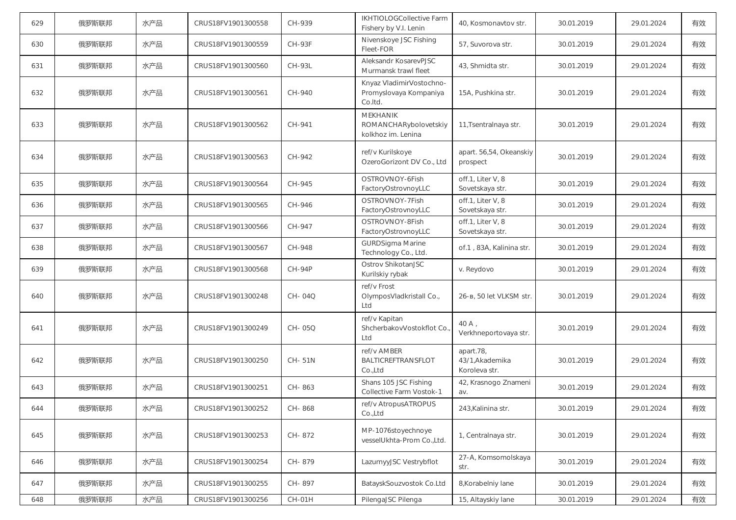| 629 | 俄罗斯联邦 | 水产品 | CRUS18FV1901300558 | CH-939 | IKHTIOLOGCollective Farm Fishery by V.I. Lenin | 40, Kosmonavtov str. | 30.01.2019 | 29.01.2024 | 有效 |
|---|---|---|---|---|---|---|---|---|---|
| 630 | 俄罗斯联邦 | 水产品 | CRUS18FV1901300559 | CH-93F | Nivenskoye JSC Fishing Fleet-FOR | 57, Suvorova str. | 30.01.2019 | 29.01.2024 | 有效 |
| 631 | 俄罗斯联邦 | 水产品 | CRUS18FV1901300560 | CH-93L | Aleksandr KosarevPJSC Murmansk trawl fleet | 43, Shmidta str. | 30.01.2019 | 29.01.2024 | 有效 |
| 632 | 俄罗斯联邦 | 水产品 | CRUS18FV1901300561 | CH-940 | Knyaz VladimirVostochno-Promyslovaya Kompaniya Co.ltd. | 15A, Pushkina str. | 30.01.2019 | 29.01.2024 | 有效 |
| 633 | 俄罗斯联邦 | 水产品 | CRUS18FV1901300562 | CH-941 | MEKHANIK ROMANCHARybolovetskiy kolkhoz im. Lenina | 11,Tsentralnaya str. | 30.01.2019 | 29.01.2024 | 有效 |
| 634 | 俄罗斯联邦 | 水产品 | CRUS18FV1901300563 | CH-942 | ref/v Kurilskoye OzeroGorizont DV Co., Ltd | apart. 56,54, Okeanskiy prospect | 30.01.2019 | 29.01.2024 | 有效 |
| 635 | 俄罗斯联邦 | 水产品 | CRUS18FV1901300564 | CH-945 | OSTROVNOY-6Fish FactoryOstrovnoyLLC | off.1, Liter V, 8 Sovetskaya str. | 30.01.2019 | 29.01.2024 | 有效 |
| 636 | 俄罗斯联邦 | 水产品 | CRUS18FV1901300565 | CH-946 | OSTROVNOY-7Fish FactoryOstrovnoyLLC | off.1, Liter V, 8 Sovetskaya str. | 30.01.2019 | 29.01.2024 | 有效 |
| 637 | 俄罗斯联邦 | 水产品 | CRUS18FV1901300566 | CH-947 | OSTROVNOY-8Fish FactoryOstrovnoyLLC | off.1, Liter V, 8 Sovetskaya str. | 30.01.2019 | 29.01.2024 | 有效 |
| 638 | 俄罗斯联邦 | 水产品 | CRUS18FV1901300567 | CH-948 | GURDSigma Marine Technology Co., Ltd. | of.1 , 83A, Kalinina str. | 30.01.2019 | 29.01.2024 | 有效 |
| 639 | 俄罗斯联邦 | 水产品 | CRUS18FV1901300568 | CH-94P | Ostrov ShikotanJSC Kurilskiy rybak | v. Reydovo | 30.01.2019 | 29.01.2024 | 有效 |
| 640 | 俄罗斯联邦 | 水产品 | CRUS18FV1901300248 | CH- 04Q | ref/v Frost OlymposVladkristall Co., Ltd | 26-в, 50 let VLKSM str. | 30.01.2019 | 29.01.2024 | 有效 |
| 641 | 俄罗斯联邦 | 水产品 | CRUS18FV1901300249 | CH- 05Q | ref/v Kapitan ShcherbakovVostokflot Co., Ltd | 40 A , Verkhneportovaya str. | 30.01.2019 | 29.01.2024 | 有效 |
| 642 | 俄罗斯联邦 | 水产品 | CRUS18FV1901300250 | CH- 51N | ref/v AMBER BALTICREFTRANSFLOT Co.,Ltd | apart.78, 43/1,Akademika Koroleva str. | 30.01.2019 | 29.01.2024 | 有效 |
| 643 | 俄罗斯联邦 | 水产品 | CRUS18FV1901300251 | CH- 863 | Shans 105 JSC Fishing Collective Farm Vostok-1 | 42, Krasnogo Znameni av. | 30.01.2019 | 29.01.2024 | 有效 |
| 644 | 俄罗斯联邦 | 水产品 | CRUS18FV1901300252 | CH- 868 | ref/v AtropusATROPUS Co.,Ltd | 243,Kalinina str. | 30.01.2019 | 29.01.2024 | 有效 |
| 645 | 俄罗斯联邦 | 水产品 | CRUS18FV1901300253 | CH- 872 | MP-1076stoyechnoye vesselUkhta-Prom Co.,Ltd. | 1, Centralnaya str. | 30.01.2019 | 29.01.2024 | 有效 |
| 646 | 俄罗斯联邦 | 水产品 | CRUS18FV1901300254 | CH- 879 | LazurnyyJSC Vestrybflot | 27-A, Komsomolskaya str. | 30.01.2019 | 29.01.2024 | 有效 |
| 647 | 俄罗斯联邦 | 水产品 | CRUS18FV1901300255 | CH- 897 | BatayskSouzvostok Co.Ltd | 8,Korabelniy lane | 30.01.2019 | 29.01.2024 | 有效 |
| 648 | 俄罗斯联邦 | 水产品 | CRUS18FV1901300256 | CH-01H | PilengaJSC Pilenga | 15, Altayskiy lane | 30.01.2019 | 29.01.2024 | 有效 |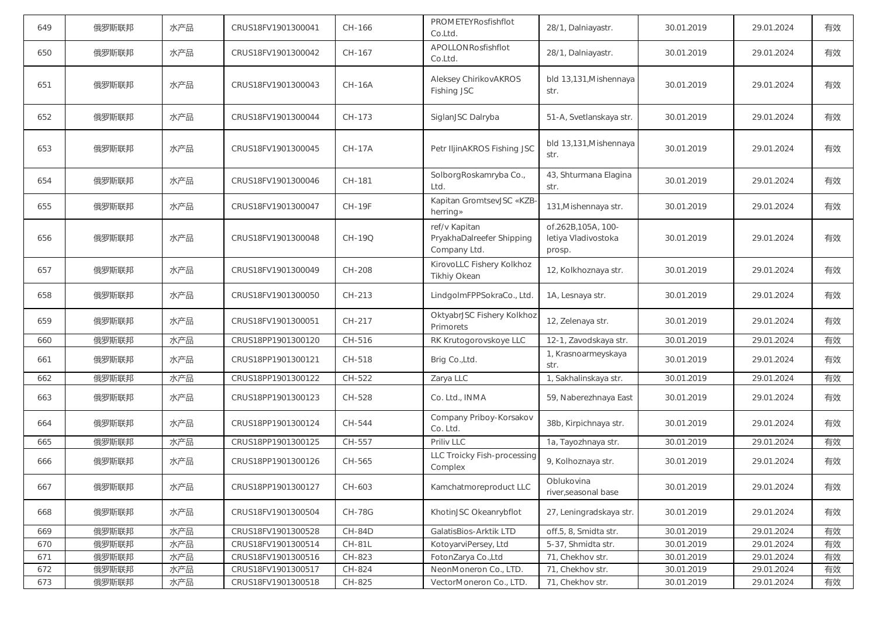| 649 | 俄罗斯联邦 | 水产品 | CRUS18FV1901300041 | CH-166 | PROMETEYRosfishflot Co.Ltd. | 28/1, Dalniayastr. | 30.01.2019 | 29.01.2024 | 有效 |
|---|---|---|---|---|---|---|---|---|---|
| 650 | 俄罗斯联邦 | 水产品 | CRUS18FV1901300042 | CH-167 | APOLLONRosfishflot Co.Ltd. | 28/1, Dalniayastr. | 30.01.2019 | 29.01.2024 | 有效 |
| 651 | 俄罗斯联邦 | 水产品 | CRUS18FV1901300043 | CH-16A | Aleksey ChirikovAKROS Fishing JSC | bld 13,131,Mishennaya str. | 30.01.2019 | 29.01.2024 | 有效 |
| 652 | 俄罗斯联邦 | 水产品 | CRUS18FV1901300044 | CH-173 | SiglanJSC Dalryba | 51-A, Svetlanskaya str. | 30.01.2019 | 29.01.2024 | 有效 |
| 653 | 俄罗斯联邦 | 水产品 | CRUS18FV1901300045 | CH-17A | Petr IljinAKROS Fishing JSC | bld 13,131,Mishennaya str. | 30.01.2019 | 29.01.2024 | 有效 |
| 654 | 俄罗斯联邦 | 水产品 | CRUS18FV1901300046 | CH-181 | SolborgRoskamryba Co., Ltd. | 43, Shturmana Elagina str. | 30.01.2019 | 29.01.2024 | 有效 |
| 655 | 俄罗斯联邦 | 水产品 | CRUS18FV1901300047 | CH-19F | Kapitan GromtsevJSC «KZB-herring» | 131,Mishennaya str. | 30.01.2019 | 29.01.2024 | 有效 |
| 656 | 俄罗斯联邦 | 水产品 | CRUS18FV1901300048 | CH-19Q | ref/v Kapitan PryakhaDalreefer Shipping Company Ltd. | of.262B,105A, 100-letiya Vladivostoka prosp. | 30.01.2019 | 29.01.2024 | 有效 |
| 657 | 俄罗斯联邦 | 水产品 | CRUS18FV1901300049 | CH-208 | KirovoLLC Fishery Kolkhoz Tikhiy Okean | 12, Kolkhoznaya str. | 30.01.2019 | 29.01.2024 | 有效 |
| 658 | 俄罗斯联邦 | 水产品 | CRUS18FV1901300050 | CH-213 | LindgolmFPPSokraCo., Ltd. | 1A, Lesnaya str. | 30.01.2019 | 29.01.2024 | 有效 |
| 659 | 俄罗斯联邦 | 水产品 | CRUS18FV1901300051 | CH-217 | OktyabrJSC Fishery Kolkhoz Primorets | 12, Zelenaya str. | 30.01.2019 | 29.01.2024 | 有效 |
| 660 | 俄罗斯联邦 | 水产品 | CRUS18PP1901300120 | CH-516 | RK Krutogorovskoye LLC | 12-1, Zavodskaya str. | 30.01.2019 | 29.01.2024 | 有效 |
| 661 | 俄罗斯联邦 | 水产品 | CRUS18PP1901300121 | CH-518 | Brig Co.,Ltd. | 1, Krasnoarmeyskaya str. | 30.01.2019 | 29.01.2024 | 有效 |
| 662 | 俄罗斯联邦 | 水产品 | CRUS18PP1901300122 | CH-522 | Zarya LLC | 1, Sakhalinskaya str. | 30.01.2019 | 29.01.2024 | 有效 |
| 663 | 俄罗斯联邦 | 水产品 | CRUS18PP1901300123 | CH-528 | Co. Ltd., INMA | 59, Naberezhnaya East | 30.01.2019 | 29.01.2024 | 有效 |
| 664 | 俄罗斯联邦 | 水产品 | CRUS18PP1901300124 | CH-544 | Company Priboy-Korsakov Co. Ltd. | 38b, Kirpichnaya str. | 30.01.2019 | 29.01.2024 | 有效 |
| 665 | 俄罗斯联邦 | 水产品 | CRUS18PP1901300125 | CH-557 | Priliv LLC | 1a, Tayozhnaya str. | 30.01.2019 | 29.01.2024 | 有效 |
| 666 | 俄罗斯联邦 | 水产品 | CRUS18PP1901300126 | CH-565 | LLC Troicky Fish-processing Complex | 9, Kolhoznaya str. | 30.01.2019 | 29.01.2024 | 有效 |
| 667 | 俄罗斯联邦 | 水产品 | CRUS18PP1901300127 | CH-603 | Kamchatmoreproduct LLC | Oblukovina river,seasonal base | 30.01.2019 | 29.01.2024 | 有效 |
| 668 | 俄罗斯联邦 | 水产品 | CRUS18FV1901300504 | CH-78G | KhotinJSC Okeanrybflot | 27, Leningradskaya str. | 30.01.2019 | 29.01.2024 | 有效 |
| 669 | 俄罗斯联邦 | 水产品 | CRUS18FV1901300528 | CH-84D | GalatisBios-Arktik LTD | off.5, 8, Smidta str. | 30.01.2019 | 29.01.2024 | 有效 |
| 670 | 俄罗斯联邦 | 水产品 | CRUS18FV1901300514 | CH-81L | KotoyarviPersey, Ltd | 5-37, Shmidta str. | 30.01.2019 | 29.01.2024 | 有效 |
| 671 | 俄罗斯联邦 | 水产品 | CRUS18FV1901300516 | CH-823 | FotonZarya Co.,Ltd | 71, Chekhov str. | 30.01.2019 | 29.01.2024 | 有效 |
| 672 | 俄罗斯联邦 | 水产品 | CRUS18FV1901300517 | CH-824 | NeonMoneron Co., LTD. | 71, Chekhov str. | 30.01.2019 | 29.01.2024 | 有效 |
| 673 | 俄罗斯联邦 | 水产品 | CRUS18FV1901300518 | CH-825 | VectorMoneron Co., LTD. | 71, Chekhov str. | 30.01.2019 | 29.01.2024 | 有效 |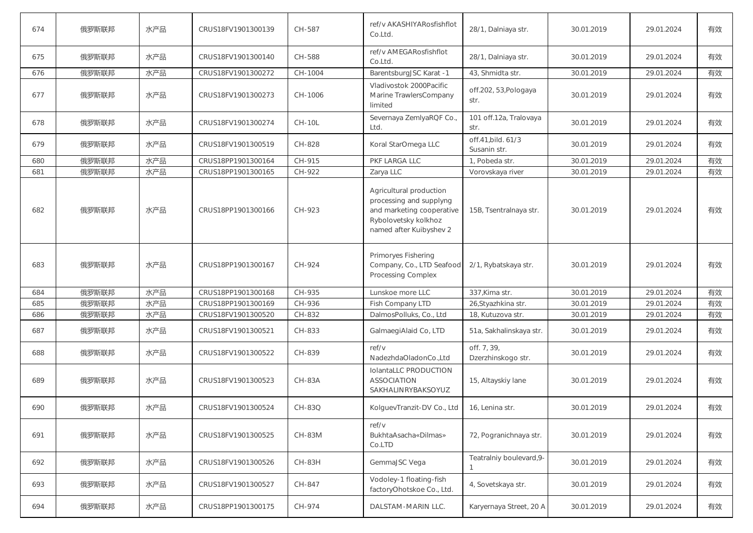| 674 | 俄罗斯联邦 | 水产品 | CRUS18FV1901300139 | CH-587 | ref/v AKASHIYARosfishflot Co.Ltd. | 28/1, Dalniaya str. | 30.01.2019 | 29.01.2024 | 有效 |
|---|---|---|---|---|---|---|---|---|---|
| 675 | 俄罗斯联邦 | 水产品 | CRUS18FV1901300140 | CH-588 | ref/v AMEGARosfishflot Co.Ltd. | 28/1, Dalniaya str. | 30.01.2019 | 29.01.2024 | 有效 |
| 676 | 俄罗斯联邦 | 水产品 | CRUS18FV1901300272 | CH-1004 | BarentsburgJSC Karat -1 | 43, Shmidta str. | 30.01.2019 | 29.01.2024 | 有效 |
| 677 | 俄罗斯联邦 | 水产品 | CRUS18FV1901300273 | CH-1006 | Vladivostok 2000Pacific Marine TrawlersCompany limited | off.202, 53,Pologaya str. | 30.01.2019 | 29.01.2024 | 有效 |
| 678 | 俄罗斯联邦 | 水产品 | CRUS18FV1901300274 | CH-10L | Severnaya ZemlyaRQF Co., Ltd. | 101 off.12a, Tralovaya str. | 30.01.2019 | 29.01.2024 | 有效 |
| 679 | 俄罗斯联邦 | 水产品 | CRUS18FV1901300519 | CH-828 | Koral StarOmega LLC | off.41,bild. 61/3 Susanin str. | 30.01.2019 | 29.01.2024 | 有效 |
| 680 | 俄罗斯联邦 | 水产品 | CRUS18PP1901300164 | CH-915 | PKF LARGA LLC | 1, Pobeda str. | 30.01.2019 | 29.01.2024 | 有效 |
| 681 | 俄罗斯联邦 | 水产品 | CRUS18PP1901300165 | CH-922 | Zarya LLC | Vorovskaya river | 30.01.2019 | 29.01.2024 | 有效 |
| 682 | 俄罗斯联邦 | 水产品 | CRUS18PP1901300166 | CH-923 | Agricultural production processing and supplyng and marketing cooperative Rybolovetsky kolkhoz named after Kuibyshev 2 | 15B, Tsentralnaya str. | 30.01.2019 | 29.01.2024 | 有效 |
| 683 | 俄罗斯联邦 | 水产品 | CRUS18PP1901300167 | CH-924 | Primoryes Fishering Company, Co., LTD Seafood Processing Complex | 2/1, Rybatskaya str. | 30.01.2019 | 29.01.2024 | 有效 |
| 684 | 俄罗斯联邦 | 水产品 | CRUS18PP1901300168 | CH-935 | Lunskoe more LLC | 337,Kima str. | 30.01.2019 | 29.01.2024 | 有效 |
| 685 | 俄罗斯联邦 | 水产品 | CRUS18PP1901300169 | CH-936 | Fish Company LTD | 26,Styazhkina str. | 30.01.2019 | 29.01.2024 | 有效 |
| 686 | 俄罗斯联邦 | 水产品 | CRUS18FV1901300520 | CH-832 | DalmosPolluks, Co., Ltd | 18, Kutuzova str. | 30.01.2019 | 29.01.2024 | 有效 |
| 687 | 俄罗斯联邦 | 水产品 | CRUS18FV1901300521 | CH-833 | GalmaegiAlaid Co, LTD | 51a, Sakhalinskaya str. | 30.01.2019 | 29.01.2024 | 有效 |
| 688 | 俄罗斯联邦 | 水产品 | CRUS18FV1901300522 | CH-839 | ref/v NadezhdaOladonCo.,Ltd | off. 7, 39, Dzerzhinskogo str. | 30.01.2019 | 29.01.2024 | 有效 |
| 689 | 俄罗斯联邦 | 水产品 | CRUS18FV1901300523 | CH-83A | IolantaLLC PRODUCTION ASSOCIATION SAKHALINRYBAKSOYUZ | 15, Altayskiy lane | 30.01.2019 | 29.01.2024 | 有效 |
| 690 | 俄罗斯联邦 | 水产品 | CRUS18FV1901300524 | CH-83Q | KolguevTranzit-DV Co., Ltd | 16, Lenina str. | 30.01.2019 | 29.01.2024 | 有效 |
| 691 | 俄罗斯联邦 | 水产品 | CRUS18FV1901300525 | CH-83M | ref/v BukhtaAsacha«Dilmas» Co.LTD | 72, Pogranichnaya str. | 30.01.2019 | 29.01.2024 | 有效 |
| 692 | 俄罗斯联邦 | 水产品 | CRUS18FV1901300526 | CH-83H | GemmaJSC Vega | Teatralniy boulevard,9-1 | 30.01.2019 | 29.01.2024 | 有效 |
| 693 | 俄罗斯联邦 | 水产品 | CRUS18FV1901300527 | CH-847 | Vodoley-1 floating-fish factoryOhotskoe Co., Ltd. | 4, Sovetskaya str. | 30.01.2019 | 29.01.2024 | 有效 |
| 694 | 俄罗斯联邦 | 水产品 | CRUS18PP1901300175 | CH-974 | DALSTAM-MARIN LLC. | Karyernaya Street, 20 A | 30.01.2019 | 29.01.2024 | 有效 |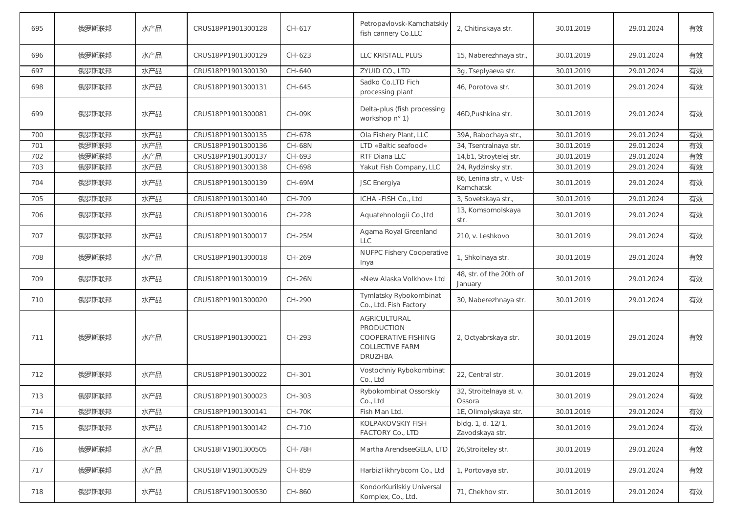| 695 | 俄罗斯联邦 | 水产品 | CRUS18PP1901300128 | CH-617 | Petropavlovsk-Kamchatskiy fish cannery Co.LLC | 2, Chitinskaya str. | 30.01.2019 | 29.01.2024 | 有效 |
|---|---|---|---|---|---|---|---|---|---|
| 696 | 俄罗斯联邦 | 水产品 | CRUS18PP1901300129 | CH-623 | LLC KRISTALL PLUS | 15, Naberezhnaya str., | 30.01.2019 | 29.01.2024 | 有效 |
| 697 | 俄罗斯联邦 | 水产品 | CRUS18PP1901300130 | CH-640 | ZYUID CO., LTD | 3g, Tseplyaeva str. | 30.01.2019 | 29.01.2024 | 有效 |
| 698 | 俄罗斯联邦 | 水产品 | CRUS18PP1901300131 | CH-645 | Sadko Co.LTD Fich processing plant | 46, Porotova str. | 30.01.2019 | 29.01.2024 | 有效 |
| 699 | 俄罗斯联邦 | 水产品 | CRUS18PP1901300081 | CH-09K | Delta-plus (fish processing workshop n° 1) | 46D,Pushkina str. | 30.01.2019 | 29.01.2024 | 有效 |
| 700 | 俄罗斯联邦 | 水产品 | CRUS18PP1901300135 | CH-678 | Ola Fishery Plant, LLC | 39A, Rabochaya str., | 30.01.2019 | 29.01.2024 | 有效 |
| 701 | 俄罗斯联邦 | 水产品 | CRUS18PP1901300136 | CH-68N | LTD «Baltic seafood» | 34, Tsentralnaya str. | 30.01.2019 | 29.01.2024 | 有效 |
| 702 | 俄罗斯联邦 | 水产品 | CRUS18PP1901300137 | CH-693 | RTF Diana LLC | 14,b1, Stroytelej str. | 30.01.2019 | 29.01.2024 | 有效 |
| 703 | 俄罗斯联邦 | 水产品 | CRUS18PP1901300138 | CH-698 | Yakut Fish Company, LLC | 24, Rydzinsky str. | 30.01.2019 | 29.01.2024 | 有效 |
| 704 | 俄罗斯联邦 | 水产品 | CRUS18PP1901300139 | CH-69M | JSC Energiya | 86, Lenina str., v. Ust-Kamchatsk | 30.01.2019 | 29.01.2024 | 有效 |
| 705 | 俄罗斯联邦 | 水产品 | CRUS18PP1901300140 | CH-709 | ICHA -FISH Co., Ltd | 3, Sovetskaya str., | 30.01.2019 | 29.01.2024 | 有效 |
| 706 | 俄罗斯联邦 | 水产品 | CRUS18PP1901300016 | CH-228 | Aquatehnologii Co.,Ltd | 13, Komsomolskaya str. | 30.01.2019 | 29.01.2024 | 有效 |
| 707 | 俄罗斯联邦 | 水产品 | CRUS18PP1901300017 | CH-25M | Agama Royal Greenland LLC | 210, v. Leshkovo | 30.01.2019 | 29.01.2024 | 有效 |
| 708 | 俄罗斯联邦 | 水产品 | CRUS18PP1901300018 | CH-269 | NUFPC Fishery Cooperative Inya | 1, Shkolnaya str. | 30.01.2019 | 29.01.2024 | 有效 |
| 709 | 俄罗斯联邦 | 水产品 | CRUS18PP1901300019 | CH-26N | «New Alaska Volkhov» Ltd | 48, str. of the 20th of January | 30.01.2019 | 29.01.2024 | 有效 |
| 710 | 俄罗斯联邦 | 水产品 | CRUS18PP1901300020 | CH-290 | Tymlatsky Rybokombinat Co., Ltd. Fish Factory | 30, Naberezhnaya str. | 30.01.2019 | 29.01.2024 | 有效 |
| 711 | 俄罗斯联邦 | 水产品 | CRUS18PP1901300021 | CH-293 | AGRICULTURAL PRODUCTION COOPERATIVE FISHING COLLECTIVE FARM DRUZHBA | 2, Octyabrskaya str. | 30.01.2019 | 29.01.2024 | 有效 |
| 712 | 俄罗斯联邦 | 水产品 | CRUS18PP1901300022 | CH-301 | Vostochniy Rybokombinat Co., Ltd | 22, Central str. | 30.01.2019 | 29.01.2024 | 有效 |
| 713 | 俄罗斯联邦 | 水产品 | CRUS18PP1901300023 | CH-303 | Rybokombinat Ossorskiy Co., Ltd | 32, Stroitelnaya st. v. Ossora | 30.01.2019 | 29.01.2024 | 有效 |
| 714 | 俄罗斯联邦 | 水产品 | CRUS18PP1901300141 | CH-70K | Fish Man Ltd. | 1E, Olimpiyskaya str. | 30.01.2019 | 29.01.2024 | 有效 |
| 715 | 俄罗斯联邦 | 水产品 | CRUS18PP1901300142 | CH-710 | KOLPAKOVSKIY FISH FACTORY Co., LTD | bldg. 1, d. 12/1, Zavodskaya str. | 30.01.2019 | 29.01.2024 | 有效 |
| 716 | 俄罗斯联邦 | 水产品 | CRUS18FV1901300505 | CH-78H | Martha ArendseeGELA, LTD | 26,Stroiteley str. | 30.01.2019 | 29.01.2024 | 有效 |
| 717 | 俄罗斯联邦 | 水产品 | CRUS18FV1901300529 | CH-859 | HarbizTikhrybcom Co., Ltd | 1, Portovaya str. | 30.01.2019 | 29.01.2024 | 有效 |
| 718 | 俄罗斯联邦 | 水产品 | CRUS18FV1901300530 | CH-860 | KondorKurilskiy Universal Komplex, Co., Ltd. | 71, Chekhov str. | 30.01.2019 | 29.01.2024 | 有效 |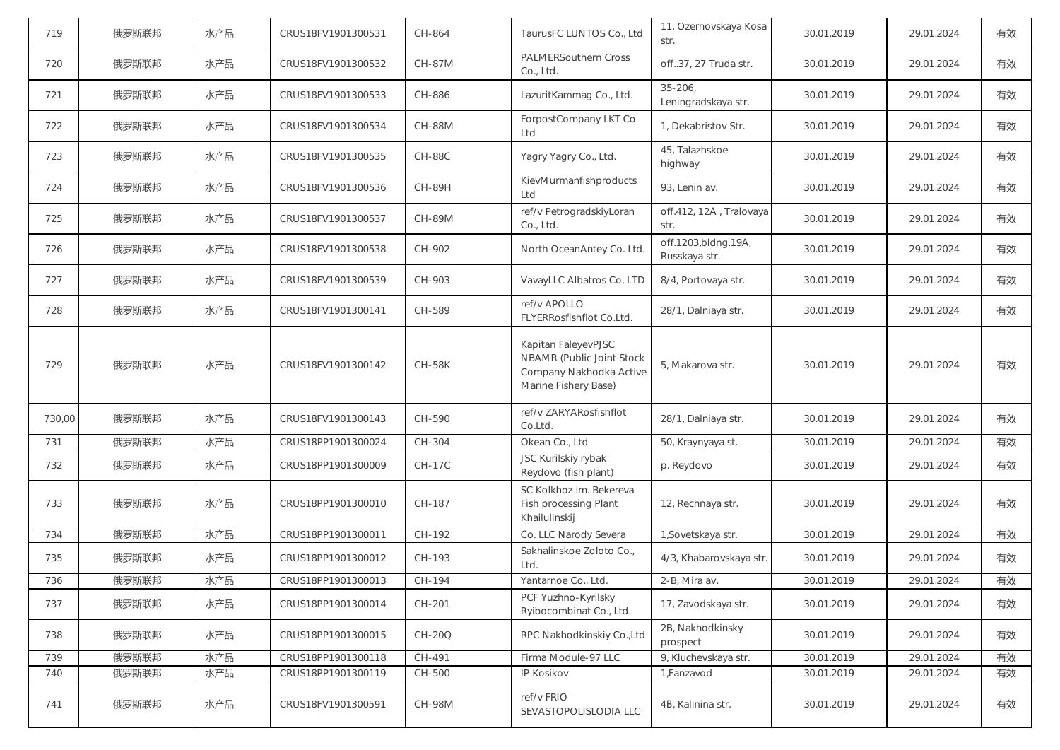| 719 | 俄罗斯联邦 | 水产品 | CRUS18FV1901300531 | CH-864 | TaurusFC LUNTOS Co., Ltd | 11, Ozernovskaya Kosa str. | 30.01.2019 | 29.01.2024 | 有效 |
|---|---|---|---|---|---|---|---|---|---|
| 720 | 俄罗斯联邦 | 水产品 | CRUS18FV1901300532 | CH-87M | PALMERSouthern Cross Co., Ltd. | off..37, 27 Truda str. | 30.01.2019 | 29.01.2024 | 有效 |
| 721 | 俄罗斯联邦 | 水产品 | CRUS18FV1901300533 | CH-886 | LazuritKammag Co., Ltd. | 35-206, Leningradskaya str. | 30.01.2019 | 29.01.2024 | 有效 |
| 722 | 俄罗斯联邦 | 水产品 | CRUS18FV1901300534 | CH-88M | ForpostCompany LKT Co Ltd | 1, Dekabristov Str. | 30.01.2019 | 29.01.2024 | 有效 |
| 723 | 俄罗斯联邦 | 水产品 | CRUS18FV1901300535 | CH-88C | Yagry Yagry Co., Ltd. | 45, Talazhskoe highway | 30.01.2019 | 29.01.2024 | 有效 |
| 724 | 俄罗斯联邦 | 水产品 | CRUS18FV1901300536 | CH-89H | KievMurmanfishproducts Ltd | 93, Lenin av. | 30.01.2019 | 29.01.2024 | 有效 |
| 725 | 俄罗斯联邦 | 水产品 | CRUS18FV1901300537 | CH-89M | ref/v PetrogradskiyLoran Co., Ltd. | off.412, 12A , Tralovaya str. | 30.01.2019 | 29.01.2024 | 有效 |
| 726 | 俄罗斯联邦 | 水产品 | CRUS18FV1901300538 | CH-902 | North OceanAntey Co. Ltd. | off.1203,bldng.19A, Russkaya str. | 30.01.2019 | 29.01.2024 | 有效 |
| 727 | 俄罗斯联邦 | 水产品 | CRUS18FV1901300539 | CH-903 | VavayLLC Albatros Co, LTD | 8/4, Portovaya str. | 30.01.2019 | 29.01.2024 | 有效 |
| 728 | 俄罗斯联邦 | 水产品 | CRUS18FV1901300141 | CH-589 | ref/v APOLLO FLYERRosfishflot Co.Ltd. | 28/1, Dalniaya str. | 30.01.2019 | 29.01.2024 | 有效 |
| 729 | 俄罗斯联邦 | 水产品 | CRUS18FV1901300142 | CH-58K | Kapitan FaleyevPJSC NBAMR (Public Joint Stock Company Nakhodka Active Marine Fishery Base) | 5, Makarova str. | 30.01.2019 | 29.01.2024 | 有效 |
| 730,00 | 俄罗斯联邦 | 水产品 | CRUS18FV1901300143 | CH-590 | ref/v ZARYARosfishflot Co.Ltd. | 28/1, Dalniaya str. | 30.01.2019 | 29.01.2024 | 有效 |
| 731 | 俄罗斯联邦 | 水产品 | CRUS18PP1901300024 | CH-304 | Okean Co., Ltd | 50, Kraynyaya st. | 30.01.2019 | 29.01.2024 | 有效 |
| 732 | 俄罗斯联邦 | 水产品 | CRUS18PP1901300009 | CH-17C | JSC Kurilskiy rybak Reydovo (fish plant) | p. Reydovo | 30.01.2019 | 29.01.2024 | 有效 |
| 733 | 俄罗斯联邦 | 水产品 | CRUS18PP1901300010 | CH-187 | SC Kolkhoz im. Bekereva Fish processing Plant Khailulinskij | 12, Rechnaya str. | 30.01.2019 | 29.01.2024 | 有效 |
| 734 | 俄罗斯联邦 | 水产品 | CRUS18PP1901300011 | CH-192 | Co. LLC Narody Severa | 1,Sovetskaya str. | 30.01.2019 | 29.01.2024 | 有效 |
| 735 | 俄罗斯联邦 | 水产品 | CRUS18PP1901300012 | CH-193 | Sakhalinskoe Zoloto Co., Ltd. | 4/3, Khabarovskaya str. | 30.01.2019 | 29.01.2024 | 有效 |
| 736 | 俄罗斯联邦 | 水产品 | CRUS18PP1901300013 | CH-194 | Yantarnoe Co., Ltd. | 2-B, Mira av. | 30.01.2019 | 29.01.2024 | 有效 |
| 737 | 俄罗斯联邦 | 水产品 | CRUS18PP1901300014 | CH-201 | PCF Yuzhno-Kyrilsky Ryibocombinat Co., Ltd. | 17, Zavodskaya str. | 30.01.2019 | 29.01.2024 | 有效 |
| 738 | 俄罗斯联邦 | 水产品 | CRUS18PP1901300015 | CH-20Q | RPC Nakhodkinskiy Co.,Ltd | 2B, Nakhodkinsky prospect | 30.01.2019 | 29.01.2024 | 有效 |
| 739 | 俄罗斯联邦 | 水产品 | CRUS18PP1901300118 | CH-491 | Firma Module-97 LLC | 9, Kluchevskaya str. | 30.01.2019 | 29.01.2024 | 有效 |
| 740 | 俄罗斯联邦 | 水产品 | CRUS18PP1901300119 | CH-500 | IP Kosikov | 1,Fanzavod | 30.01.2019 | 29.01.2024 | 有效 |
| 741 | 俄罗斯联邦 | 水产品 | CRUS18FV1901300591 | CH-98M | ref/v FRIO SEVASTOPOLISLODIA LLC | 4B, Kalinina str. | 30.01.2019 | 29.01.2024 | 有效 |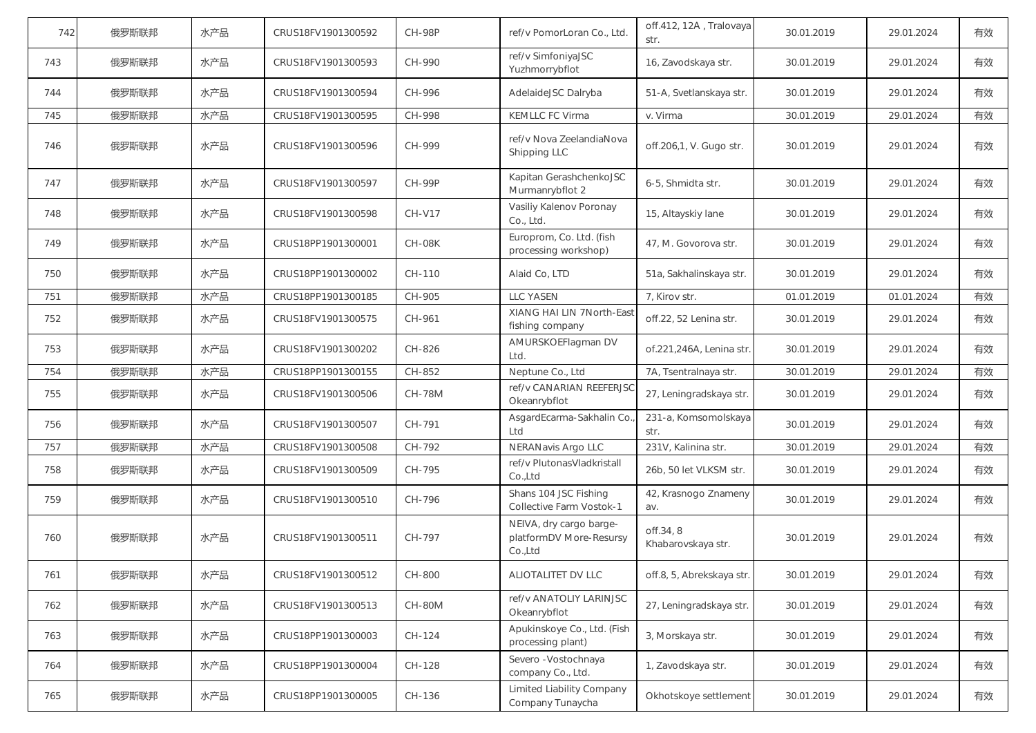| 742 | 俄罗斯联邦 | 水产品 | CRUS18FV1901300592 | CH-98P | ref/v PomorLoran Co., Ltd. | off.412, 12A , Tralovaya str. | 30.01.2019 | 29.01.2024 | 有效 |
|---|---|---|---|---|---|---|---|---|---|
| 743 | 俄罗斯联邦 | 水产品 | CRUS18FV1901300593 | CH-990 | ref/v SimfoniyaJSC Yuzhmorrybflot | 16, Zavodskaya str. | 30.01.2019 | 29.01.2024 | 有效 |
| 744 | 俄罗斯联邦 | 水产品 | CRUS18FV1901300594 | CH-996 | AdelaideJSC Dalryba | 51-A, Svetlanskaya str. | 30.01.2019 | 29.01.2024 | 有效 |
| 745 | 俄罗斯联邦 | 水产品 | CRUS18FV1901300595 | CH-998 | KEMLLC FC Virma | v. Virma | 30.01.2019 | 29.01.2024 | 有效 |
| 746 | 俄罗斯联邦 | 水产品 | CRUS18FV1901300596 | CH-999 | ref/v Nova ZeelandiaNova Shipping LLC | off.206,1, V. Gugo str. | 30.01.2019 | 29.01.2024 | 有效 |
| 747 | 俄罗斯联邦 | 水产品 | CRUS18FV1901300597 | CH-99P | Kapitan GerashchenkoJSC Murmanrybflot 2 | 6-5, Shmidta str. | 30.01.2019 | 29.01.2024 | 有效 |
| 748 | 俄罗斯联邦 | 水产品 | CRUS18FV1901300598 | CH-V17 | Vasiliy Kalenov Poronay Co., Ltd. | 15, Altayskiy lane | 30.01.2019 | 29.01.2024 | 有效 |
| 749 | 俄罗斯联邦 | 水产品 | CRUS18PP1901300001 | CH-08K | Europrom, Co. Ltd. (fish processing workshop) | 47, M. Govorova str. | 30.01.2019 | 29.01.2024 | 有效 |
| 750 | 俄罗斯联邦 | 水产品 | CRUS18PP1901300002 | CH-110 | Alaid Co, LTD | 51a, Sakhalinskaya str. | 30.01.2019 | 29.01.2024 | 有效 |
| 751 | 俄罗斯联邦 | 水产品 | CRUS18PP1901300185 | CH-905 | LLC YASEN | 7, Kirov str. | 01.01.2019 | 01.01.2024 | 有效 |
| 752 | 俄罗斯联邦 | 水产品 | CRUS18FV1901300575 | CH-961 | XIANG HAI LIN 7North-East fishing company | off.22, 52 Lenina str. | 30.01.2019 | 29.01.2024 | 有效 |
| 753 | 俄罗斯联邦 | 水产品 | CRUS18FV1901300202 | CH-826 | AMURSKOEFlagman DV Ltd. | of.221,246A, Lenina str. | 30.01.2019 | 29.01.2024 | 有效 |
| 754 | 俄罗斯联邦 | 水产品 | CRUS18PP1901300155 | CH-852 | Neptune Co., Ltd | 7A, Tsentralnaya str. | 30.01.2019 | 29.01.2024 | 有效 |
| 755 | 俄罗斯联邦 | 水产品 | CRUS18FV1901300506 | CH-78M | ref/v CANARIAN REEFERJSC Okeanrybflot | 27, Leningradskaya str. | 30.01.2019 | 29.01.2024 | 有效 |
| 756 | 俄罗斯联邦 | 水产品 | CRUS18FV1901300507 | CH-791 | AsgardEcarma-Sakhalin Co., Ltd | 231-a, Komsomolskaya str. | 30.01.2019 | 29.01.2024 | 有效 |
| 757 | 俄罗斯联邦 | 水产品 | CRUS18FV1901300508 | CH-792 | NERANavis Argo LLC | 231V, Kalinina str. | 30.01.2019 | 29.01.2024 | 有效 |
| 758 | 俄罗斯联邦 | 水产品 | CRUS18FV1901300509 | CH-795 | ref/v PlutonasVladkristall Co.,Ltd | 26b, 50 let VLKSM str. | 30.01.2019 | 29.01.2024 | 有效 |
| 759 | 俄罗斯联邦 | 水产品 | CRUS18FV1901300510 | CH-796 | Shans 104 JSC Fishing Collective Farm Vostok-1 | 42, Krasnogo Znameny av. | 30.01.2019 | 29.01.2024 | 有效 |
| 760 | 俄罗斯联邦 | 水产品 | CRUS18FV1901300511 | CH-797 | NEIVA, dry cargo barge-platformDV More-Resursy Co.,Ltd | off.34, 8 Khabarovskaya str. | 30.01.2019 | 29.01.2024 | 有效 |
| 761 | 俄罗斯联邦 | 水产品 | CRUS18FV1901300512 | CH-800 | ALIOTALITET DV LLC | off.8, 5, Abrekskaya str. | 30.01.2019 | 29.01.2024 | 有效 |
| 762 | 俄罗斯联邦 | 水产品 | CRUS18FV1901300513 | CH-80M | ref/v ANATOLIY LARINJSC Okeanrybflot | 27, Leningradskaya str. | 30.01.2019 | 29.01.2024 | 有效 |
| 763 | 俄罗斯联邦 | 水产品 | CRUS18PP1901300003 | CH-124 | Apukinskoye Co., Ltd. (Fish processing plant) | 3, Morskaya str. | 30.01.2019 | 29.01.2024 | 有效 |
| 764 | 俄罗斯联邦 | 水产品 | CRUS18PP1901300004 | CH-128 | Severo -Vostochnaya company Co., Ltd. | 1, Zavodskaya str. | 30.01.2019 | 29.01.2024 | 有效 |
| 765 | 俄罗斯联邦 | 水产品 | CRUS18PP1901300005 | CH-136 | Limited Liability Company Company Tunaycha | Okhotskoye settlement | 30.01.2019 | 29.01.2024 | 有效 |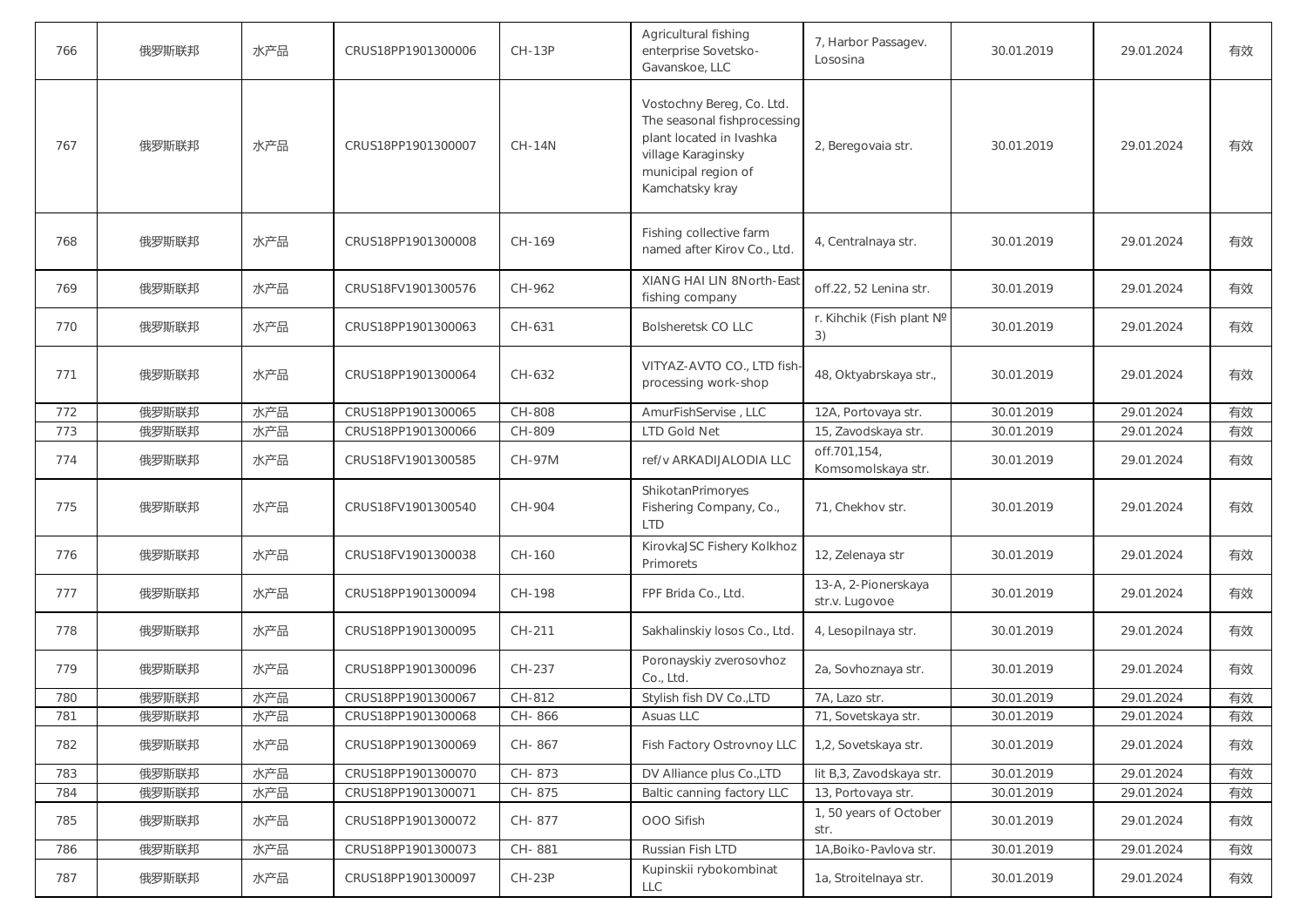| 766 | 俄罗斯联邦 | 水产品 | CRUS18PP1901300006 | CH-13P | Agricultural fishing enterprise Sovetsko-Gavanskoe, LLC | 7, Harbor Passagev. Lososina | 30.01.2019 | 29.01.2024 | 有效 |
|---|---|---|---|---|---|---|---|---|---|
| 767 | 俄罗斯联邦 | 水产品 | CRUS18PP1901300007 | CH-14N | Vostochny Bereg, Co. Ltd. The seasonal fishprocessing plant located in Ivashka village Karaginsky municipal region of Kamchatsky kray | 2, Beregovaia str. | 30.01.2019 | 29.01.2024 | 有效 |
| 768 | 俄罗斯联邦 | 水产品 | CRUS18PP1901300008 | CH-169 | Fishing collective farm named after Kirov Co., Ltd. | 4, Centralnaya str. | 30.01.2019 | 29.01.2024 | 有效 |
| 769 | 俄罗斯联邦 | 水产品 | CRUS18FV1901300576 | CH-962 | XIANG HAI LIN 8North-East fishing company | off.22, 52 Lenina str. | 30.01.2019 | 29.01.2024 | 有效 |
| 770 | 俄罗斯联邦 | 水产品 | CRUS18PP1901300063 | CH-631 | Bolsheretsk CO LLC | r. Kihchik (Fish plant № 3) | 30.01.2019 | 29.01.2024 | 有效 |
| 771 | 俄罗斯联邦 | 水产品 | CRUS18PP1901300064 | CH-632 | VITYAZ-AVTO CO., LTD fish-processing work-shop | 48, Oktyabrskaya str., | 30.01.2019 | 29.01.2024 | 有效 |
| 772 | 俄罗斯联邦 | 水产品 | CRUS18PP1901300065 | CH-808 | AmurFishServise , LLC | 12A, Portovaya str. | 30.01.2019 | 29.01.2024 | 有效 |
| 773 | 俄罗斯联邦 | 水产品 | CRUS18PP1901300066 | CH-809 | LTD Gold Net | 15, Zavodskaya str. | 30.01.2019 | 29.01.2024 | 有效 |
| 774 | 俄罗斯联邦 | 水产品 | CRUS18FV1901300585 | CH-97M | ref/v ARKADIJALODIA LLC | off.701,154, Komsomolskaya str. | 30.01.2019 | 29.01.2024 | 有效 |
| 775 | 俄罗斯联邦 | 水产品 | CRUS18FV1901300540 | CH-904 | ShikotanPrimoryes Fishering Company, Co., LTD | 71, Chekhov str. | 30.01.2019 | 29.01.2024 | 有效 |
| 776 | 俄罗斯联邦 | 水产品 | CRUS18FV1901300038 | CH-160 | KirovkaJSC Fishery Kolkhoz Primorets | 12, Zelenaya str | 30.01.2019 | 29.01.2024 | 有效 |
| 777 | 俄罗斯联邦 | 水产品 | CRUS18PP1901300094 | CH-198 | FPF Brida Co., Ltd. | 13-A, 2-Pionerskaya str.v. Lugovoe | 30.01.2019 | 29.01.2024 | 有效 |
| 778 | 俄罗斯联邦 | 水产品 | CRUS18PP1901300095 | CH-211 | Sakhalinskiy losos Co., Ltd. | 4, Lesopilnaya str. | 30.01.2019 | 29.01.2024 | 有效 |
| 779 | 俄罗斯联邦 | 水产品 | CRUS18PP1901300096 | CH-237 | Poronayskiy zverosovhoz Co., Ltd. | 2a, Sovhoznaya str. | 30.01.2019 | 29.01.2024 | 有效 |
| 780 | 俄罗斯联邦 | 水产品 | CRUS18PP1901300067 | CH-812 | Stylish fish DV Co.,LTD | 7A, Lazo str. | 30.01.2019 | 29.01.2024 | 有效 |
| 781 | 俄罗斯联邦 | 水产品 | CRUS18PP1901300068 | CH- 866 | Asuas LLC | 71, Sovetskaya str. | 30.01.2019 | 29.01.2024 | 有效 |
| 782 | 俄罗斯联邦 | 水产品 | CRUS18PP1901300069 | CH- 867 | Fish Factory Ostrovnoy LLC | 1,2, Sovetskaya str. | 30.01.2019 | 29.01.2024 | 有效 |
| 783 | 俄罗斯联邦 | 水产品 | CRUS18PP1901300070 | CH- 873 | DV Alliance plus Co.,LTD | lit B,3, Zavodskaya str. | 30.01.2019 | 29.01.2024 | 有效 |
| 784 | 俄罗斯联邦 | 水产品 | CRUS18PP1901300071 | CH- 875 | Baltic canning factory LLC | 13, Portovaya str. | 30.01.2019 | 29.01.2024 | 有效 |
| 785 | 俄罗斯联邦 | 水产品 | CRUS18PP1901300072 | CH- 877 | OOO Sifish | 1, 50 years of October str. | 30.01.2019 | 29.01.2024 | 有效 |
| 786 | 俄罗斯联邦 | 水产品 | CRUS18PP1901300073 | CH- 881 | Russian Fish LTD | 1A,Boiko-Pavlova str. | 30.01.2019 | 29.01.2024 | 有效 |
| 787 | 俄罗斯联邦 | 水产品 | CRUS18PP1901300097 | CH-23P | Kupinskii rybokombinat LLC | 1a, Stroitelnaya str. | 30.01.2019 | 29.01.2024 | 有效 |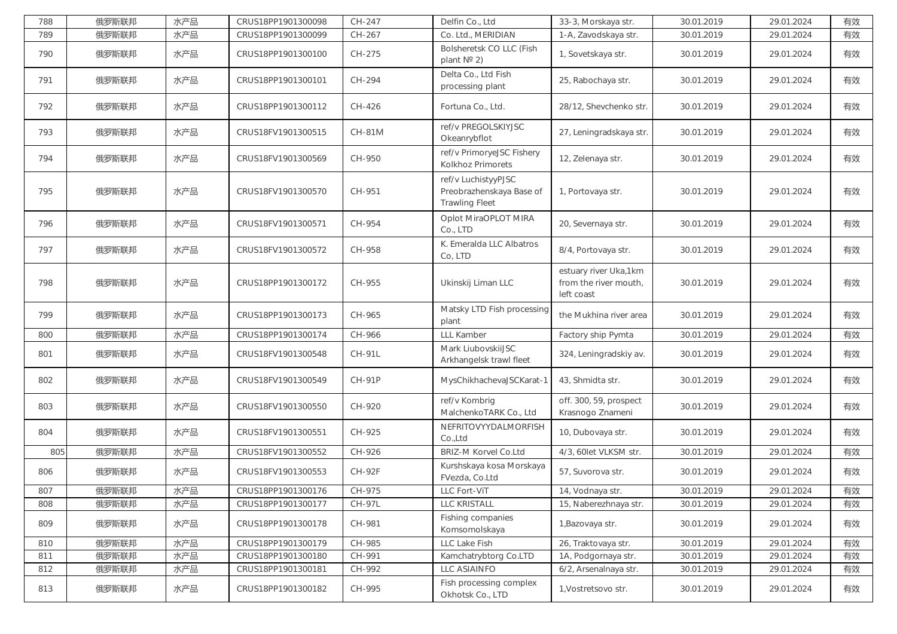| 788 | 俄罗斯联邦 | 水产品 | CRUS18PP1901300098 | CH-247 | Delfin Co., Ltd | 33-3, Morskaya str. | 30.01.2019 | 29.01.2024 | 有效 |
|---|---|---|---|---|---|---|---|---|---|
| 789 | 俄罗斯联邦 | 水产品 | CRUS18PP1901300099 | CH-267 | Co. Ltd., MERIDIAN | 1-A, Zavodskaya str. | 30.01.2019 | 29.01.2024 | 有效 |
| 790 | 俄罗斯联邦 | 水产品 | CRUS18PP1901300100 | CH-275 | Bolsheretsk CO LLC (Fish plant № 2) | 1, Sovetskaya str. | 30.01.2019 | 29.01.2024 | 有效 |
| 791 | 俄罗斯联邦 | 水产品 | CRUS18PP1901300101 | CH-294 | Delta Co., Ltd Fish processing plant | 25, Rabochaya str. | 30.01.2019 | 29.01.2024 | 有效 |
| 792 | 俄罗斯联邦 | 水产品 | CRUS18PP1901300112 | CH-426 | Fortuna Co., Ltd. | 28/12, Shevchenko str. | 30.01.2019 | 29.01.2024 | 有效 |
| 793 | 俄罗斯联邦 | 水产品 | CRUS18FV1901300515 | CH-81M | ref/v PREGOLSKIYJSC Okeanrybflot | 27, Leningradskaya str. | 30.01.2019 | 29.01.2024 | 有效 |
| 794 | 俄罗斯联邦 | 水产品 | CRUS18FV1901300569 | CH-950 | ref/v PrimoryeJSC Fishery Kolkhoz Primorets | 12, Zelenaya str. | 30.01.2019 | 29.01.2024 | 有效 |
| 795 | 俄罗斯联邦 | 水产品 | CRUS18FV1901300570 | CH-951 | ref/v LuchistyyPJSC Preobrazhenskaya Base of Trawling Fleet | 1, Portovaya str. | 30.01.2019 | 29.01.2024 | 有效 |
| 796 | 俄罗斯联邦 | 水产品 | CRUS18FV1901300571 | CH-954 | Oplot MiraOPLOT MIRA Co., LTD | 20, Severnaya str. | 30.01.2019 | 29.01.2024 | 有效 |
| 797 | 俄罗斯联邦 | 水产品 | CRUS18FV1901300572 | CH-958 | K. Emeralda LLC Albatros Co, LTD | 8/4, Portovaya str. | 30.01.2019 | 29.01.2024 | 有效 |
| 798 | 俄罗斯联邦 | 水产品 | CRUS18PP1901300172 | CH-955 | Ukinskij Liman LLC | estuary river Uka,1km from the river mouth, left coast | 30.01.2019 | 29.01.2024 | 有效 |
| 799 | 俄罗斯联邦 | 水产品 | CRUS18PP1901300173 | CH-965 | Matsky LTD Fish processing plant | the Mukhina river area | 30.01.2019 | 29.01.2024 | 有效 |
| 800 | 俄罗斯联邦 | 水产品 | CRUS18PP1901300174 | CH-966 | LLL Kamber | Factory ship Pymta | 30.01.2019 | 29.01.2024 | 有效 |
| 801 | 俄罗斯联邦 | 水产品 | CRUS18FV1901300548 | CH-91L | Mark LiubovskiiJSC Arkhangelsk trawl fleet | 324, Leningradskiy av. | 30.01.2019 | 29.01.2024 | 有效 |
| 802 | 俄罗斯联邦 | 水产品 | CRUS18FV1901300549 | CH-91P | MysChikhachevaJSCKarat-1 | 43, Shmidta str. | 30.01.2019 | 29.01.2024 | 有效 |
| 803 | 俄罗斯联邦 | 水产品 | CRUS18FV1901300550 | CH-920 | ref/v Kombrig MalchenkoTARK Co., Ltd | off. 300, 59, prospect Krasnogo Znameni | 30.01.2019 | 29.01.2024 | 有效 |
| 804 | 俄罗斯联邦 | 水产品 | CRUS18FV1901300551 | CH-925 | NEFRITOVYYDALMORFISH Co.,Ltd | 10, Dubovaya str. | 30.01.2019 | 29.01.2024 | 有效 |
| 805 | 俄罗斯联邦 | 水产品 | CRUS18FV1901300552 | CH-926 | BRIZ-M Korvel Co.Ltd | 4/3, 60let VLKSM str. | 30.01.2019 | 29.01.2024 | 有效 |
| 806 | 俄罗斯联邦 | 水产品 | CRUS18FV1901300553 | CH-92F | Kurshskaya kosa Morskaya FVezda, Co.Ltd | 57, Suvorova str. | 30.01.2019 | 29.01.2024 | 有效 |
| 807 | 俄罗斯联邦 | 水产品 | CRUS18PP1901300176 | CH-975 | LLC Fort-ViT | 14, Vodnaya str. | 30.01.2019 | 29.01.2024 | 有效 |
| 808 | 俄罗斯联邦 | 水产品 | CRUS18PP1901300177 | CH-97L | LLC KRISTALL | 15, Naberezhnaya str. | 30.01.2019 | 29.01.2024 | 有效 |
| 809 | 俄罗斯联邦 | 水产品 | CRUS18PP1901300178 | CH-981 | Fishing companies Komsomolskaya | 1,Bazovaya str. | 30.01.2019 | 29.01.2024 | 有效 |
| 810 | 俄罗斯联邦 | 水产品 | CRUS18PP1901300179 | CH-985 | LLC Lake Fish | 26, Traktovaya str. | 30.01.2019 | 29.01.2024 | 有效 |
| 811 | 俄罗斯联邦 | 水产品 | CRUS18PP1901300180 | CH-991 | Kamchatrybtorg Co.LTD | 1A, Podgornaya str. | 30.01.2019 | 29.01.2024 | 有效 |
| 812 | 俄罗斯联邦 | 水产品 | CRUS18PP1901300181 | CH-992 | LLC ASIAINFO | 6/2, Arsenalnaya str. | 30.01.2019 | 29.01.2024 | 有效 |
| 813 | 俄罗斯联邦 | 水产品 | CRUS18PP1901300182 | CH-995 | Fish processing complex Okhotsk Co., LTD | 1,Vostretsovo str. | 30.01.2019 | 29.01.2024 | 有效 |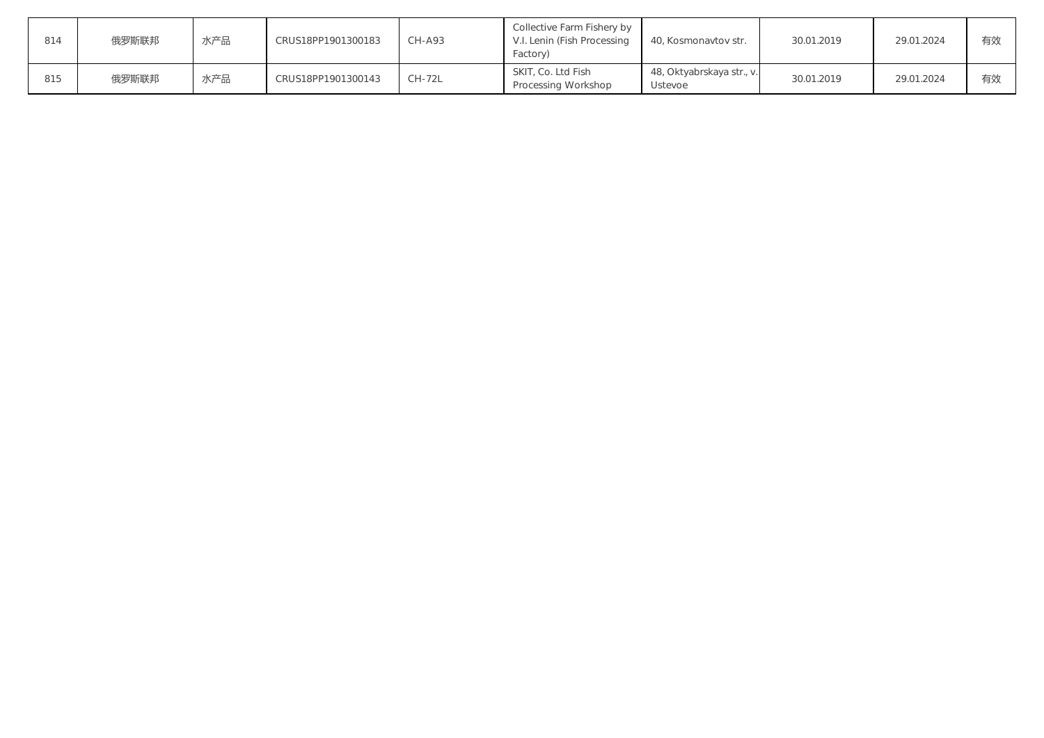| | | | | | | | | | |
|---|---|---|---|---|---|---|---|---|---|
| 814 | 俄罗斯联邦 | 水产品 | CRUS18PP1901300183 | CH-A93 | Collective Farm Fishery by V.I. Lenin (Fish Processing Factory) | 40, Kosmonavtov str. | 30.01.2019 | 29.01.2024 | 有效 |
| 815 | 俄罗斯联邦 | 水产品 | CRUS18PP1901300143 | CH-72L | SKIT, Co. Ltd Fish Processing Workshop | 48, Oktyabrskaya str., v. Ustevoe | 30.01.2019 | 29.01.2024 | 有效 |